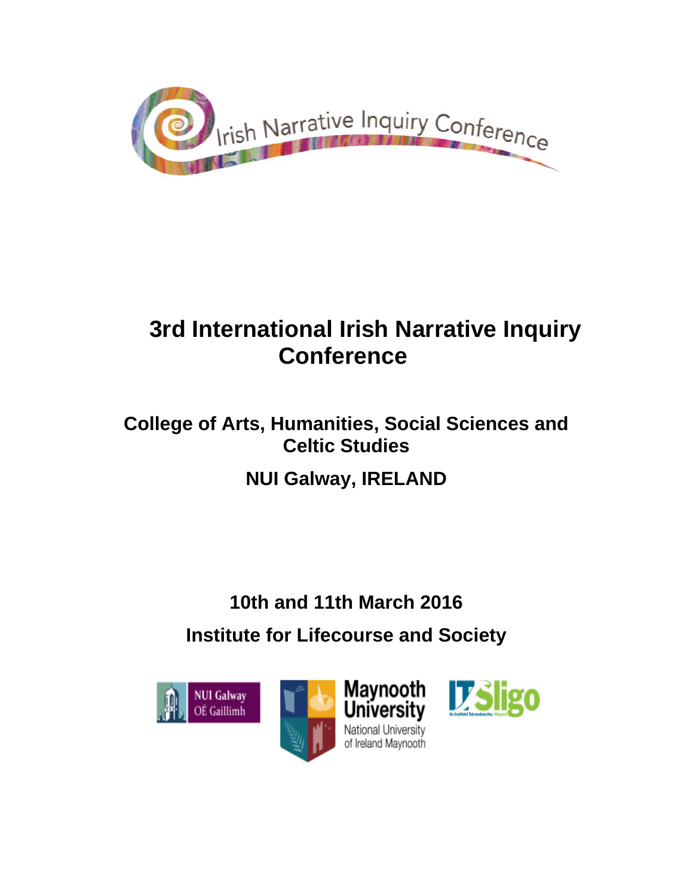Irish Narrative Inquiry Conference

# 3rd International Irish Narrative Inquiry Conference

## College of Arts, Humanities, Social Sciences and Celtic Studies

## NUI Galway, IRELAND

**10th and 11th March 2016**

**Institute for Lifecourse and Society**

NUI Galway OÉ Gaillimh

Maynooth University National University of Ireland Maynooth

IT Sligo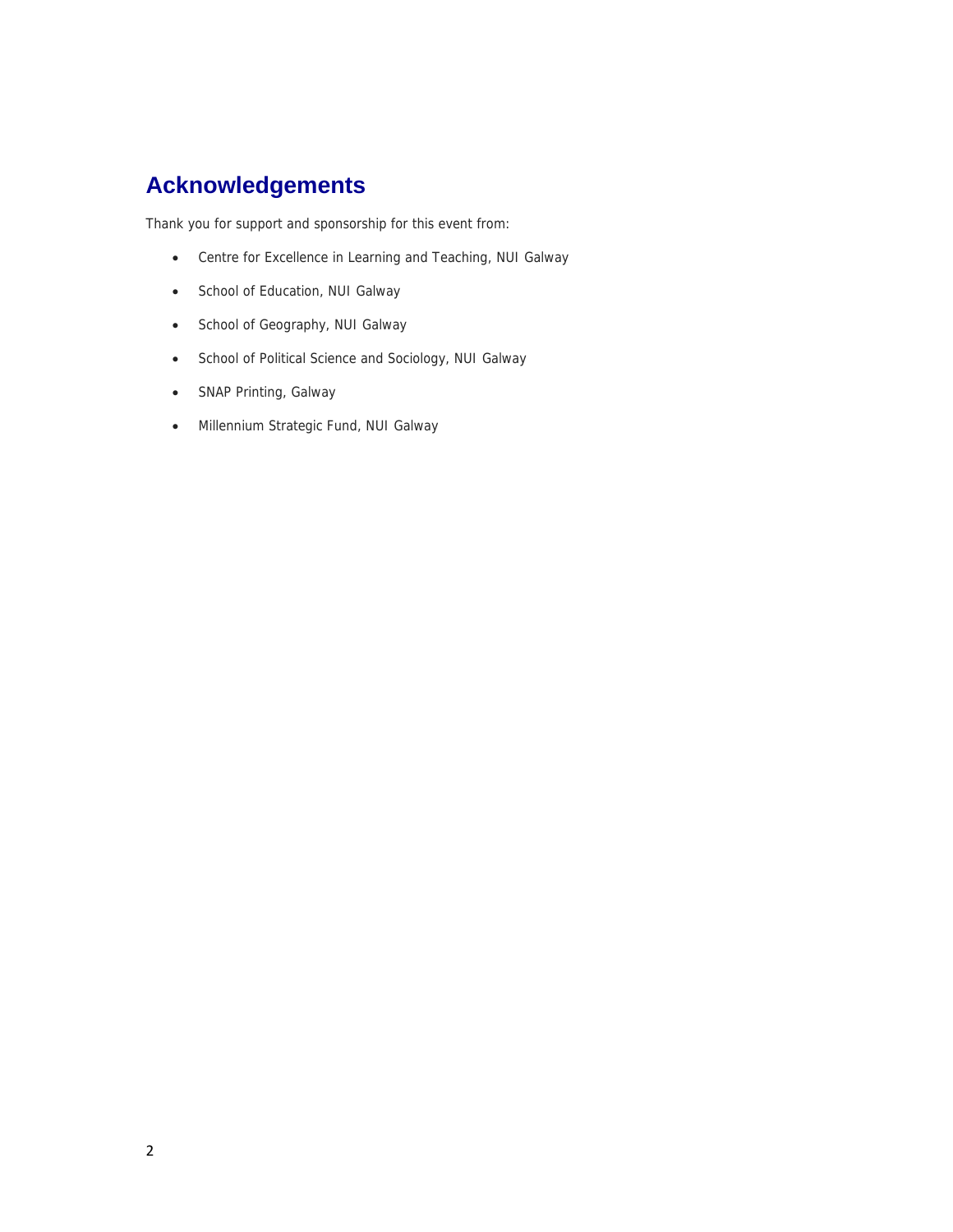# Acknowledgements

Thank you for support and sponsorship for this event from:

- Centre for Excellence in Learning and Teaching, NUI Galway
- School of Education, NUI Galway
- School of Geography, NUI Galway
- School of Political Science and Sociology, NUI Galway
- SNAP Printing, Galway
- Millennium Strategic Fund, NUI Galway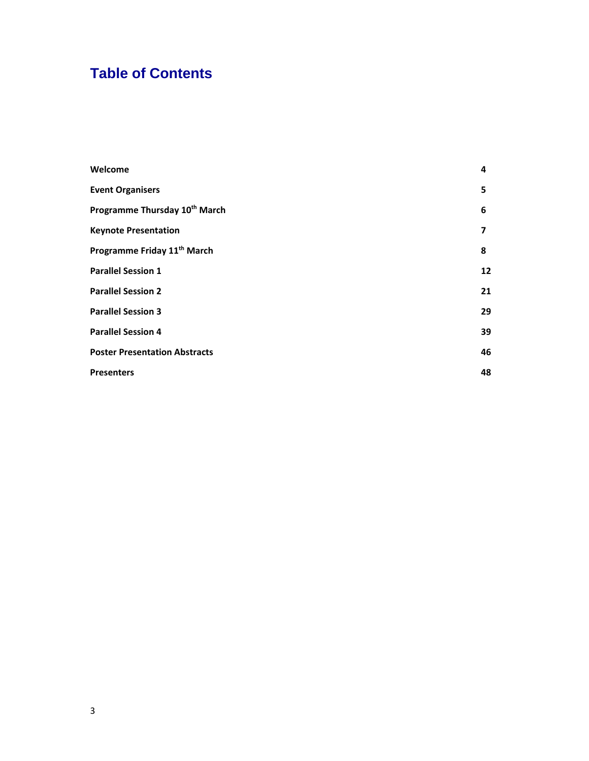# Table of Contents

| | |
|---|---|
| **Welcome** | **4** |
| **Event Organisers** | **5** |
| **Programme Thursday 10th March** | **6** |
| **Keynote Presentation** | **7** |
| **Programme Friday 11th March** | **8** |
| **Parallel Session 1** | **12** |
| **Parallel Session 2** | **21** |
| **Parallel Session 3** | **29** |
| **Parallel Session 4** | **39** |
| **Poster Presentation Abstracts** | **46** |
| **Presenters** | **48** |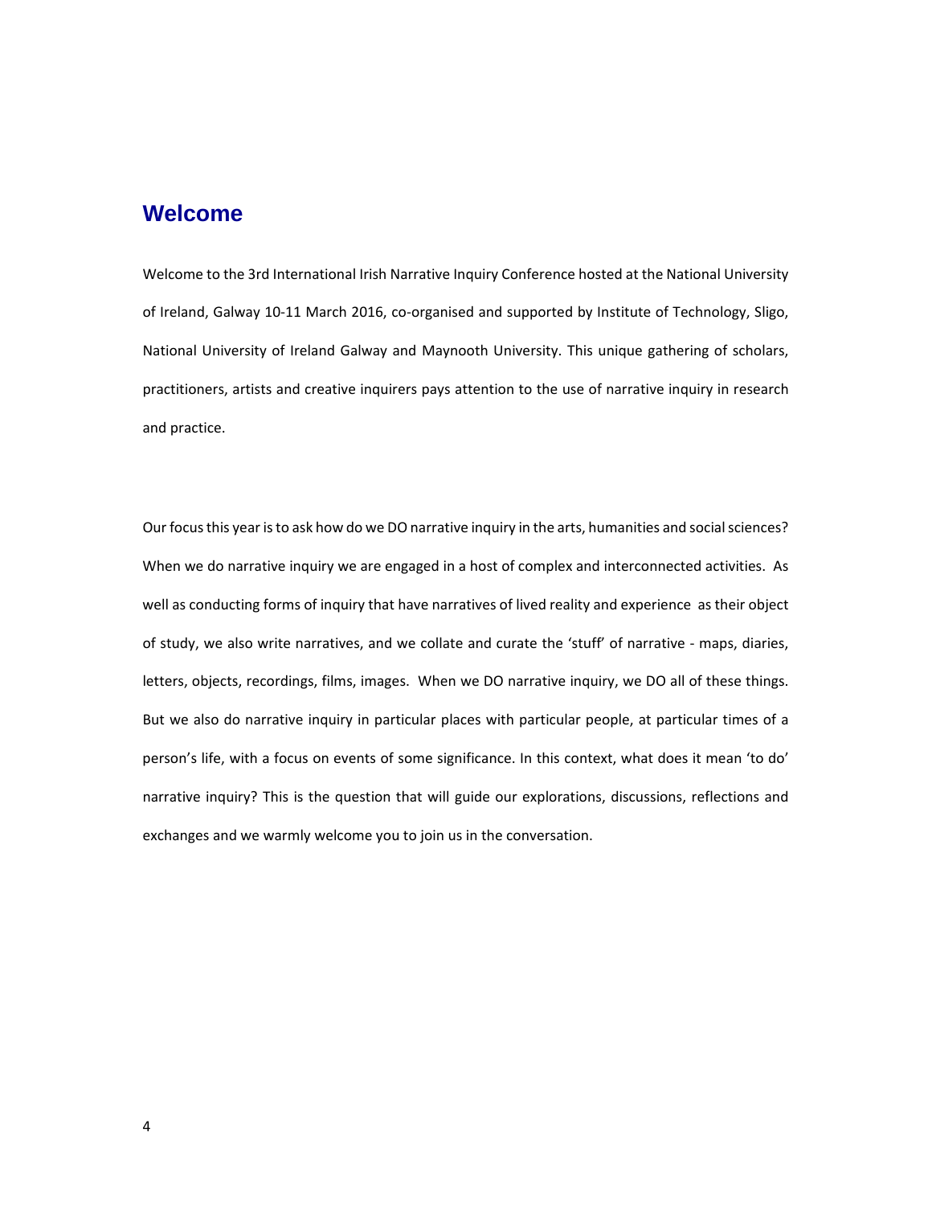## Welcome

Welcome to the 3rd International Irish Narrative Inquiry Conference hosted at the National University of Ireland, Galway 10-11 March 2016, co-organised and supported by Institute of Technology, Sligo, National University of Ireland Galway and Maynooth University. This unique gathering of scholars, practitioners, artists and creative inquirers pays attention to the use of narrative inquiry in research and practice.

Our focus this year is to ask how do we DO narrative inquiry in the arts, humanities and social sciences? When we do narrative inquiry we are engaged in a host of complex and interconnected activities. As well as conducting forms of inquiry that have narratives of lived reality and experience as their object of study, we also write narratives, and we collate and curate the 'stuff' of narrative - maps, diaries, letters, objects, recordings, films, images. When we DO narrative inquiry, we DO all of these things. But we also do narrative inquiry in particular places with particular people, at particular times of a person's life, with a focus on events of some significance. In this context, what does it mean 'to do' narrative inquiry? This is the question that will guide our explorations, discussions, reflections and exchanges and we warmly welcome you to join us in the conversation.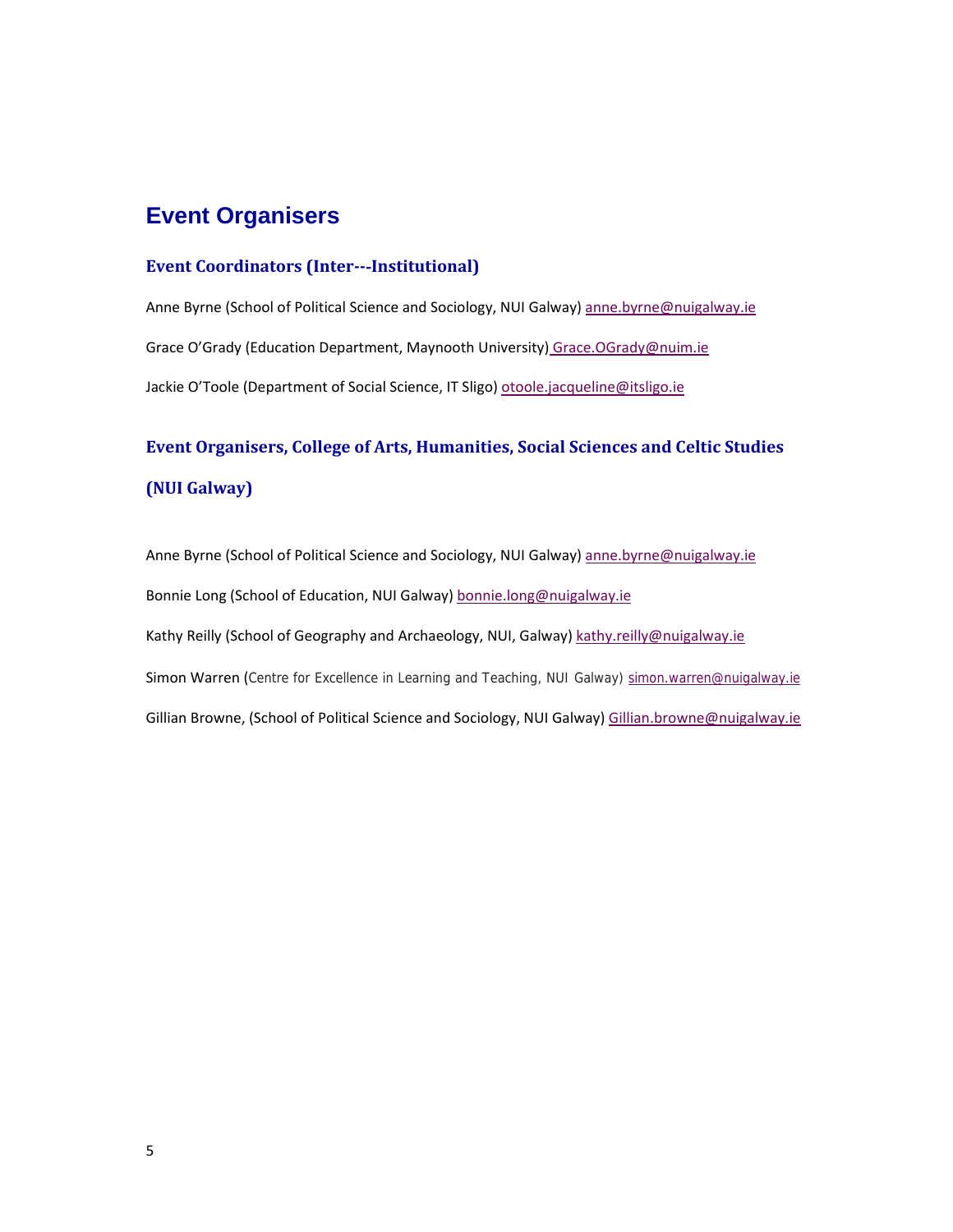## Event Organisers

### Event Coordinators (Inter---Institutional)

Anne Byrne (School of Political Science and Sociology, NUI Galway) anne.byrne@nuigalway.ie

Grace O'Grady (Education Department, Maynooth University) Grace.OGrady@nuim.ie

Jackie O'Toole (Department of Social Science, IT Sligo) otoole.jacqueline@itsligo.ie

### Event Organisers, College of Arts, Humanities, Social Sciences and Celtic Studies (NUI Galway)

Anne Byrne (School of Political Science and Sociology, NUI Galway) anne.byrne@nuigalway.ie

Bonnie Long (School of Education, NUI Galway) bonnie.long@nuigalway.ie

Kathy Reilly (School of Geography and Archaeology, NUI, Galway) kathy.reilly@nuigalway.ie

Simon Warren (Centre for Excellence in Learning and Teaching, NUI Galway) simon.warren@nuigalway.ie

Gillian Browne, (School of Political Science and Sociology, NUI Galway) Gillian.browne@nuigalway.ie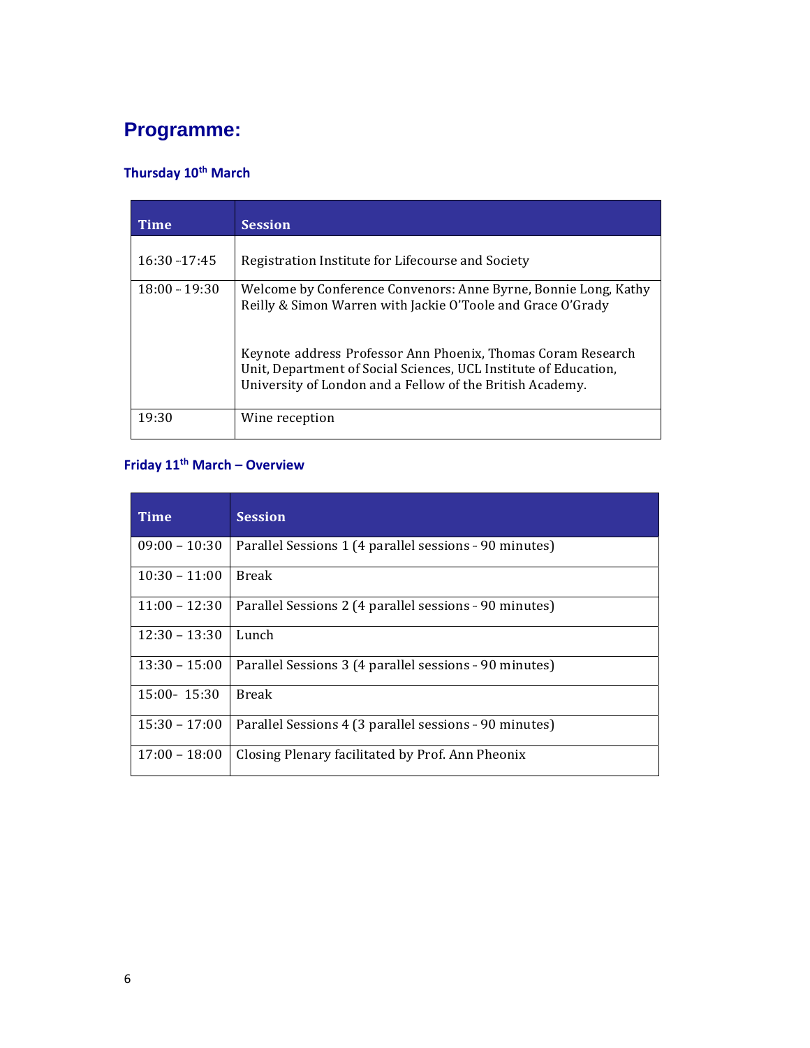# Programme:

### Thursday 10th March

| Time | Session |
|---|---|
| 16:30 -17:45 | Registration Institute for Lifecourse and Society |
| 18:00 - 19:30 | Welcome by Conference Convenors: Anne Byrne, Bonnie Long, Kathy Reilly & Simon Warren with Jackie O'Toole and Grace O'Grady<br><br>Keynote address Professor Ann Phoenix, Thomas Coram Research Unit, Department of Social Sciences, UCL Institute of Education, University of London and a Fellow of the British Academy. |
| 19:30 | Wine reception |

### Friday 11th March – Overview

| Time | Session |
|---|---|
| 09:00 – 10:30 | Parallel Sessions 1 (4 parallel sessions - 90 minutes) |
| 10:30 – 11:00 | Break |
| 11:00 – 12:30 | Parallel Sessions 2 (4 parallel sessions - 90 minutes) |
| 12:30 – 13:30 | Lunch |
| 13:30 – 15:00 | Parallel Sessions 3 (4 parallel sessions - 90 minutes) |
| 15:00- 15:30 | Break |
| 15:30 – 17:00 | Parallel Sessions 4 (3 parallel sessions - 90 minutes) |
| 17:00 – 18:00 | Closing Plenary facilitated by Prof. Ann Pheonix |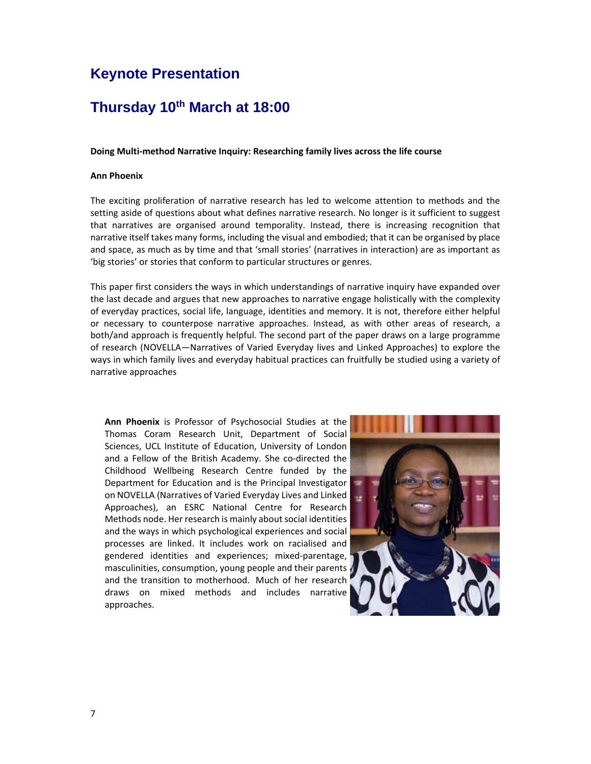# Keynote Presentation

## Thursday 10th March at 18:00

**Doing Multi-method Narrative Inquiry: Researching family lives across the life course**

**Ann Phoenix**

The exciting proliferation of narrative research has led to welcome attention to methods and the setting aside of questions about what defines narrative research. No longer is it sufficient to suggest that narratives are organised around temporality. Instead, there is increasing recognition that narrative itself takes many forms, including the visual and embodied; that it can be organised by place and space, as much as by time and that 'small stories' (narratives in interaction) are as important as 'big stories' or stories that conform to particular structures or genres.

This paper first considers the ways in which understandings of narrative inquiry have expanded over the last decade and argues that new approaches to narrative engage holistically with the complexity of everyday practices, social life, language, identities and memory. It is not, therefore either helpful or necessary to counterpose narrative approaches. Instead, as with other areas of research, a both/and approach is frequently helpful. The second part of the paper draws on a large programme of research (NOVELLA—Narratives of Varied Everyday lives and Linked Approaches) to explore the ways in which family lives and everyday habitual practices can fruitfully be studied using a variety of narrative approaches

**Ann Phoenix** is Professor of Psychosocial Studies at the Thomas Coram Research Unit, Department of Social Sciences, UCL Institute of Education, University of London and a Fellow of the British Academy. She co-directed the Childhood Wellbeing Research Centre funded by the Department for Education and is the Principal Investigator on NOVELLA (Narratives of Varied Everyday Lives and Linked Approaches), an ESRC National Centre for Research Methods node. Her research is mainly about social identities and the ways in which psychological experiences and social processes are linked. It includes work on racialised and gendered identities and experiences; mixed-parentage, masculinities, consumption, young people and their parents and the transition to motherhood. Much of her research draws on mixed methods and includes narrative approaches.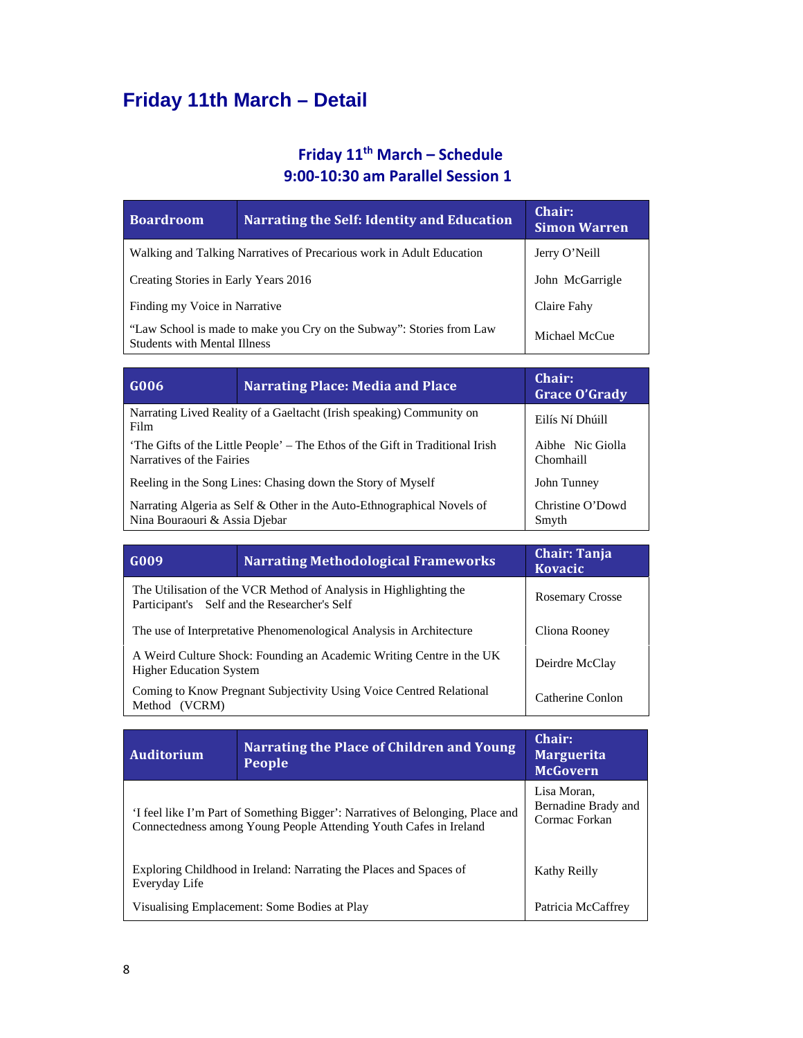# Friday 11th March – Detail

## Friday 11th March – Schedule
## 9:00-10:30 am Parallel Session 1

| Boardroom | Narrating the Self: Identity and Education | Chair: Simon Warren |
|---|---|---|
| Walking and Talking Narratives of Precarious work in Adult Education | | Jerry O'Neill |
| Creating Stories in Early Years 2016 | | John McGarrigle |
| Finding my Voice in Narrative | | Claire Fahy |
| "Law School is made to make you Cry on the Subway": Stories from Law Students with Mental Illness | | Michael McCue |

| G006 | Narrating Place: Media and Place | Chair: Grace O'Grady |
|---|---|---|
| Narrating Lived Reality of a Gaeltacht (Irish speaking) Community on Film | | Eilís Ní Dhúill |
| 'The Gifts of the Little People' – The Ethos of the Gift in Traditional Irish Narratives of the Fairies | | Aibhe Nic Giolla Chomhaill |
| Reeling in the Song Lines: Chasing down the Story of Myself | | John Tunney |
| Narrating Algeria as Self & Other in the Auto-Ethnographical Novels of Nina Bouraouri & Assia Djebar | | Christine O'Dowd Smyth |

| G009 | Narrating Methodological Frameworks | Chair: Tanja Kovacic |
|---|---|---|
| The Utilisation of the VCR Method of Analysis in Highlighting the Participant's Self and the Researcher's Self | | Rosemary Crosse |
| The use of Interpretative Phenomenological Analysis in Architecture | | Cliona Rooney |
| A Weird Culture Shock: Founding an Academic Writing Centre in the UK Higher Education System | | Deirdre McClay |
| Coming to Know Pregnant Subjectivity Using Voice Centred Relational Method (VCRM) | | Catherine Conlon |

| Auditorium | Narrating the Place of Children and Young People | Chair: Marguerita McGovern |
|---|---|---|
| 'I feel like I'm Part of Something Bigger': Narratives of Belonging, Place and Connectedness among Young People Attending Youth Cafes in Ireland | | Lisa Moran, Bernadine Brady and Cormac Forkan |
| Exploring Childhood in Ireland: Narrating the Places and Spaces of Everyday Life | | Kathy Reilly |
| Visualising Emplacement: Some Bodies at Play | | Patricia McCaffrey |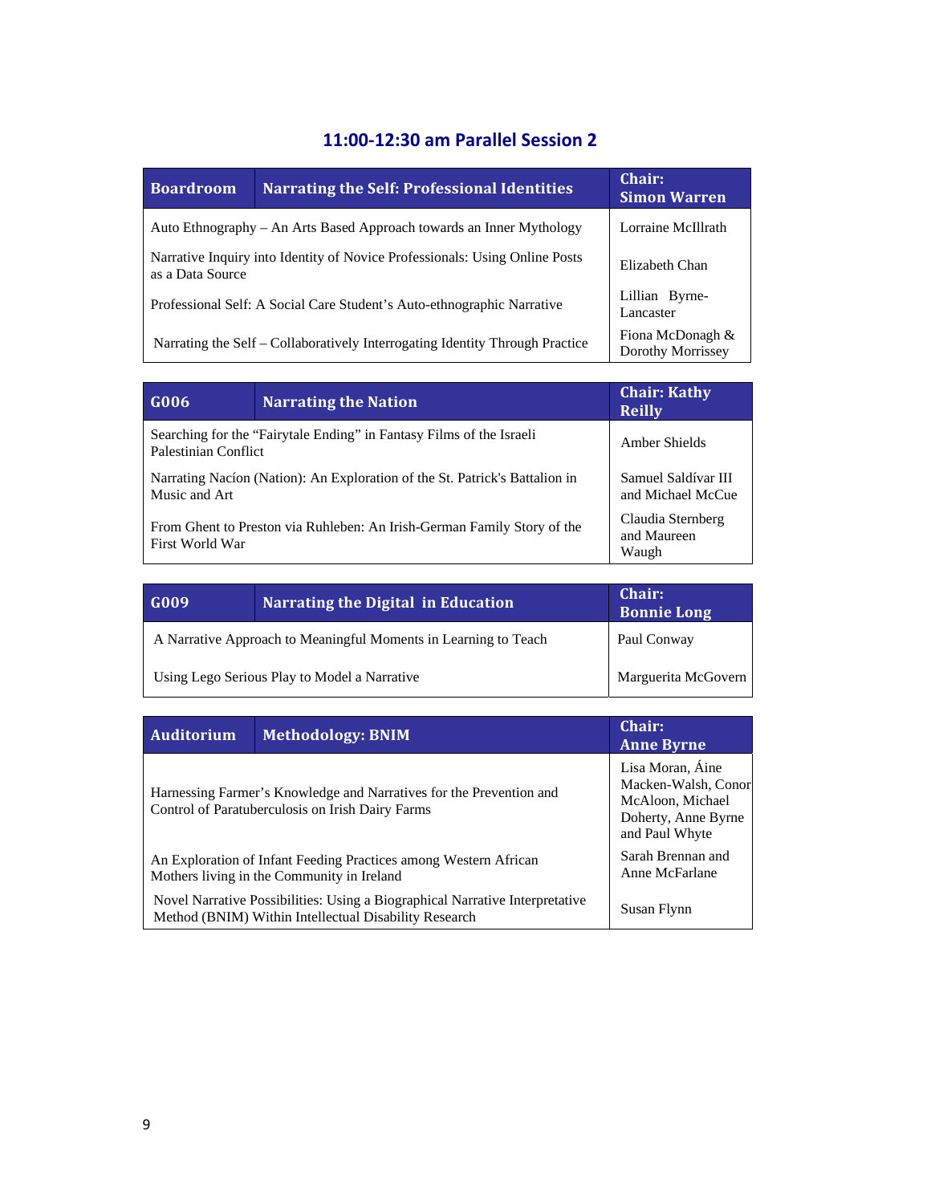## 11:00-12:30 am Parallel Session 2

| Boardroom | Narrating the Self: Professional Identities | Chair: Simon Warren |
|---|---|---|
| Auto Ethnography – An Arts Based Approach towards an Inner Mythology | | Lorraine McIllrath |
| Narrative Inquiry into Identity of Novice Professionals: Using Online Posts as a Data Source | | Elizabeth Chan |
| Professional Self: A Social Care Student's Auto-ethnographic Narrative | | Lillian Byrne-Lancaster |
| Narrating the Self – Collaboratively Interrogating Identity Through Practice | | Fiona McDonagh & Dorothy Morrissey |

| G006 | Narrating the Nation | Chair: Kathy Reilly |
|---|---|---|
| Searching for the "Fairytale Ending" in Fantasy Films of the Israeli Palestinian Conflict | | Amber Shields |
| Narrating Nacíon (Nation): An Exploration of the St. Patrick's Battalion in Music and Art | | Samuel Saldívar III and Michael McCue |
| From Ghent to Preston via Ruhleben: An Irish-German Family Story of the First World War | | Claudia Sternberg and Maureen Waugh |

| G009 | Narrating the Digital in Education | Chair: Bonnie Long |
|---|---|---|
| A Narrative Approach to Meaningful Moments in Learning to Teach | | Paul Conway |
| Using Lego Serious Play to Model a Narrative | | Marguerita McGovern |

| Auditorium | Methodology: BNIM | Chair: Anne Byrne |
|---|---|---|
| Harnessing Farmer's Knowledge and Narratives for the Prevention and Control of Paratuberculosis on Irish Dairy Farms | | Lisa Moran, Áine Macken-Walsh, Conor McAloon, Michael Doherty, Anne Byrne and Paul Whyte |
| An Exploration of Infant Feeding Practices among Western African Mothers living in the Community in Ireland | | Sarah Brennan and Anne McFarlane |
| Novel Narrative Possibilities: Using a Biographical Narrative Interpretative Method (BNIM) Within Intellectual Disability Research | | Susan Flynn |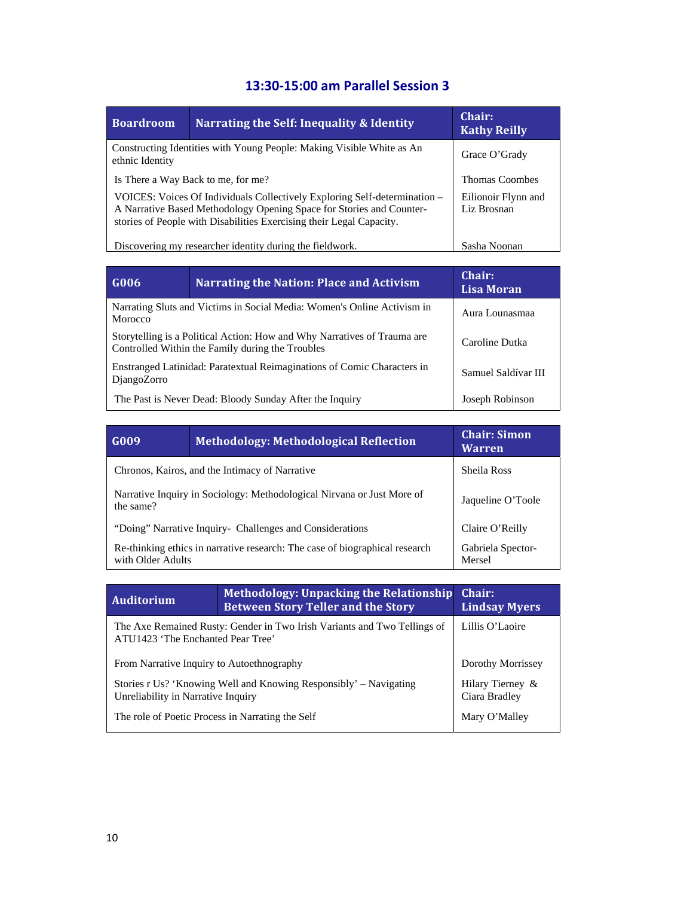## 13:30-15:00 am Parallel Session 3

| Boardroom | Narrating the Self: Inequality & Identity | Chair: Kathy Reilly |
|---|---|---|
| Constructing Identities with Young People: Making Visible White as An ethnic Identity | | Grace O'Grady |
| Is There a Way Back to me, for me? | | Thomas Coombes |
| VOICES: Voices Of Individuals Collectively Exploring Self-determination – A Narrative Based Methodology Opening Space for Stories and Counter-stories of People with Disabilities Exercising their Legal Capacity. | | Eilionoir Flynn and Liz Brosnan |
| Discovering my researcher identity during the fieldwork. | | Sasha Noonan |

| G006 | Narrating the Nation: Place and Activism | Chair: Lisa Moran |
|---|---|---|
| Narrating Sluts and Victims in Social Media: Women's Online Activism in Morocco | | Aura Lounasmaa |
| Storytelling is a Political Action: How and Why Narratives of Trauma are Controlled Within the Family during the Troubles | | Caroline Dutka |
| Enstranged Latinidad: Paratextual Reimaginations of Comic Characters in DjangoZorro | | Samuel Saldívar III |
| The Past is Never Dead: Bloody Sunday After the Inquiry | | Joseph Robinson |

| G009 | Methodology: Methodological Reflection | Chair: Simon Warren |
|---|---|---|
| Chronos, Kairos, and the Intimacy of Narrative | | Sheila Ross |
| Narrative Inquiry in Sociology: Methodological Nirvana or Just More of the same? | | Jaqueline O'Toole |
| "Doing" Narrative Inquiry- Challenges and Considerations | | Claire O'Reilly |
| Re-thinking ethics in narrative research: The case of biographical research with Older Adults | | Gabriela Spector-Mersel |

| Auditorium | Methodology: Unpacking the Relationship Between Story Teller and the Story | Chair: Lindsay Myers |
|---|---|---|
| The Axe Remained Rusty: Gender in Two Irish Variants and Two Tellings of ATU1423 'The Enchanted Pear Tree' | | Lillis O'Laoire |
| From Narrative Inquiry to Autoethnography | | Dorothy Morrissey |
| Stories r Us? 'Knowing Well and Knowing Responsibly' – Navigating Unreliability in Narrative Inquiry | | Hilary Tierney & Ciara Bradley |
| The role of Poetic Process in Narrating the Self | | Mary O'Malley |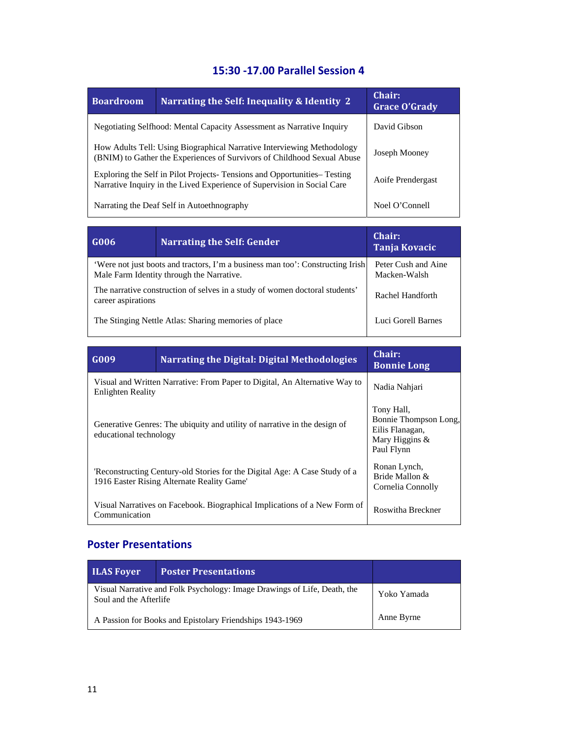## 15:30 -17.00 Parallel Session 4

| Boardroom | Narrating the Self: Inequality & Identity 2 | Chair: Grace O'Grady |
|---|---|---|
| Negotiating Selfhood: Mental Capacity Assessment as Narrative Inquiry | | David Gibson |
| How Adults Tell: Using Biographical Narrative Interviewing Methodology (BNIM) to Gather the Experiences of Survivors of Childhood Sexual Abuse | | Joseph Mooney |
| Exploring the Self in Pilot Projects- Tensions and Opportunities– Testing Narrative Inquiry in the Lived Experience of Supervision in Social Care | | Aoife Prendergast |
| Narrating the Deaf Self in Autoethnography | | Noel O'Connell |

| G006 | Narrating the Self: Gender | Chair: Tanja Kovacic |
|---|---|---|
| 'Were not just boots and tractors, I'm a business man too': Constructing Irish Male Farm Identity through the Narrative. | | Peter Cush and Aine Macken-Walsh |
| The narrative construction of selves in a study of women doctoral students' career aspirations | | Rachel Handforth |
| The Stinging Nettle Atlas: Sharing memories of place | | Luci Gorell Barnes |

| G009 | Narrating the Digital: Digital Methodologies | Chair: Bonnie Long |
|---|---|---|
| Visual and Written Narrative: From Paper to Digital, An Alternative Way to Enlighten Reality | | Nadia Nahjari |
| Generative Genres: The ubiquity and utility of narrative in the design of educational technology | | Tony Hall, Bonnie Thompson Long, Eilis Flanagan, Mary Higgins & Paul Flynn |
| 'Reconstructing Century-old Stories for the Digital Age: A Case Study of a 1916 Easter Rising Alternate Reality Game' | | Ronan Lynch, Bride Mallon & Cornelia Connolly |
| Visual Narratives on Facebook. Biographical Implications of a New Form of Communication | | Roswitha Breckner |

## Poster Presentations

| ILAS Foyer | Poster Presentations | |
|---|---|---|
| Visual Narrative and Folk Psychology: Image Drawings of Life, Death, the Soul and the Afterlife | | Yoko Yamada |
| A Passion for Books and Epistolary Friendships 1943-1969 | | Anne Byrne |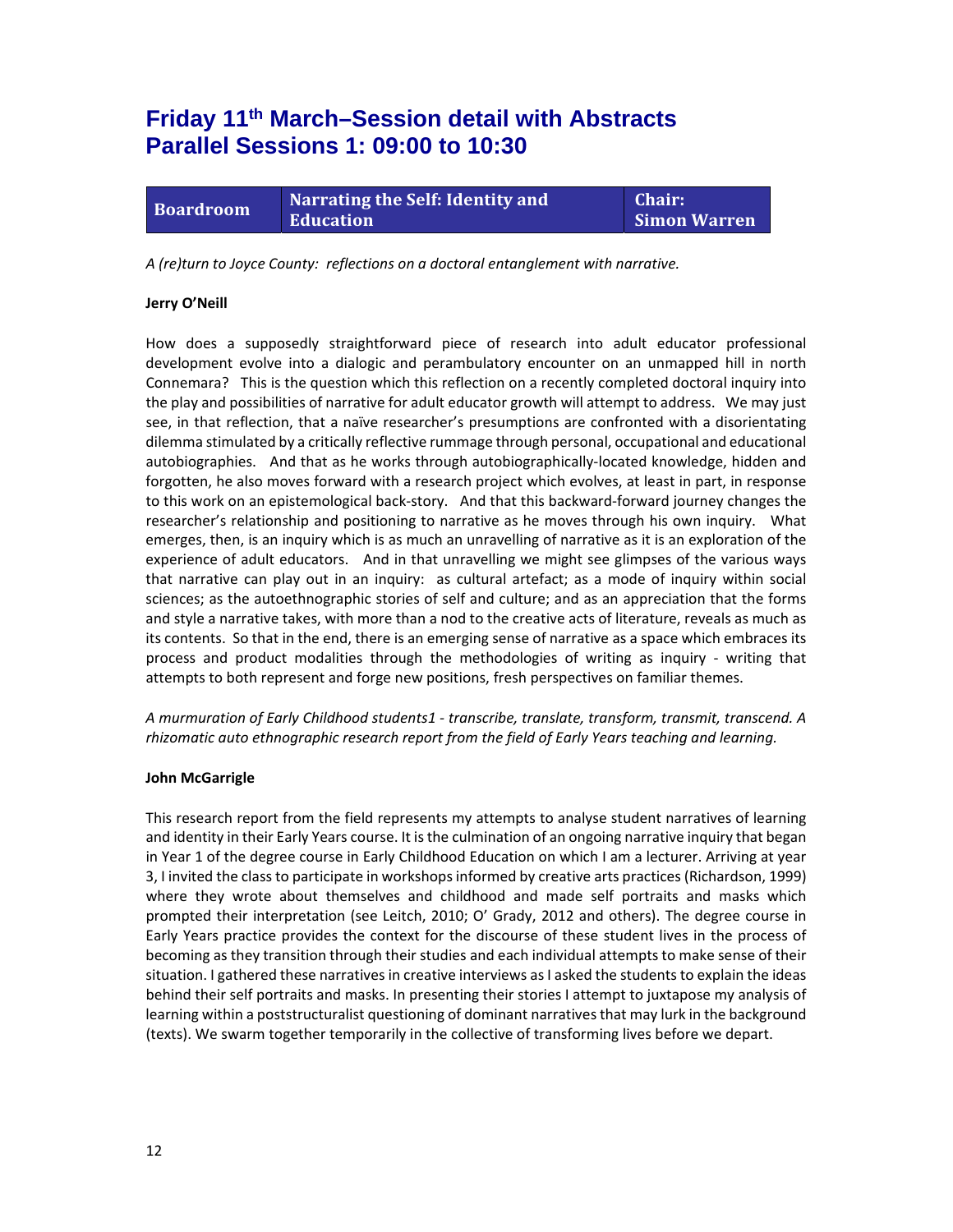# Friday 11th March–Session detail with Abstracts
# Parallel Sessions 1: 09:00 to 10:30

| Boardroom | Narrating the Self: Identity and Education | Chair: Simon Warren |
|---|---|---|

*A (re)turn to Joyce County: reflections on a doctoral entanglement with narrative.*

**Jerry O'Neill**

How does a supposedly straightforward piece of research into adult educator professional development evolve into a dialogic and perambulatory encounter on an unmapped hill in north Connemara? This is the question which this reflection on a recently completed doctoral inquiry into the play and possibilities of narrative for adult educator growth will attempt to address. We may just see, in that reflection, that a naïve researcher's presumptions are confronted with a disorientating dilemma stimulated by a critically reflective rummage through personal, occupational and educational autobiographies. And that as he works through autobiographically-located knowledge, hidden and forgotten, he also moves forward with a research project which evolves, at least in part, in response to this work on an epistemological back-story. And that this backward-forward journey changes the researcher's relationship and positioning to narrative as he moves through his own inquiry. What emerges, then, is an inquiry which is as much an unravelling of narrative as it is an exploration of the experience of adult educators. And in that unravelling we might see glimpses of the various ways that narrative can play out in an inquiry: as cultural artefact; as a mode of inquiry within social sciences; as the autoethnographic stories of self and culture; and as an appreciation that the forms and style a narrative takes, with more than a nod to the creative acts of literature, reveals as much as its contents. So that in the end, there is an emerging sense of narrative as a space which embraces its process and product modalities through the methodologies of writing as inquiry - writing that attempts to both represent and forge new positions, fresh perspectives on familiar themes.

*A murmuration of Early Childhood students1 - transcribe, translate, transform, transmit, transcend. A rhizomatic auto ethnographic research report from the field of Early Years teaching and learning.*

**John McGarrigle**

This research report from the field represents my attempts to analyse student narratives of learning and identity in their Early Years course. It is the culmination of an ongoing narrative inquiry that began in Year 1 of the degree course in Early Childhood Education on which I am a lecturer. Arriving at year 3, I invited the class to participate in workshops informed by creative arts practices (Richardson, 1999) where they wrote about themselves and childhood and made self portraits and masks which prompted their interpretation (see Leitch, 2010; O' Grady, 2012 and others). The degree course in Early Years practice provides the context for the discourse of these student lives in the process of becoming as they transition through their studies and each individual attempts to make sense of their situation. I gathered these narratives in creative interviews as I asked the students to explain the ideas behind their self portraits and masks. In presenting their stories I attempt to juxtapose my analysis of learning within a poststructuralist questioning of dominant narratives that may lurk in the background (texts). We swarm together temporarily in the collective of transforming lives before we depart.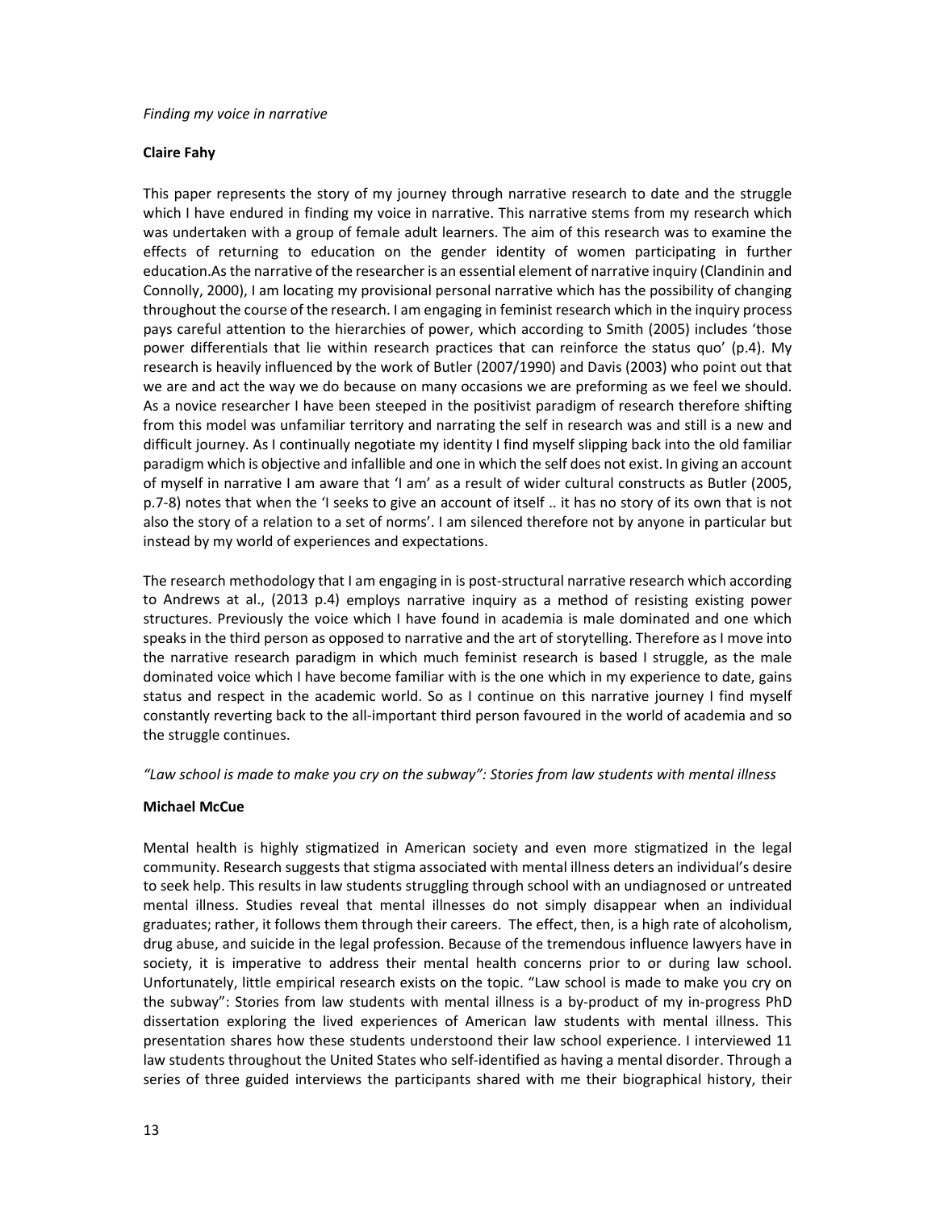*Finding my voice in narrative*

**Claire Fahy**

This paper represents the story of my journey through narrative research to date and the struggle which I have endured in finding my voice in narrative. This narrative stems from my research which was undertaken with a group of female adult learners. The aim of this research was to examine the effects of returning to education on the gender identity of women participating in further education.As the narrative of the researcher is an essential element of narrative inquiry (Clandinin and Connolly, 2000), I am locating my provisional personal narrative which has the possibility of changing throughout the course of the research. I am engaging in feminist research which in the inquiry process pays careful attention to the hierarchies of power, which according to Smith (2005) includes 'those power differentials that lie within research practices that can reinforce the status quo' (p.4). My research is heavily influenced by the work of Butler (2007/1990) and Davis (2003) who point out that we are and act the way we do because on many occasions we are preforming as we feel we should. As a novice researcher I have been steeped in the positivist paradigm of research therefore shifting from this model was unfamiliar territory and narrating the self in research was and still is a new and difficult journey. As I continually negotiate my identity I find myself slipping back into the old familiar paradigm which is objective and infallible and one in which the self does not exist. In giving an account of myself in narrative I am aware that 'I am' as a result of wider cultural constructs as Butler (2005, p.7-8) notes that when the 'I seeks to give an account of itself .. it has no story of its own that is not also the story of a relation to a set of norms'. I am silenced therefore not by anyone in particular but instead by my world of experiences and expectations.

The research methodology that I am engaging in is post-structural narrative research which according to Andrews at al., (2013 p.4) employs narrative inquiry as a method of resisting existing power structures. Previously the voice which I have found in academia is male dominated and one which speaks in the third person as opposed to narrative and the art of storytelling. Therefore as I move into the narrative research paradigm in which much feminist research is based I struggle, as the male dominated voice which I have become familiar with is the one which in my experience to date, gains status and respect in the academic world. So as I continue on this narrative journey I find myself constantly reverting back to the all-important third person favoured in the world of academia and so the struggle continues.

*"Law school is made to make you cry on the subway": Stories from law students with mental illness*

**Michael McCue**

Mental health is highly stigmatized in American society and even more stigmatized in the legal community. Research suggests that stigma associated with mental illness deters an individual's desire to seek help. This results in law students struggling through school with an undiagnosed or untreated mental illness. Studies reveal that mental illnesses do not simply disappear when an individual graduates; rather, it follows them through their careers. The effect, then, is a high rate of alcoholism, drug abuse, and suicide in the legal profession. Because of the tremendous influence lawyers have in society, it is imperative to address their mental health concerns prior to or during law school. Unfortunately, little empirical research exists on the topic. "Law school is made to make you cry on the subway": Stories from law students with mental illness is a by-product of my in-progress PhD dissertation exploring the lived experiences of American law students with mental illness. This presentation shares how these students understoond their law school experience. I interviewed 11 law students throughout the United States who self-identified as having a mental disorder. Through a series of three guided interviews the participants shared with me their biographical history, their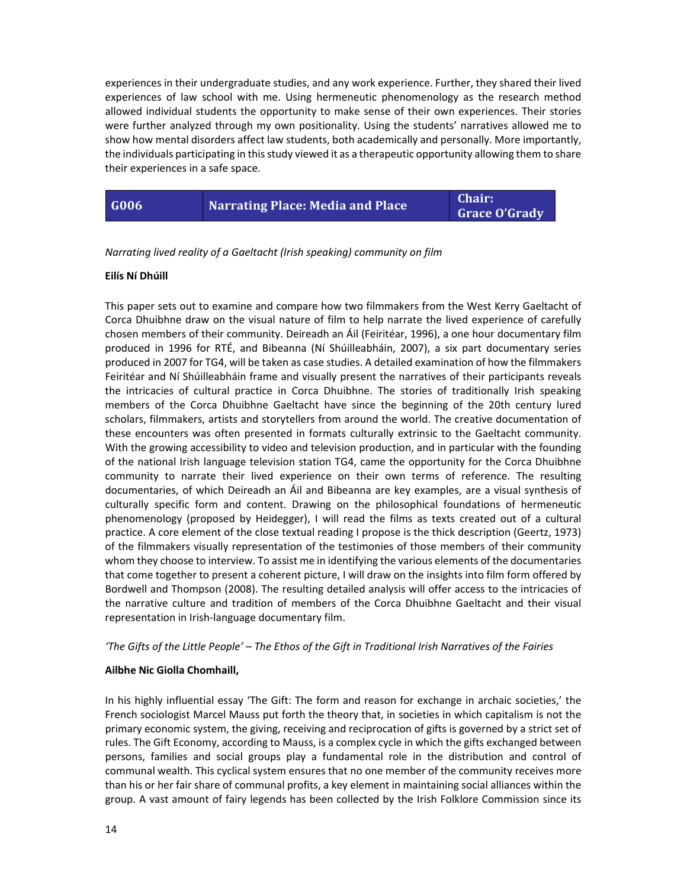experiences in their undergraduate studies, and any work experience. Further, they shared their lived experiences of law school with me. Using hermeneutic phenomenology as the research method allowed individual students the opportunity to make sense of their own experiences. Their stories were further analyzed through my own positionality. Using the students' narratives allowed me to show how mental disorders affect law students, both academically and personally. More importantly, the individuals participating in this study viewed it as a therapeutic opportunity allowing them to share their experiences in a safe space.

| G006 | Narrating Place: Media and Place | Chair: Grace O'Grady |
|---|---|---|

*Narrating lived reality of a Gaeltacht (Irish speaking) community on film*

**Eilís Ní Dhúill**

This paper sets out to examine and compare how two filmmakers from the West Kerry Gaeltacht of Corca Dhuibhne draw on the visual nature of film to help narrate the lived experience of carefully chosen members of their community. Deireadh an Áil (Feiritéar, 1996), a one hour documentary film produced in 1996 for RTÉ, and Bibeanna (Ní Shúilleabháin, 2007), a six part documentary series produced in 2007 for TG4, will be taken as case studies. A detailed examination of how the filmmakers Feiritéar and Ní Shúilleabháin frame and visually present the narratives of their participants reveals the intricacies of cultural practice in Corca Dhuibhne. The stories of traditionally Irish speaking members of the Corca Dhuibhne Gaeltacht have since the beginning of the 20th century lured scholars, filmmakers, artists and storytellers from around the world. The creative documentation of these encounters was often presented in formats culturally extrinsic to the Gaeltacht community. With the growing accessibility to video and television production, and in particular with the founding of the national Irish language television station TG4, came the opportunity for the Corca Dhuibhne community to narrate their lived experience on their own terms of reference. The resulting documentaries, of which Deireadh an Áil and Bibeanna are key examples, are a visual synthesis of culturally specific form and content. Drawing on the philosophical foundations of hermeneutic phenomenology (proposed by Heidegger), I will read the films as texts created out of a cultural practice. A core element of the close textual reading I propose is the thick description (Geertz, 1973) of the filmmakers visually representation of the testimonies of those members of their community whom they choose to interview. To assist me in identifying the various elements of the documentaries that come together to present a coherent picture, I will draw on the insights into film form offered by Bordwell and Thompson (2008). The resulting detailed analysis will offer access to the intricacies of the narrative culture and tradition of members of the Corca Dhuibhne Gaeltacht and their visual representation in Irish-language documentary film.

*'The Gifts of the Little People' – The Ethos of the Gift in Traditional Irish Narratives of the Fairies*

**Ailbhe Nic Giolla Chomhaill,**

In his highly influential essay 'The Gift: The form and reason for exchange in archaic societies,' the French sociologist Marcel Mauss put forth the theory that, in societies in which capitalism is not the primary economic system, the giving, receiving and reciprocation of gifts is governed by a strict set of rules. The Gift Economy, according to Mauss, is a complex cycle in which the gifts exchanged between persons, families and social groups play a fundamental role in the distribution and control of communal wealth. This cyclical system ensures that no one member of the community receives more than his or her fair share of communal profits, a key element in maintaining social alliances within the group. A vast amount of fairy legends has been collected by the Irish Folklore Commission since its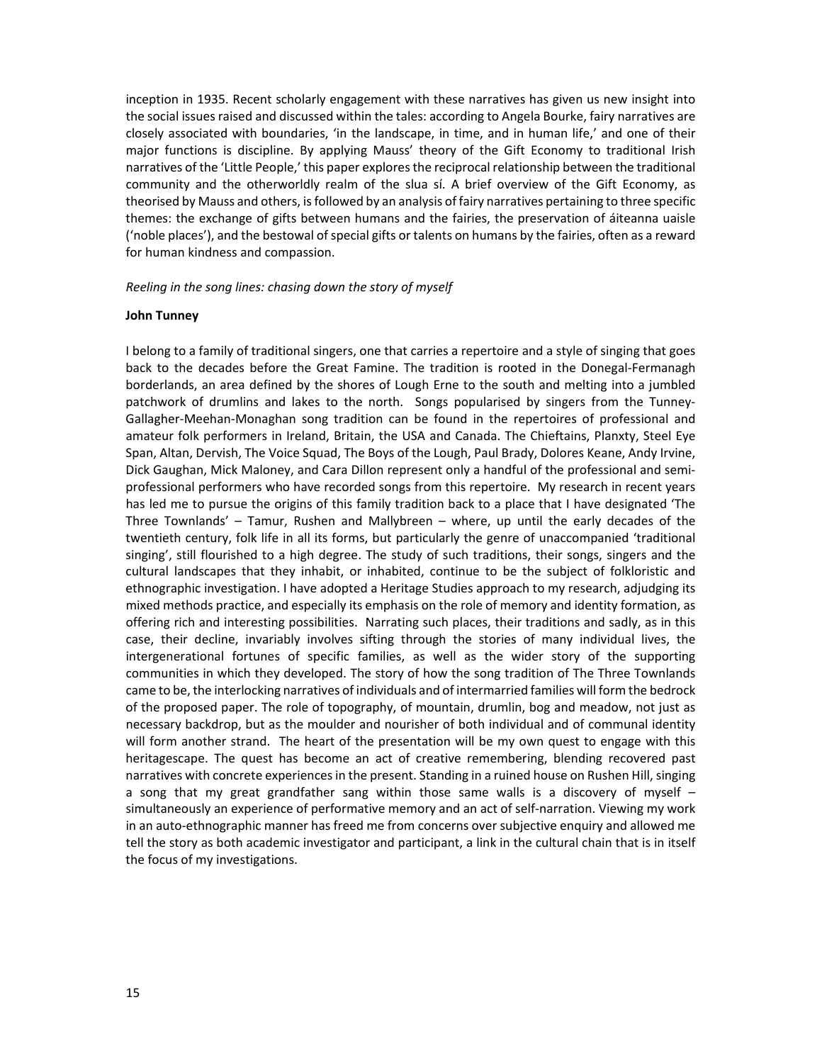inception in 1935. Recent scholarly engagement with these narratives has given us new insight into the social issues raised and discussed within the tales: according to Angela Bourke, fairy narratives are closely associated with boundaries, 'in the landscape, in time, and in human life,' and one of their major functions is discipline. By applying Mauss' theory of the Gift Economy to traditional Irish narratives of the 'Little People,' this paper explores the reciprocal relationship between the traditional community and the otherworldly realm of the slua sí. A brief overview of the Gift Economy, as theorised by Mauss and others, is followed by an analysis of fairy narratives pertaining to three specific themes: the exchange of gifts between humans and the fairies, the preservation of áiteanna uaisle ('noble places'), and the bestowal of special gifts or talents on humans by the fairies, often as a reward for human kindness and compassion.

*Reeling in the song lines: chasing down the story of myself*

**John Tunney**

I belong to a family of traditional singers, one that carries a repertoire and a style of singing that goes back to the decades before the Great Famine. The tradition is rooted in the Donegal-Fermanagh borderlands, an area defined by the shores of Lough Erne to the south and melting into a jumbled patchwork of drumlins and lakes to the north. Songs popularised by singers from the Tunney-Gallagher-Meehan-Monaghan song tradition can be found in the repertoires of professional and amateur folk performers in Ireland, Britain, the USA and Canada. The Chieftains, Planxty, Steel Eye Span, Altan, Dervish, The Voice Squad, The Boys of the Lough, Paul Brady, Dolores Keane, Andy Irvine, Dick Gaughan, Mick Maloney, and Cara Dillon represent only a handful of the professional and semi-professional performers who have recorded songs from this repertoire. My research in recent years has led me to pursue the origins of this family tradition back to a place that I have designated 'The Three Townlands' – Tamur, Rushen and Mallybreen – where, up until the early decades of the twentieth century, folk life in all its forms, but particularly the genre of unaccompanied 'traditional singing', still flourished to a high degree. The study of such traditions, their songs, singers and the cultural landscapes that they inhabit, or inhabited, continue to be the subject of folkloristic and ethnographic investigation. I have adopted a Heritage Studies approach to my research, adjudging its mixed methods practice, and especially its emphasis on the role of memory and identity formation, as offering rich and interesting possibilities. Narrating such places, their traditions and sadly, as in this case, their decline, invariably involves sifting through the stories of many individual lives, the intergenerational fortunes of specific families, as well as the wider story of the supporting communities in which they developed. The story of how the song tradition of The Three Townlands came to be, the interlocking narratives of individuals and of intermarried families will form the bedrock of the proposed paper. The role of topography, of mountain, drumlin, bog and meadow, not just as necessary backdrop, but as the moulder and nourisher of both individual and of communal identity will form another strand. The heart of the presentation will be my own quest to engage with this heritagescape. The quest has become an act of creative remembering, blending recovered past narratives with concrete experiences in the present. Standing in a ruined house on Rushen Hill, singing a song that my great grandfather sang within those same walls is a discovery of myself – simultaneously an experience of performative memory and an act of self-narration. Viewing my work in an auto-ethnographic manner has freed me from concerns over subjective enquiry and allowed me tell the story as both academic investigator and participant, a link in the cultural chain that is in itself the focus of my investigations.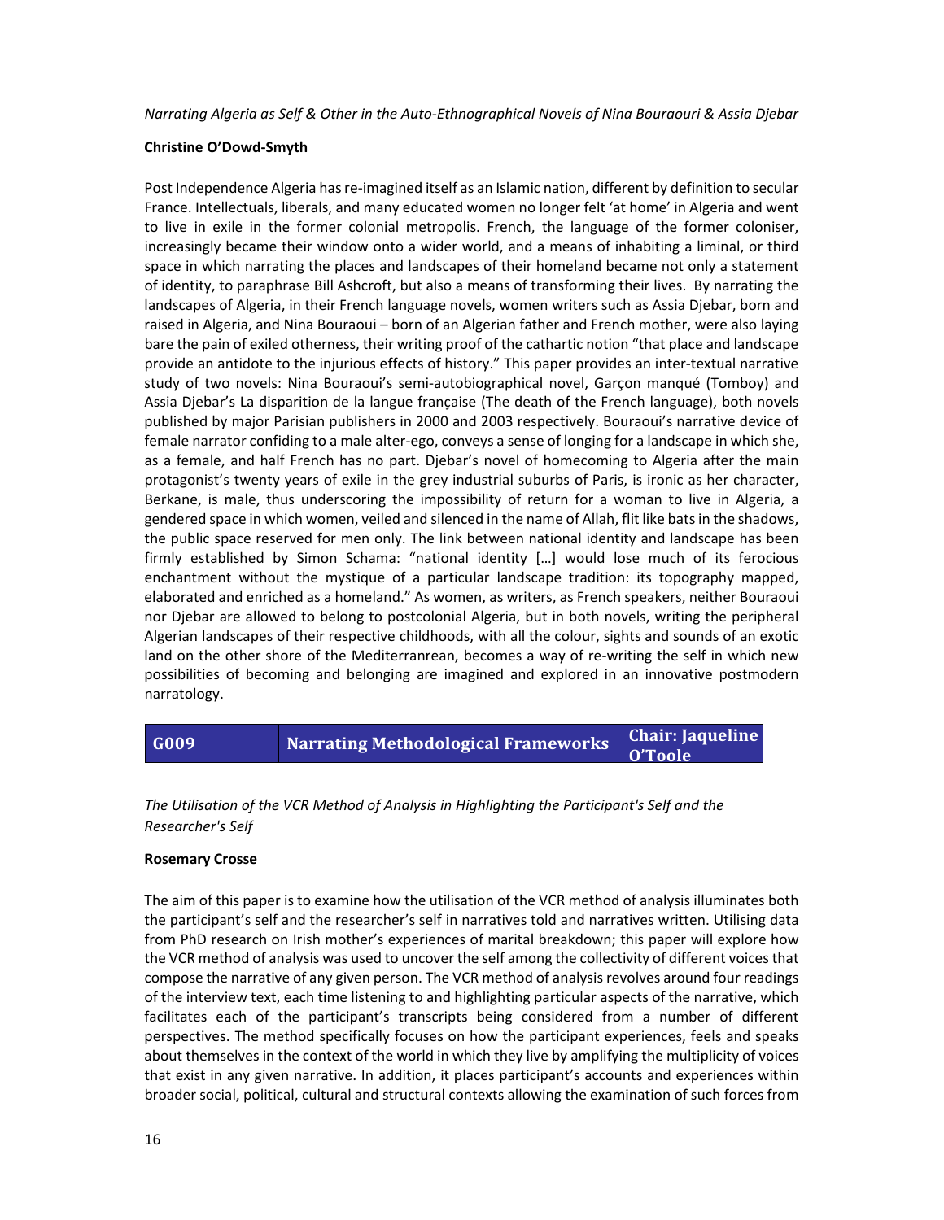*Narrating Algeria as Self & Other in the Auto-Ethnographical Novels of Nina Bouraouri & Assia Djebar*

**Christine O'Dowd-Smyth**

Post Independence Algeria has re-imagined itself as an Islamic nation, different by definition to secular France. Intellectuals, liberals, and many educated women no longer felt 'at home' in Algeria and went to live in exile in the former colonial metropolis. French, the language of the former coloniser, increasingly became their window onto a wider world, and a means of inhabiting a liminal, or third space in which narrating the places and landscapes of their homeland became not only a statement of identity, to paraphrase Bill Ashcroft, but also a means of transforming their lives. By narrating the landscapes of Algeria, in their French language novels, women writers such as Assia Djebar, born and raised in Algeria, and Nina Bouraoui – born of an Algerian father and French mother, were also laying bare the pain of exiled otherness, their writing proof of the cathartic notion "that place and landscape provide an antidote to the injurious effects of history." This paper provides an inter-textual narrative study of two novels: Nina Bouraoui's semi-autobiographical novel, Garçon manqué (Tomboy) and Assia Djebar's La disparition de la langue française (The death of the French language), both novels published by major Parisian publishers in 2000 and 2003 respectively. Bouraoui's narrative device of female narrator confiding to a male alter-ego, conveys a sense of longing for a landscape in which she, as a female, and half French has no part. Djebar's novel of homecoming to Algeria after the main protagonist's twenty years of exile in the grey industrial suburbs of Paris, is ironic as her character, Berkane, is male, thus underscoring the impossibility of return for a woman to live in Algeria, a gendered space in which women, veiled and silenced in the name of Allah, flit like bats in the shadows, the public space reserved for men only. The link between national identity and landscape has been firmly established by Simon Schama: "national identity […] would lose much of its ferocious enchantment without the mystique of a particular landscape tradition: its topography mapped, elaborated and enriched as a homeland." As women, as writers, as French speakers, neither Bouraoui nor Djebar are allowed to belong to postcolonial Algeria, but in both novels, writing the peripheral Algerian landscapes of their respective childhoods, with all the colour, sights and sounds of an exotic land on the other shore of the Mediterranean, becomes a way of re-writing the self in which new possibilities of becoming and belonging are imagined and explored in an innovative postmodern narratology.

| G009 | Narrating Methodological Frameworks | Chair: Jaqueline O'Toole |
|---|---|---|

*The Utilisation of the VCR Method of Analysis in Highlighting the Participant's Self and the Researcher's Self*

**Rosemary Crosse**

The aim of this paper is to examine how the utilisation of the VCR method of analysis illuminates both the participant's self and the researcher's self in narratives told and narratives written. Utilising data from PhD research on Irish mother's experiences of marital breakdown; this paper will explore how the VCR method of analysis was used to uncover the self among the collectivity of different voices that compose the narrative of any given person. The VCR method of analysis revolves around four readings of the interview text, each time listening to and highlighting particular aspects of the narrative, which facilitates each of the participant's transcripts being considered from a number of different perspectives. The method specifically focuses on how the participant experiences, feels and speaks about themselves in the context of the world in which they live by amplifying the multiplicity of voices that exist in any given narrative. In addition, it places participant's accounts and experiences within broader social, political, cultural and structural contexts allowing the examination of such forces from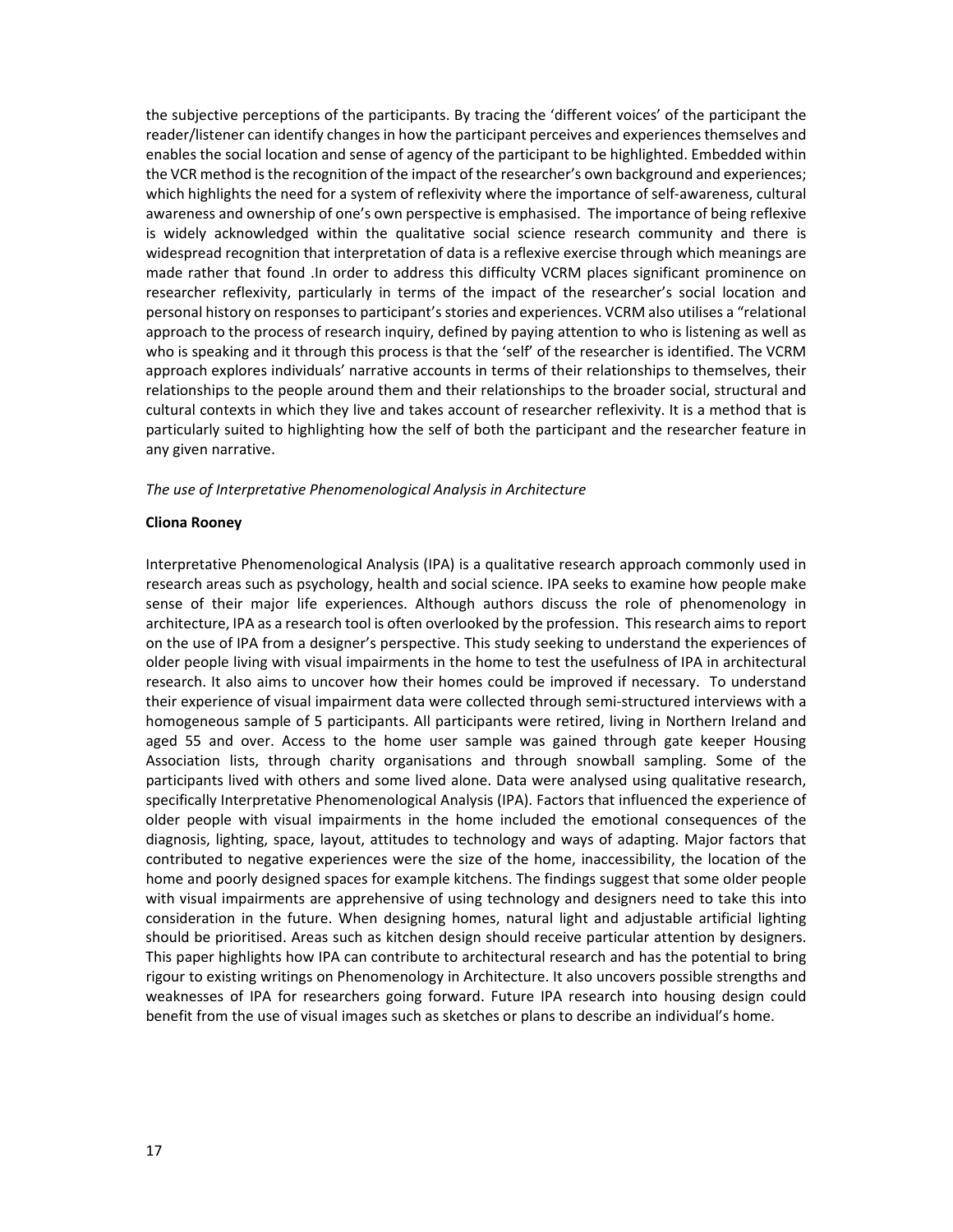the subjective perceptions of the participants. By tracing the 'different voices' of the participant the reader/listener can identify changes in how the participant perceives and experiences themselves and enables the social location and sense of agency of the participant to be highlighted. Embedded within the VCR method is the recognition of the impact of the researcher's own background and experiences; which highlights the need for a system of reflexivity where the importance of self-awareness, cultural awareness and ownership of one's own perspective is emphasised. The importance of being reflexive is widely acknowledged within the qualitative social science research community and there is widespread recognition that interpretation of data is a reflexive exercise through which meanings are made rather that found .In order to address this difficulty VCRM places significant prominence on researcher reflexivity, particularly in terms of the impact of the researcher's social location and personal history on responses to participant's stories and experiences. VCRM also utilises a "relational approach to the process of research inquiry, defined by paying attention to who is listening as well as who is speaking and it through this process is that the 'self' of the researcher is identified. The VCRM approach explores individuals' narrative accounts in terms of their relationships to themselves, their relationships to the people around them and their relationships to the broader social, structural and cultural contexts in which they live and takes account of researcher reflexivity. It is a method that is particularly suited to highlighting how the self of both the participant and the researcher feature in any given narrative.

*The use of Interpretative Phenomenological Analysis in Architecture*

**Cliona Rooney**

Interpretative Phenomenological Analysis (IPA) is a qualitative research approach commonly used in research areas such as psychology, health and social science. IPA seeks to examine how people make sense of their major life experiences. Although authors discuss the role of phenomenology in architecture, IPA as a research tool is often overlooked by the profession. This research aims to report on the use of IPA from a designer's perspective. This study seeking to understand the experiences of older people living with visual impairments in the home to test the usefulness of IPA in architectural research. It also aims to uncover how their homes could be improved if necessary. To understand their experience of visual impairment data were collected through semi-structured interviews with a homogeneous sample of 5 participants. All participants were retired, living in Northern Ireland and aged 55 and over. Access to the home user sample was gained through gate keeper Housing Association lists, through charity organisations and through snowball sampling. Some of the participants lived with others and some lived alone. Data were analysed using qualitative research, specifically Interpretative Phenomenological Analysis (IPA). Factors that influenced the experience of older people with visual impairments in the home included the emotional consequences of the diagnosis, lighting, space, layout, attitudes to technology and ways of adapting. Major factors that contributed to negative experiences were the size of the home, inaccessibility, the location of the home and poorly designed spaces for example kitchens. The findings suggest that some older people with visual impairments are apprehensive of using technology and designers need to take this into consideration in the future. When designing homes, natural light and adjustable artificial lighting should be prioritised. Areas such as kitchen design should receive particular attention by designers. This paper highlights how IPA can contribute to architectural research and has the potential to bring rigour to existing writings on Phenomenology in Architecture. It also uncovers possible strengths and weaknesses of IPA for researchers going forward. Future IPA research into housing design could benefit from the use of visual images such as sketches or plans to describe an individual's home.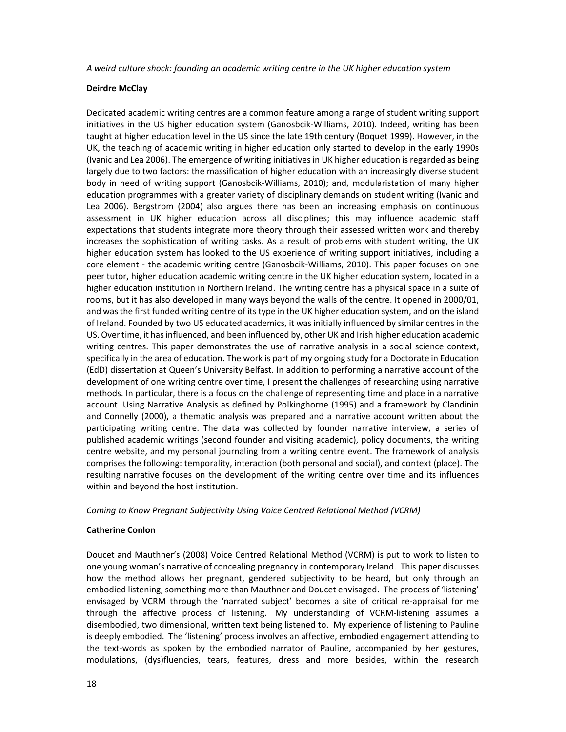*A weird culture shock: founding an academic writing centre in the UK higher education system*

**Deirdre McClay**

Dedicated academic writing centres are a common feature among a range of student writing support initiatives in the US higher education system (Ganosbcik-Williams, 2010). Indeed, writing has been taught at higher education level in the US since the late 19th century (Boquet 1999). However, in the UK, the teaching of academic writing in higher education only started to develop in the early 1990s (Ivanic and Lea 2006). The emergence of writing initiatives in UK higher education is regarded as being largely due to two factors: the massification of higher education with an increasingly diverse student body in need of writing support (Ganosbcik-Williams, 2010); and, modularistation of many higher education programmes with a greater variety of disciplinary demands on student writing (Ivanic and Lea 2006). Bergstrom (2004) also argues there has been an increasing emphasis on continuous assessment in UK higher education across all disciplines; this may influence academic staff expectations that students integrate more theory through their assessed written work and thereby increases the sophistication of writing tasks. As a result of problems with student writing, the UK higher education system has looked to the US experience of writing support initiatives, including a core element - the academic writing centre (Ganosbcik-Williams, 2010). This paper focuses on one peer tutor, higher education academic writing centre in the UK higher education system, located in a higher education institution in Northern Ireland. The writing centre has a physical space in a suite of rooms, but it has also developed in many ways beyond the walls of the centre. It opened in 2000/01, and was the first funded writing centre of its type in the UK higher education system, and on the island of Ireland. Founded by two US educated academics, it was initially influenced by similar centres in the US. Over time, it has influenced, and been influenced by, other UK and Irish higher education academic writing centres. This paper demonstrates the use of narrative analysis in a social science context, specifically in the area of education. The work is part of my ongoing study for a Doctorate in Education (EdD) dissertation at Queen's University Belfast. In addition to performing a narrative account of the development of one writing centre over time, I present the challenges of researching using narrative methods. In particular, there is a focus on the challenge of representing time and place in a narrative account. Using Narrative Analysis as defined by Polkinghorne (1995) and a framework by Clandinin and Connelly (2000), a thematic analysis was prepared and a narrative account written about the participating writing centre. The data was collected by founder narrative interview, a series of published academic writings (second founder and visiting academic), policy documents, the writing centre website, and my personal journaling from a writing centre event. The framework of analysis comprises the following: temporality, interaction (both personal and social), and context (place). The resulting narrative focuses on the development of the writing centre over time and its influences within and beyond the host institution.

*Coming to Know Pregnant Subjectivity Using Voice Centred Relational Method (VCRM)*

**Catherine Conlon**

Doucet and Mauthner's (2008) Voice Centred Relational Method (VCRM) is put to work to listen to one young woman's narrative of concealing pregnancy in contemporary Ireland. This paper discusses how the method allows her pregnant, gendered subjectivity to be heard, but only through an embodied listening, something more than Mauthner and Doucet envisaged. The process of 'listening' envisaged by VCRM through the 'narrated subject' becomes a site of critical re-appraisal for me through the affective process of listening. My understanding of VCRM-listening assumes a disembodied, two dimensional, written text being listened to. My experience of listening to Pauline is deeply embodied. The 'listening' process involves an affective, embodied engagement attending to the text-words as spoken by the embodied narrator of Pauline, accompanied by her gestures, modulations, (dys)fluencies, tears, features, dress and more besides, within the research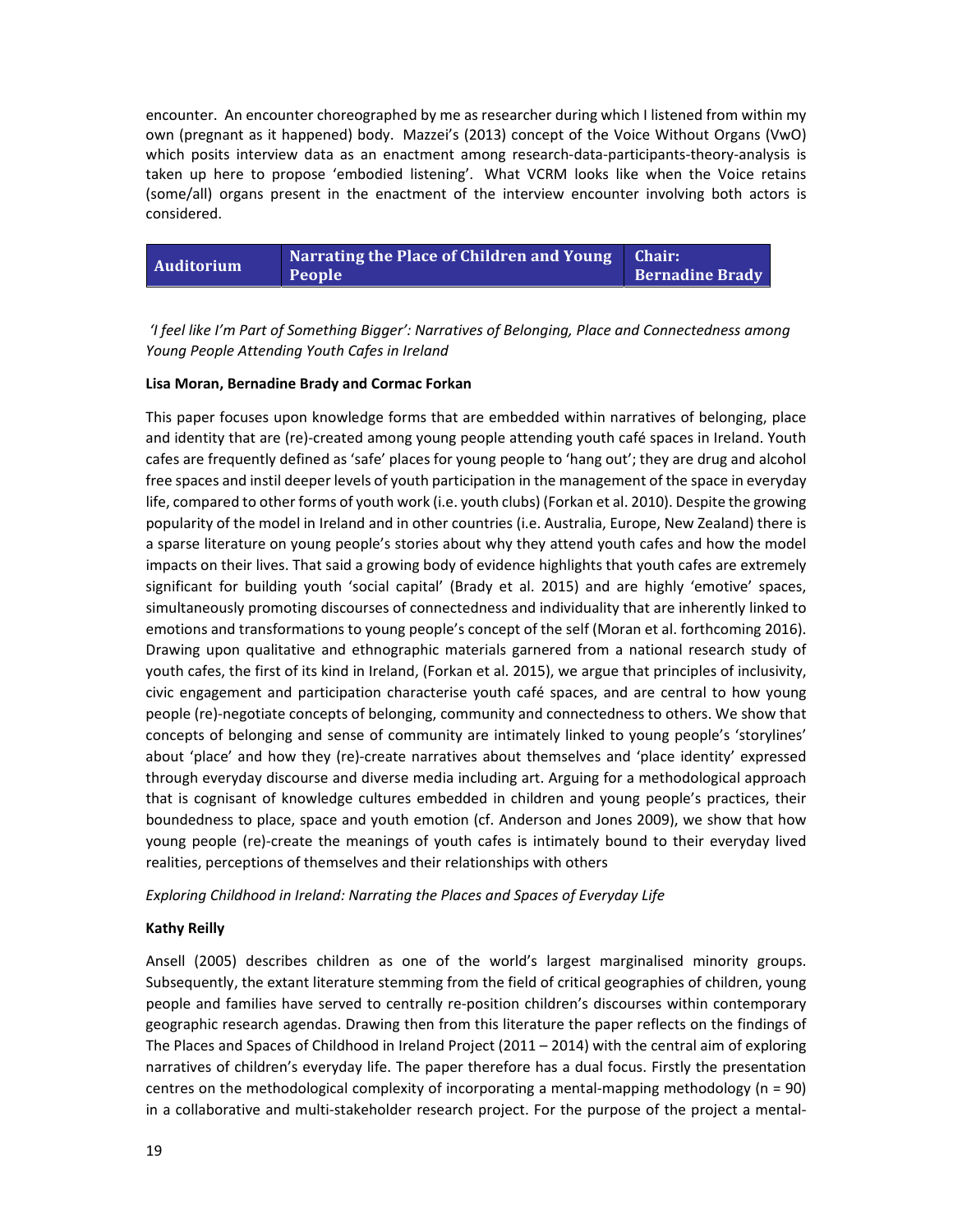encounter. An encounter choreographed by me as researcher during which I listened from within my own (pregnant as it happened) body. Mazzei's (2013) concept of the Voice Without Organs (VwO) which posits interview data as an enactment among research-data-participants-theory-analysis is taken up here to propose 'embodied listening'. What VCRM looks like when the Voice retains (some/all) organs present in the enactment of the interview encounter involving both actors is considered.

| Auditorium | Narrating the Place of Children and Young People | Chair: Bernadine Brady |
|---|---|---|

*'I feel like I'm Part of Something Bigger': Narratives of Belonging, Place and Connectedness among Young People Attending Youth Cafes in Ireland*

**Lisa Moran, Bernadine Brady and Cormac Forkan**

This paper focuses upon knowledge forms that are embedded within narratives of belonging, place and identity that are (re)-created among young people attending youth café spaces in Ireland. Youth cafes are frequently defined as 'safe' places for young people to 'hang out'; they are drug and alcohol free spaces and instil deeper levels of youth participation in the management of the space in everyday life, compared to other forms of youth work (i.e. youth clubs) (Forkan et al. 2010). Despite the growing popularity of the model in Ireland and in other countries (i.e. Australia, Europe, New Zealand) there is a sparse literature on young people's stories about why they attend youth cafes and how the model impacts on their lives. That said a growing body of evidence highlights that youth cafes are extremely significant for building youth 'social capital' (Brady et al. 2015) and are highly 'emotive' spaces, simultaneously promoting discourses of connectedness and individuality that are inherently linked to emotions and transformations to young people's concept of the self (Moran et al. forthcoming 2016). Drawing upon qualitative and ethnographic materials garnered from a national research study of youth cafes, the first of its kind in Ireland, (Forkan et al. 2015), we argue that principles of inclusivity, civic engagement and participation characterise youth café spaces, and are central to how young people (re)-negotiate concepts of belonging, community and connectedness to others. We show that concepts of belonging and sense of community are intimately linked to young people's 'storylines' about 'place' and how they (re)-create narratives about themselves and 'place identity' expressed through everyday discourse and diverse media including art. Arguing for a methodological approach that is cognisant of knowledge cultures embedded in children and young people's practices, their boundedness to place, space and youth emotion (cf. Anderson and Jones 2009), we show that how young people (re)-create the meanings of youth cafes is intimately bound to their everyday lived realities, perceptions of themselves and their relationships with others

*Exploring Childhood in Ireland: Narrating the Places and Spaces of Everyday Life*

**Kathy Reilly**

Ansell (2005) describes children as one of the world's largest marginalised minority groups. Subsequently, the extant literature stemming from the field of critical geographies of children, young people and families have served to centrally re-position children's discourses within contemporary geographic research agendas. Drawing then from this literature the paper reflects on the findings of The Places and Spaces of Childhood in Ireland Project (2011 – 2014) with the central aim of exploring narratives of children's everyday life. The paper therefore has a dual focus. Firstly the presentation centres on the methodological complexity of incorporating a mental-mapping methodology (n = 90) in a collaborative and multi-stakeholder research project. For the purpose of the project a mental-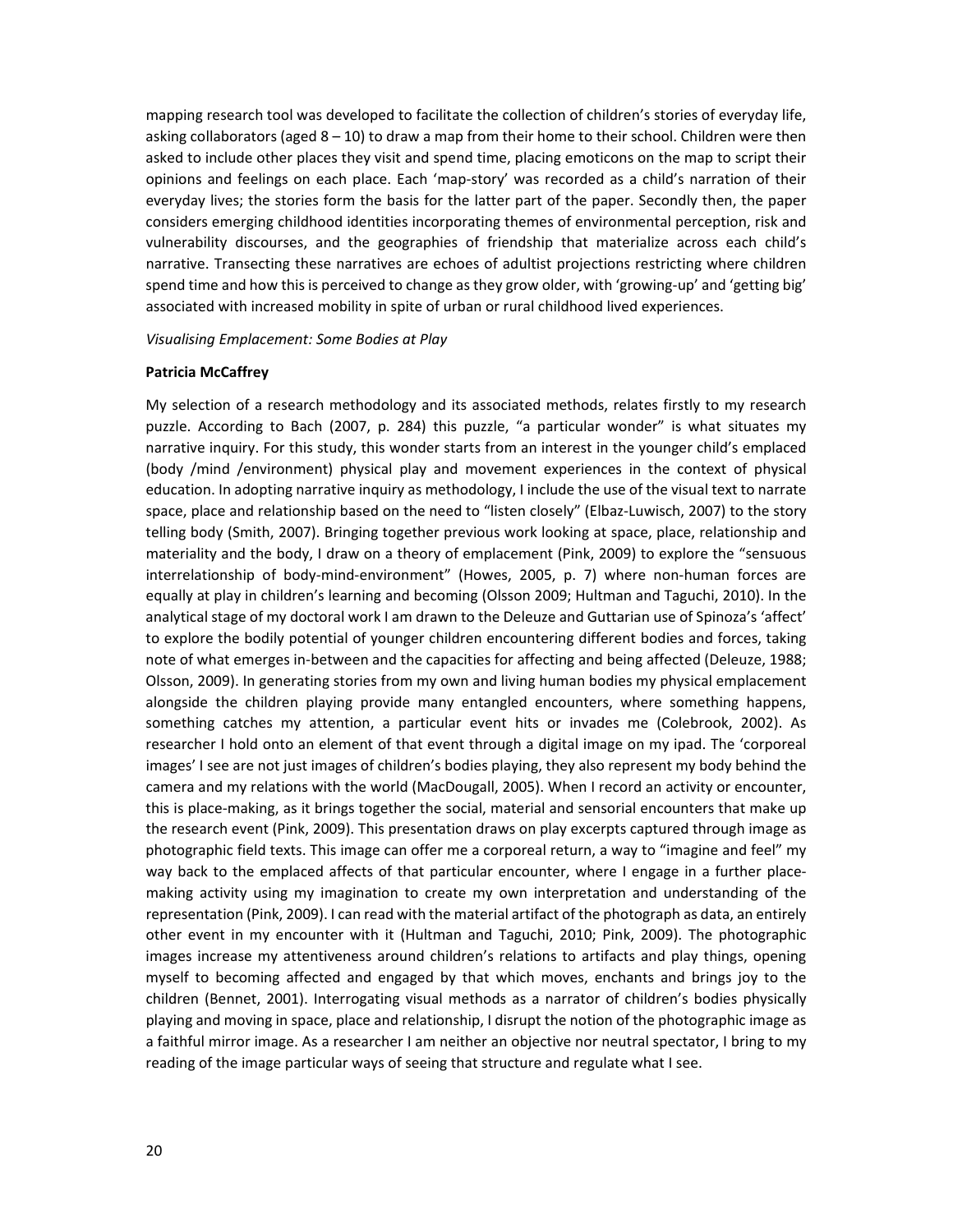mapping research tool was developed to facilitate the collection of children's stories of everyday life, asking collaborators (aged 8 – 10) to draw a map from their home to their school. Children were then asked to include other places they visit and spend time, placing emoticons on the map to script their opinions and feelings on each place. Each 'map-story' was recorded as a child's narration of their everyday lives; the stories form the basis for the latter part of the paper. Secondly then, the paper considers emerging childhood identities incorporating themes of environmental perception, risk and vulnerability discourses, and the geographies of friendship that materialize across each child's narrative. Transecting these narratives are echoes of adultist projections restricting where children spend time and how this is perceived to change as they grow older, with 'growing-up' and 'getting big' associated with increased mobility in spite of urban or rural childhood lived experiences.

*Visualising Emplacement: Some Bodies at Play*

**Patricia McCaffrey**

My selection of a research methodology and its associated methods, relates firstly to my research puzzle. According to Bach (2007, p. 284) this puzzle, "a particular wonder" is what situates my narrative inquiry. For this study, this wonder starts from an interest in the younger child's emplaced (body /mind /environment) physical play and movement experiences in the context of physical education. In adopting narrative inquiry as methodology, I include the use of the visual text to narrate space, place and relationship based on the need to "listen closely" (Elbaz-Luwisch, 2007) to the story telling body (Smith, 2007). Bringing together previous work looking at space, place, relationship and materiality and the body, I draw on a theory of emplacement (Pink, 2009) to explore the "sensuous interrelationship of body-mind-environment" (Howes, 2005, p. 7) where non-human forces are equally at play in children's learning and becoming (Olsson 2009; Hultman and Taguchi, 2010). In the analytical stage of my doctoral work I am drawn to the Deleuze and Guttarian use of Spinoza's 'affect' to explore the bodily potential of younger children encountering different bodies and forces, taking note of what emerges in-between and the capacities for affecting and being affected (Deleuze, 1988; Olsson, 2009). In generating stories from my own and living human bodies my physical emplacement alongside the children playing provide many entangled encounters, where something happens, something catches my attention, a particular event hits or invades me (Colebrook, 2002). As researcher I hold onto an element of that event through a digital image on my ipad. The 'corporeal images' I see are not just images of children's bodies playing, they also represent my body behind the camera and my relations with the world (MacDougall, 2005). When I record an activity or encounter, this is place-making, as it brings together the social, material and sensorial encounters that make up the research event (Pink, 2009). This presentation draws on play excerpts captured through image as photographic field texts. This image can offer me a corporeal return, a way to "imagine and feel" my way back to the emplaced affects of that particular encounter, where I engage in a further place-making activity using my imagination to create my own interpretation and understanding of the representation (Pink, 2009). I can read with the material artifact of the photograph as data, an entirely other event in my encounter with it (Hultman and Taguchi, 2010; Pink, 2009). The photographic images increase my attentiveness around children's relations to artifacts and play things, opening myself to becoming affected and engaged by that which moves, enchants and brings joy to the children (Bennet, 2001). Interrogating visual methods as a narrator of children's bodies physically playing and moving in space, place and relationship, I disrupt the notion of the photographic image as a faithful mirror image. As a researcher I am neither an objective nor neutral spectator, I bring to my reading of the image particular ways of seeing that structure and regulate what I see.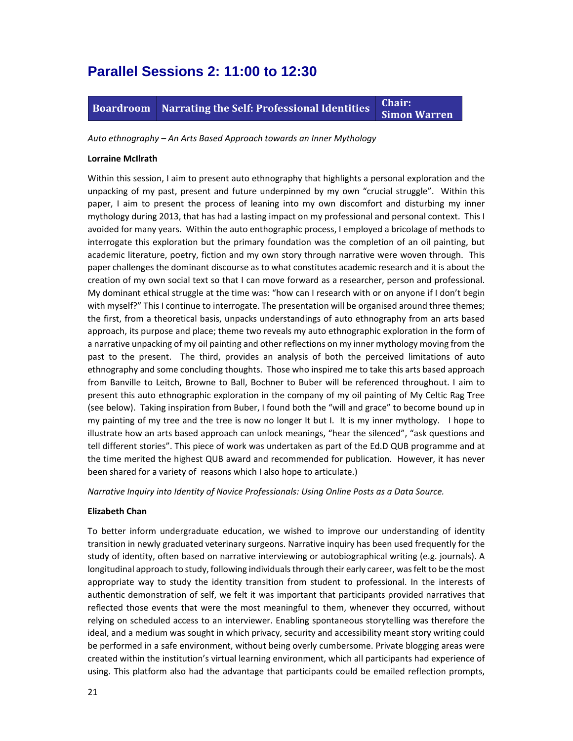# Parallel Sessions 2: 11:00 to 12:30

| Boardroom | Narrating the Self: Professional Identities | Chair: Simon Warren |
|---|---|---|

*Auto ethnography – An Arts Based Approach towards an Inner Mythology*

**Lorraine McIlrath**

Within this session, I aim to present auto ethnography that highlights a personal exploration and the unpacking of my past, present and future underpinned by my own "crucial struggle". Within this paper, I aim to present the process of leaning into my own discomfort and disturbing my inner mythology during 2013, that has had a lasting impact on my professional and personal context. This I avoided for many years. Within the auto enthographic process, I employed a bricolage of methods to interrogate this exploration but the primary foundation was the completion of an oil painting, but academic literature, poetry, fiction and my own story through narrative were woven through. This paper challenges the dominant discourse as to what constitutes academic research and it is about the creation of my own social text so that I can move forward as a researcher, person and professional. My dominant ethical struggle at the time was: "how can I research with or on anyone if I don't begin with myself?" This I continue to interrogate. The presentation will be organised around three themes; the first, from a theoretical basis, unpacks understandings of auto ethnography from an arts based approach, its purpose and place; theme two reveals my auto ethnographic exploration in the form of a narrative unpacking of my oil painting and other reflections on my inner mythology moving from the past to the present. The third, provides an analysis of both the perceived limitations of auto ethnography and some concluding thoughts. Those who inspired me to take this arts based approach from Banville to Leitch, Browne to Ball, Bochner to Buber will be referenced throughout. I aim to present this auto ethnographic exploration in the company of my oil painting of My Celtic Rag Tree (see below). Taking inspiration from Buber, I found both the "will and grace" to become bound up in my painting of my tree and the tree is now no longer It but I. It is my inner mythology. I hope to illustrate how an arts based approach can unlock meanings, "hear the silenced", "ask questions and tell different stories". This piece of work was undertaken as part of the Ed.D QUB programme and at the time merited the highest QUB award and recommended for publication. However, it has never been shared for a variety of reasons which I also hope to articulate.)

*Narrative Inquiry into Identity of Novice Professionals: Using Online Posts as a Data Source.*

**Elizabeth Chan**

To better inform undergraduate education, we wished to improve our understanding of identity transition in newly graduated veterinary surgeons. Narrative inquiry has been used frequently for the study of identity, often based on narrative interviewing or autobiographical writing (e.g. journals). A longitudinal approach to study, following individuals through their early career, was felt to be the most appropriate way to study the identity transition from student to professional. In the interests of authentic demonstration of self, we felt it was important that participants provided narratives that reflected those events that were the most meaningful to them, whenever they occurred, without relying on scheduled access to an interviewer. Enabling spontaneous storytelling was therefore the ideal, and a medium was sought in which privacy, security and accessibility meant story writing could be performed in a safe environment, without being overly cumbersome. Private blogging areas were created within the institution's virtual learning environment, which all participants had experience of using. This platform also had the advantage that participants could be emailed reflection prompts,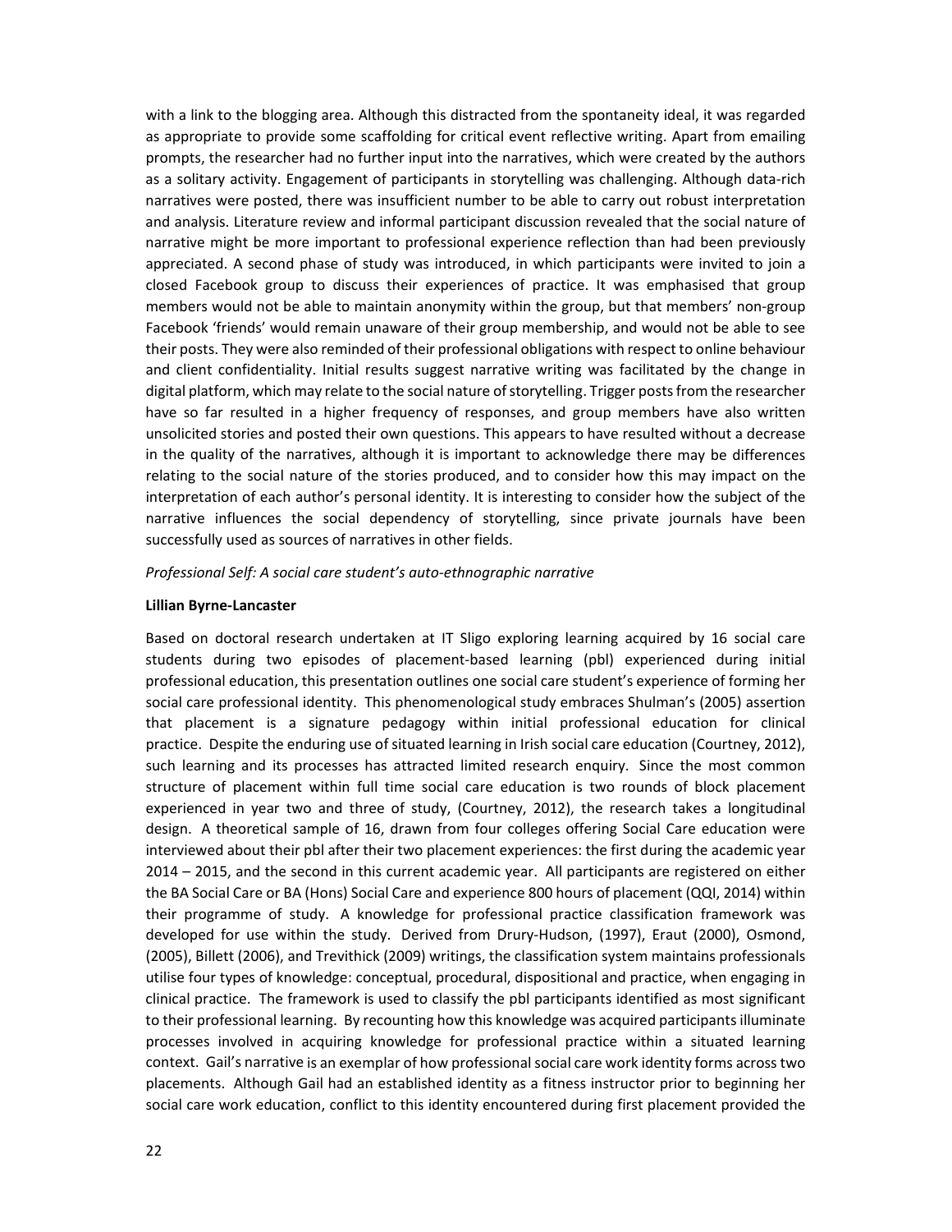with a link to the blogging area. Although this distracted from the spontaneity ideal, it was regarded as appropriate to provide some scaffolding for critical event reflective writing. Apart from emailing prompts, the researcher had no further input into the narratives, which were created by the authors as a solitary activity. Engagement of participants in storytelling was challenging. Although data-rich narratives were posted, there was insufficient number to be able to carry out robust interpretation and analysis. Literature review and informal participant discussion revealed that the social nature of narrative might be more important to professional experience reflection than had been previously appreciated. A second phase of study was introduced, in which participants were invited to join a closed Facebook group to discuss their experiences of practice. It was emphasised that group members would not be able to maintain anonymity within the group, but that members' non-group Facebook 'friends' would remain unaware of their group membership, and would not be able to see their posts. They were also reminded of their professional obligations with respect to online behaviour and client confidentiality. Initial results suggest narrative writing was facilitated by the change in digital platform, which may relate to the social nature of storytelling. Trigger posts from the researcher have so far resulted in a higher frequency of responses, and group members have also written unsolicited stories and posted their own questions. This appears to have resulted without a decrease in the quality of the narratives, although it is important to acknowledge there may be differences relating to the social nature of the stories produced, and to consider how this may impact on the interpretation of each author's personal identity. It is interesting to consider how the subject of the narrative influences the social dependency of storytelling, since private journals have been successfully used as sources of narratives in other fields.

*Professional Self: A social care student's auto-ethnographic narrative*

**Lillian Byrne-Lancaster**

Based on doctoral research undertaken at IT Sligo exploring learning acquired by 16 social care students during two episodes of placement-based learning (pbl) experienced during initial professional education, this presentation outlines one social care student's experience of forming her social care professional identity. This phenomenological study embraces Shulman's (2005) assertion that placement is a signature pedagogy within initial professional education for clinical practice. Despite the enduring use of situated learning in Irish social care education (Courtney, 2012), such learning and its processes has attracted limited research enquiry. Since the most common structure of placement within full time social care education is two rounds of block placement experienced in year two and three of study, (Courtney, 2012), the research takes a longitudinal design. A theoretical sample of 16, drawn from four colleges offering Social Care education were interviewed about their pbl after their two placement experiences: the first during the academic year 2014 – 2015, and the second in this current academic year. All participants are registered on either the BA Social Care or BA (Hons) Social Care and experience 800 hours of placement (QQI, 2014) within their programme of study. A knowledge for professional practice classification framework was developed for use within the study. Derived from Drury-Hudson, (1997), Eraut (2000), Osmond, (2005), Billett (2006), and Trevithick (2009) writings, the classification system maintains professionals utilise four types of knowledge: conceptual, procedural, dispositional and practice, when engaging in clinical practice. The framework is used to classify the pbl participants identified as most significant to their professional learning. By recounting how this knowledge was acquired participants illuminate processes involved in acquiring knowledge for professional practice within a situated learning context. Gail's narrative is an exemplar of how professional social care work identity forms across two placements. Although Gail had an established identity as a fitness instructor prior to beginning her social care work education, conflict to this identity encountered during first placement provided the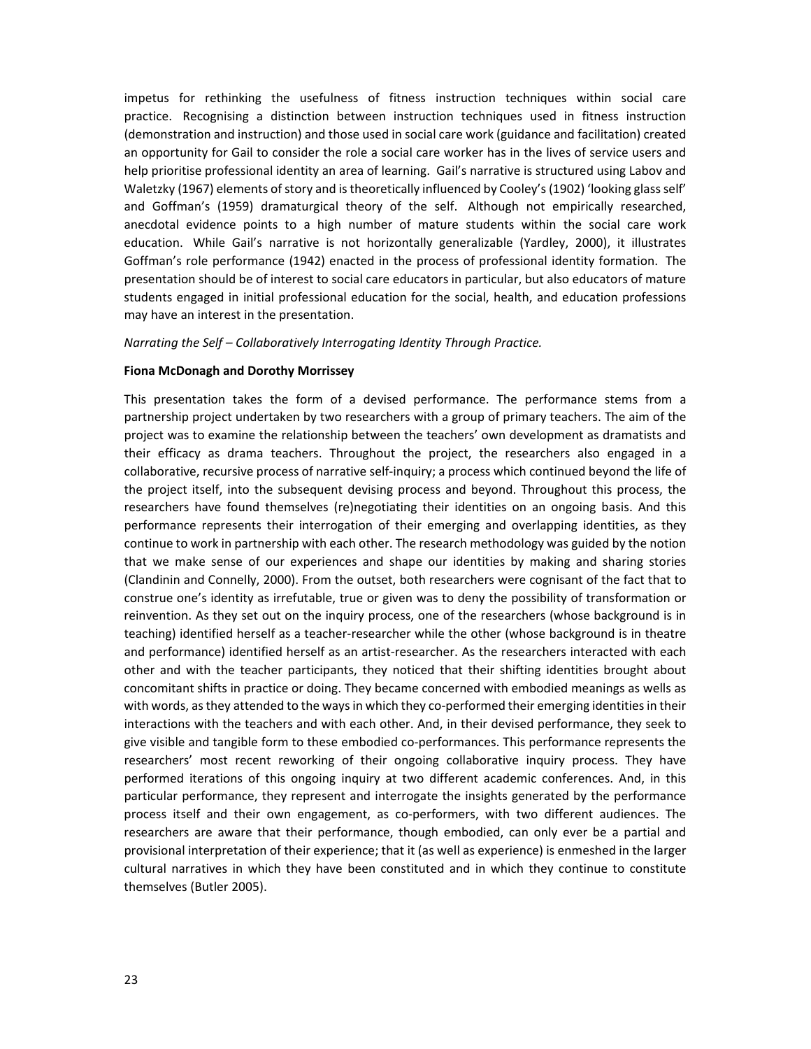impetus for rethinking the usefulness of fitness instruction techniques within social care practice. Recognising a distinction between instruction techniques used in fitness instruction (demonstration and instruction) and those used in social care work (guidance and facilitation) created an opportunity for Gail to consider the role a social care worker has in the lives of service users and help prioritise professional identity an area of learning. Gail's narrative is structured using Labov and Waletzky (1967) elements of story and is theoretically influenced by Cooley's (1902) 'looking glass self' and Goffman's (1959) dramaturgical theory of the self. Although not empirically researched, anecdotal evidence points to a high number of mature students within the social care work education. While Gail's narrative is not horizontally generalizable (Yardley, 2000), it illustrates Goffman's role performance (1942) enacted in the process of professional identity formation. The presentation should be of interest to social care educators in particular, but also educators of mature students engaged in initial professional education for the social, health, and education professions may have an interest in the presentation.

*Narrating the Self – Collaboratively Interrogating Identity Through Practice.*

**Fiona McDonagh and Dorothy Morrissey**

This presentation takes the form of a devised performance. The performance stems from a partnership project undertaken by two researchers with a group of primary teachers. The aim of the project was to examine the relationship between the teachers' own development as dramatists and their efficacy as drama teachers. Throughout the project, the researchers also engaged in a collaborative, recursive process of narrative self-inquiry; a process which continued beyond the life of the project itself, into the subsequent devising process and beyond. Throughout this process, the researchers have found themselves (re)negotiating their identities on an ongoing basis. And this performance represents their interrogation of their emerging and overlapping identities, as they continue to work in partnership with each other. The research methodology was guided by the notion that we make sense of our experiences and shape our identities by making and sharing stories (Clandinin and Connelly, 2000). From the outset, both researchers were cognisant of the fact that to construe one's identity as irrefutable, true or given was to deny the possibility of transformation or reinvention. As they set out on the inquiry process, one of the researchers (whose background is in teaching) identified herself as a teacher-researcher while the other (whose background is in theatre and performance) identified herself as an artist-researcher. As the researchers interacted with each other and with the teacher participants, they noticed that their shifting identities brought about concomitant shifts in practice or doing. They became concerned with embodied meanings as wells as with words, as they attended to the ways in which they co-performed their emerging identities in their interactions with the teachers and with each other. And, in their devised performance, they seek to give visible and tangible form to these embodied co-performances. This performance represents the researchers' most recent reworking of their ongoing collaborative inquiry process. They have performed iterations of this ongoing inquiry at two different academic conferences. And, in this particular performance, they represent and interrogate the insights generated by the performance process itself and their own engagement, as co-performers, with two different audiences. The researchers are aware that their performance, though embodied, can only ever be a partial and provisional interpretation of their experience; that it (as well as experience) is enmeshed in the larger cultural narratives in which they have been constituted and in which they continue to constitute themselves (Butler 2005).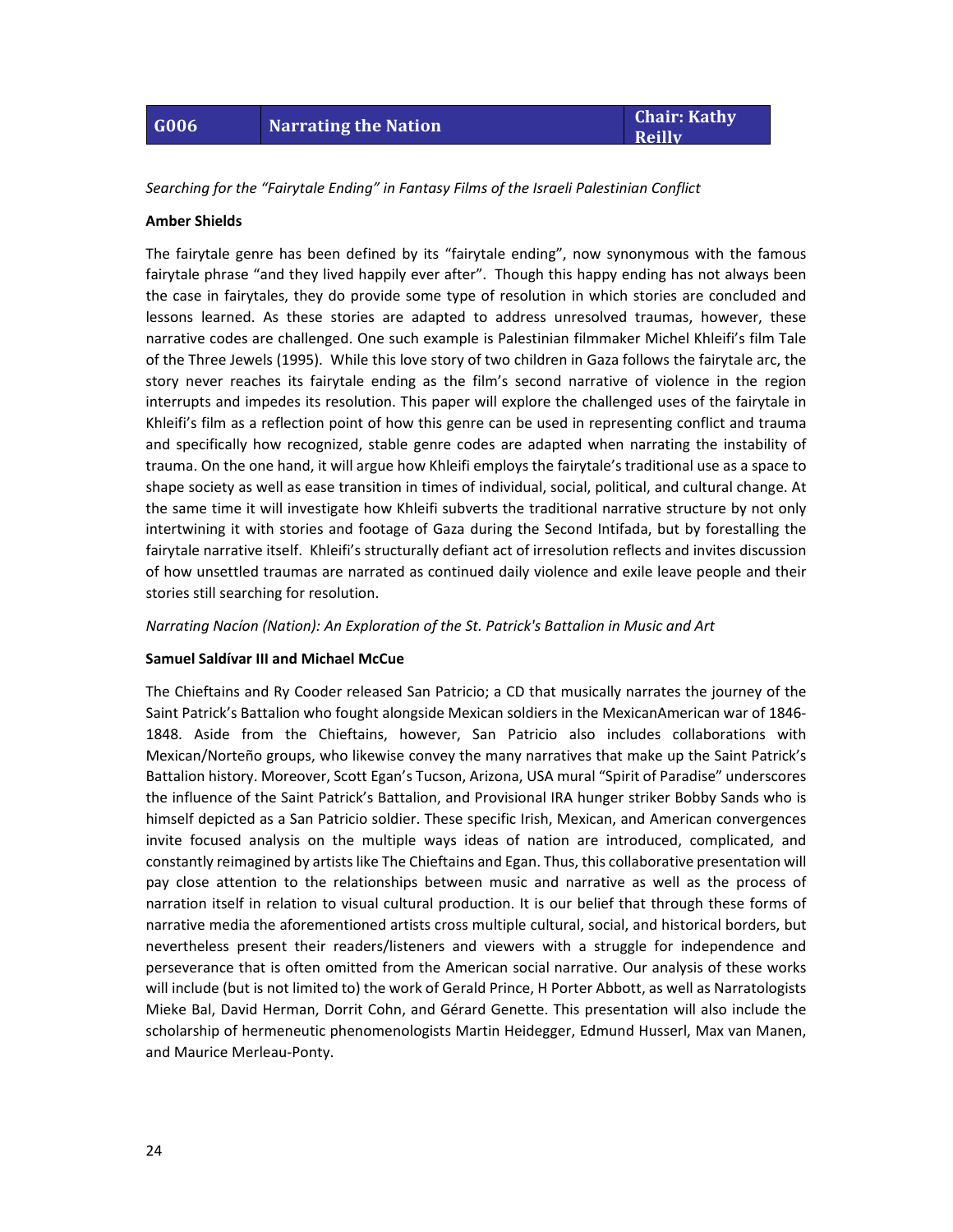| G006 | Narrating the Nation | Chair: Kathy Reilly |
|---|---|---|

*Searching for the "Fairytale Ending" in Fantasy Films of the Israeli Palestinian Conflict*

**Amber Shields**

The fairytale genre has been defined by its "fairytale ending", now synonymous with the famous fairytale phrase "and they lived happily ever after". Though this happy ending has not always been the case in fairytales, they do provide some type of resolution in which stories are concluded and lessons learned. As these stories are adapted to address unresolved traumas, however, these narrative codes are challenged. One such example is Palestinian filmmaker Michel Khleifi's film Tale of the Three Jewels (1995). While this love story of two children in Gaza follows the fairytale arc, the story never reaches its fairytale ending as the film's second narrative of violence in the region interrupts and impedes its resolution. This paper will explore the challenged uses of the fairytale in Khleifi's film as a reflection point of how this genre can be used in representing conflict and trauma and specifically how recognized, stable genre codes are adapted when narrating the instability of trauma. On the one hand, it will argue how Khleifi employs the fairytale's traditional use as a space to shape society as well as ease transition in times of individual, social, political, and cultural change. At the same time it will investigate how Khleifi subverts the traditional narrative structure by not only intertwining it with stories and footage of Gaza during the Second Intifada, but by forestalling the fairytale narrative itself. Khleifi's structurally defiant act of irresolution reflects and invites discussion of how unsettled traumas are narrated as continued daily violence and exile leave people and their stories still searching for resolution.

*Narrating Nacíon (Nation): An Exploration of the St. Patrick's Battalion in Music and Art*

**Samuel Saldívar III and Michael McCue**

The Chieftains and Ry Cooder released San Patricio; a CD that musically narrates the journey of the Saint Patrick's Battalion who fought alongside Mexican soldiers in the MexicanAmerican war of 1846-1848. Aside from the Chieftains, however, San Patricio also includes collaborations with Mexican/Norteño groups, who likewise convey the many narratives that make up the Saint Patrick's Battalion history. Moreover, Scott Egan's Tucson, Arizona, USA mural "Spirit of Paradise" underscores the influence of the Saint Patrick's Battalion, and Provisional IRA hunger striker Bobby Sands who is himself depicted as a San Patricio soldier. These specific Irish, Mexican, and American convergences invite focused analysis on the multiple ways ideas of nation are introduced, complicated, and constantly reimagined by artists like The Chieftains and Egan. Thus, this collaborative presentation will pay close attention to the relationships between music and narrative as well as the process of narration itself in relation to visual cultural production. It is our belief that through these forms of narrative media the aforementioned artists cross multiple cultural, social, and historical borders, but nevertheless present their readers/listeners and viewers with a struggle for independence and perseverance that is often omitted from the American social narrative. Our analysis of these works will include (but is not limited to) the work of Gerald Prince, H Porter Abbott, as well as Narratologists Mieke Bal, David Herman, Dorrit Cohn, and Gérard Genette. This presentation will also include the scholarship of hermeneutic phenomenologists Martin Heidegger, Edmund Husserl, Max van Manen, and Maurice Merleau-Ponty.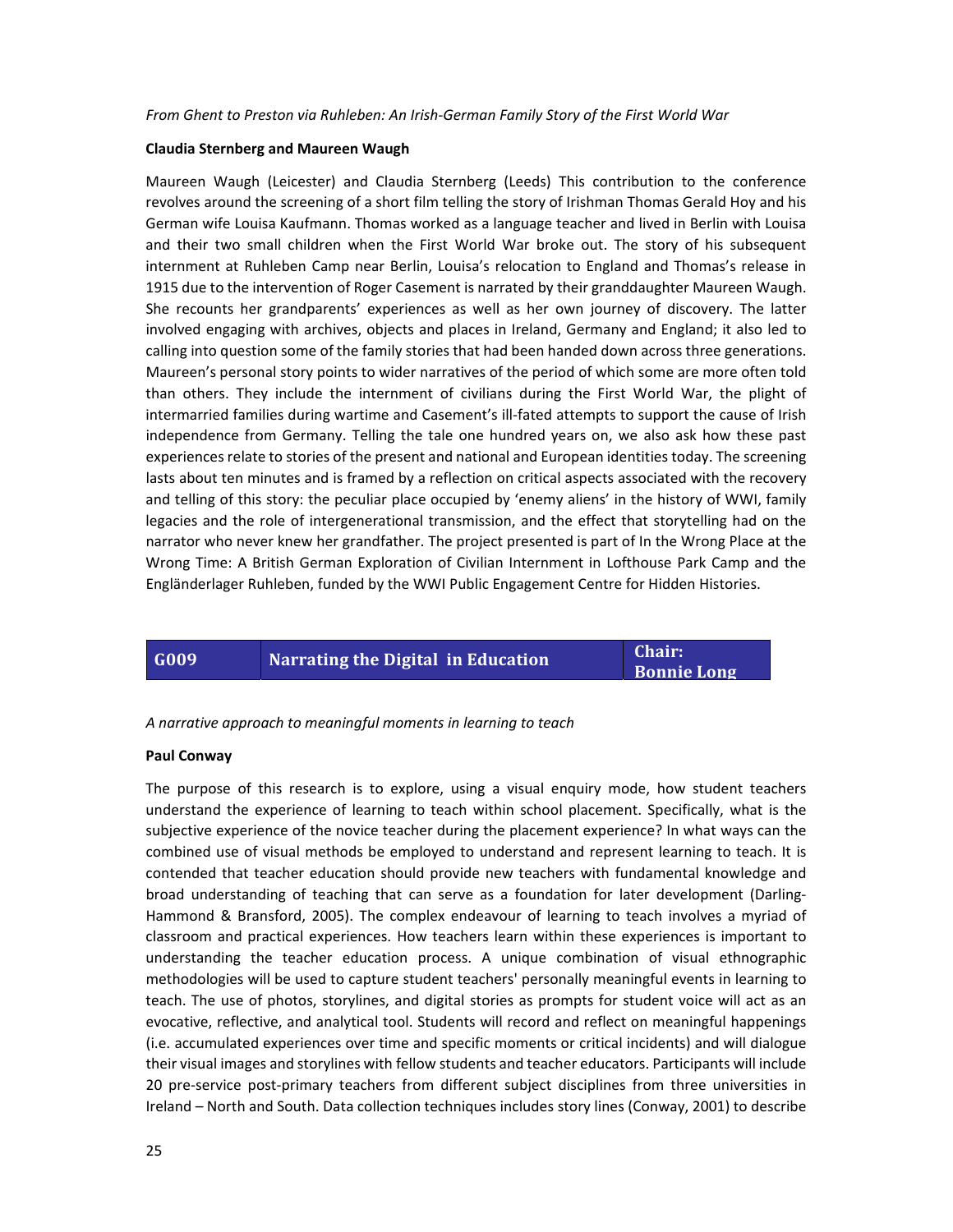*From Ghent to Preston via Ruhleben: An Irish-German Family Story of the First World War*

**Claudia Sternberg and Maureen Waugh**

Maureen Waugh (Leicester) and Claudia Sternberg (Leeds) This contribution to the conference revolves around the screening of a short film telling the story of Irishman Thomas Gerald Hoy and his German wife Louisa Kaufmann. Thomas worked as a language teacher and lived in Berlin with Louisa and their two small children when the First World War broke out. The story of his subsequent internment at Ruhleben Camp near Berlin, Louisa's relocation to England and Thomas's release in 1915 due to the intervention of Roger Casement is narrated by their granddaughter Maureen Waugh. She recounts her grandparents' experiences as well as her own journey of discovery. The latter involved engaging with archives, objects and places in Ireland, Germany and England; it also led to calling into question some of the family stories that had been handed down across three generations. Maureen's personal story points to wider narratives of the period of which some are more often told than others. They include the internment of civilians during the First World War, the plight of intermarried families during wartime and Casement's ill-fated attempts to support the cause of Irish independence from Germany. Telling the tale one hundred years on, we also ask how these past experiences relate to stories of the present and national and European identities today. The screening lasts about ten minutes and is framed by a reflection on critical aspects associated with the recovery and telling of this story: the peculiar place occupied by 'enemy aliens' in the history of WWI, family legacies and the role of intergenerational transmission, and the effect that storytelling had on the narrator who never knew her grandfather. The project presented is part of In the Wrong Place at the Wrong Time: A British German Exploration of Civilian Internment in Lofthouse Park Camp and the Engländerlager Ruhleben, funded by the WWI Public Engagement Centre for Hidden Histories.

| G009 | Narrating the Digital in Education | Chair: Bonnie Long |
|---|---|---|

*A narrative approach to meaningful moments in learning to teach*

**Paul Conway**

The purpose of this research is to explore, using a visual enquiry mode, how student teachers understand the experience of learning to teach within school placement. Specifically, what is the subjective experience of the novice teacher during the placement experience? In what ways can the combined use of visual methods be employed to understand and represent learning to teach. It is contended that teacher education should provide new teachers with fundamental knowledge and broad understanding of teaching that can serve as a foundation for later development (Darling-Hammond & Bransford, 2005). The complex endeavour of learning to teach involves a myriad of classroom and practical experiences. How teachers learn within these experiences is important to understanding the teacher education process. A unique combination of visual ethnographic methodologies will be used to capture student teachers' personally meaningful events in learning to teach. The use of photos, storylines, and digital stories as prompts for student voice will act as an evocative, reflective, and analytical tool. Students will record and reflect on meaningful happenings (i.e. accumulated experiences over time and specific moments or critical incidents) and will dialogue their visual images and storylines with fellow students and teacher educators. Participants will include 20 pre-service post-primary teachers from different subject disciplines from three universities in Ireland – North and South. Data collection techniques includes story lines (Conway, 2001) to describe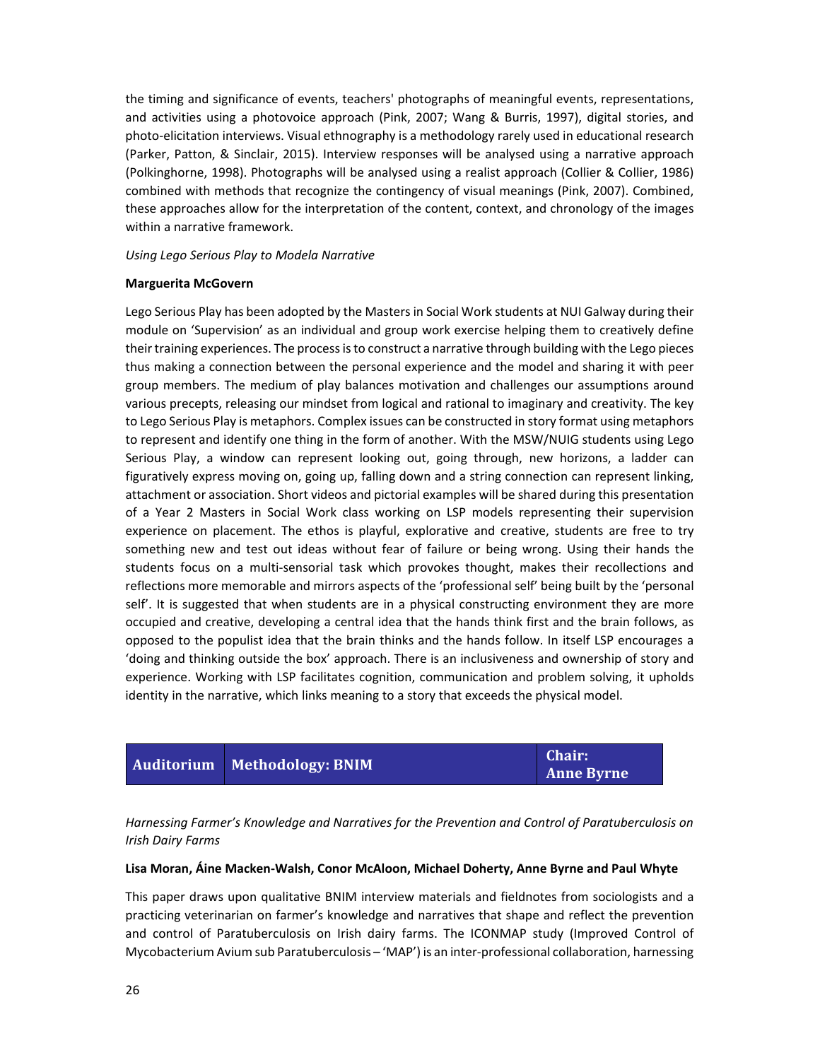the timing and significance of events, teachers' photographs of meaningful events, representations, and activities using a photovoice approach (Pink, 2007; Wang & Burris, 1997), digital stories, and photo-elicitation interviews. Visual ethnography is a methodology rarely used in educational research (Parker, Patton, & Sinclair, 2015). Interview responses will be analysed using a narrative approach (Polkinghorne, 1998). Photographs will be analysed using a realist approach (Collier & Collier, 1986) combined with methods that recognize the contingency of visual meanings (Pink, 2007). Combined, these approaches allow for the interpretation of the content, context, and chronology of the images within a narrative framework.

*Using Lego Serious Play to Modela Narrative*

**Marguerita McGovern**

Lego Serious Play has been adopted by the Masters in Social Work students at NUI Galway during their module on 'Supervision' as an individual and group work exercise helping them to creatively define their training experiences. The process is to construct a narrative through building with the Lego pieces thus making a connection between the personal experience and the model and sharing it with peer group members. The medium of play balances motivation and challenges our assumptions around various precepts, releasing our mindset from logical and rational to imaginary and creativity. The key to Lego Serious Play is metaphors. Complex issues can be constructed in story format using metaphors to represent and identify one thing in the form of another. With the MSW/NUIG students using Lego Serious Play, a window can represent looking out, going through, new horizons, a ladder can figuratively express moving on, going up, falling down and a string connection can represent linking, attachment or association. Short videos and pictorial examples will be shared during this presentation of a Year 2 Masters in Social Work class working on LSP models representing their supervision experience on placement. The ethos is playful, explorative and creative, students are free to try something new and test out ideas without fear of failure or being wrong. Using their hands the students focus on a multi-sensorial task which provokes thought, makes their recollections and reflections more memorable and mirrors aspects of the 'professional self' being built by the 'personal self'. It is suggested that when students are in a physical constructing environment they are more occupied and creative, developing a central idea that the hands think first and the brain follows, as opposed to the populist idea that the brain thinks and the hands follow. In itself LSP encourages a 'doing and thinking outside the box' approach. There is an inclusiveness and ownership of story and experience. Working with LSP facilitates cognition, communication and problem solving, it upholds identity in the narrative, which links meaning to a story that exceeds the physical model.

| Auditorium | Methodology: BNIM | Chair: Anne Byrne |
|---|---|---|

*Harnessing Farmer's Knowledge and Narratives for the Prevention and Control of Paratuberculosis on Irish Dairy Farms*

**Lisa Moran, Áine Macken-Walsh, Conor McAloon, Michael Doherty, Anne Byrne and Paul Whyte**

This paper draws upon qualitative BNIM interview materials and fieldnotes from sociologists and a practicing veterinarian on farmer's knowledge and narratives that shape and reflect the prevention and control of Paratuberculosis on Irish dairy farms. The ICONMAP study (Improved Control of Mycobacterium Avium sub Paratuberculosis – 'MAP') is an inter-professional collaboration, harnessing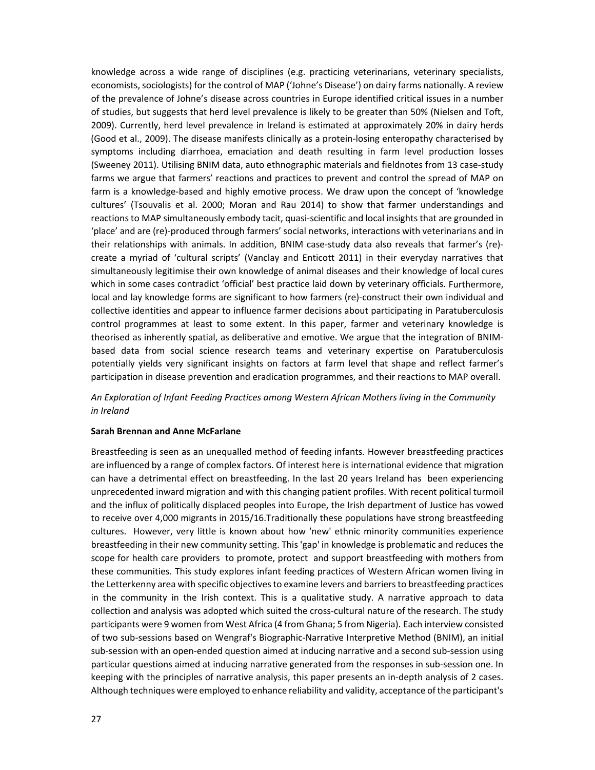knowledge across a wide range of disciplines (e.g. practicing veterinarians, veterinary specialists, economists, sociologists) for the control of MAP ('Johne's Disease') on dairy farms nationally. A review of the prevalence of Johne's disease across countries in Europe identified critical issues in a number of studies, but suggests that herd level prevalence is likely to be greater than 50% (Nielsen and Toft, 2009). Currently, herd level prevalence in Ireland is estimated at approximately 20% in dairy herds (Good et al., 2009). The disease manifests clinically as a protein-losing enteropathy characterised by symptoms including diarrhoea, emaciation and death resulting in farm level production losses (Sweeney 2011). Utilising BNIM data, auto ethnographic materials and fieldnotes from 13 case-study farms we argue that farmers' reactions and practices to prevent and control the spread of MAP on farm is a knowledge-based and highly emotive process. We draw upon the concept of 'knowledge cultures' (Tsouvalis et al. 2000; Moran and Rau 2014) to show that farmer understandings and reactions to MAP simultaneously embody tacit, quasi-scientific and local insights that are grounded in 'place' and are (re)-produced through farmers' social networks, interactions with veterinarians and in their relationships with animals. In addition, BNIM case-study data also reveals that farmer's (re)-create a myriad of 'cultural scripts' (Vanclay and Enticott 2011) in their everyday narratives that simultaneously legitimise their own knowledge of animal diseases and their knowledge of local cures which in some cases contradict 'official' best practice laid down by veterinary officials. Furthermore, local and lay knowledge forms are significant to how farmers (re)-construct their own individual and collective identities and appear to influence farmer decisions about participating in Paratuberculosis control programmes at least to some extent. In this paper, farmer and veterinary knowledge is theorised as inherently spatial, as deliberative and emotive. We argue that the integration of BNIM-based data from social science research teams and veterinary expertise on Paratuberculosis potentially yields very significant insights on factors at farm level that shape and reflect farmer's participation in disease prevention and eradication programmes, and their reactions to MAP overall.

*An Exploration of Infant Feeding Practices among Western African Mothers living in the Community in Ireland*

**Sarah Brennan and Anne McFarlane**

Breastfeeding is seen as an unequalled method of feeding infants. However breastfeeding practices are influenced by a range of complex factors. Of interest here is international evidence that migration can have a detrimental effect on breastfeeding. In the last 20 years Ireland has been experiencing unprecedented inward migration and with this changing patient profiles. With recent political turmoil and the influx of politically displaced peoples into Europe, the Irish department of Justice has vowed to receive over 4,000 migrants in 2015/16.Traditionally these populations have strong breastfeeding cultures. However, very little is known about how 'new' ethnic minority communities experience breastfeeding in their new community setting. This 'gap' in knowledge is problematic and reduces the scope for health care providers to promote, protect and support breastfeeding with mothers from these communities. This study explores infant feeding practices of Western African women living in the Letterkenny area with specific objectives to examine levers and barriers to breastfeeding practices in the community in the Irish context. This is a qualitative study. A narrative approach to data collection and analysis was adopted which suited the cross-cultural nature of the research. The study participants were 9 women from West Africa (4 from Ghana; 5 from Nigeria). Each interview consisted of two sub-sessions based on Wengraf's Biographic-Narrative Interpretive Method (BNIM), an initial sub-session with an open-ended question aimed at inducing narrative and a second sub-session using particular questions aimed at inducing narrative generated from the responses in sub-session one. In keeping with the principles of narrative analysis, this paper presents an in-depth analysis of 2 cases. Although techniques were employed to enhance reliability and validity, acceptance of the participant's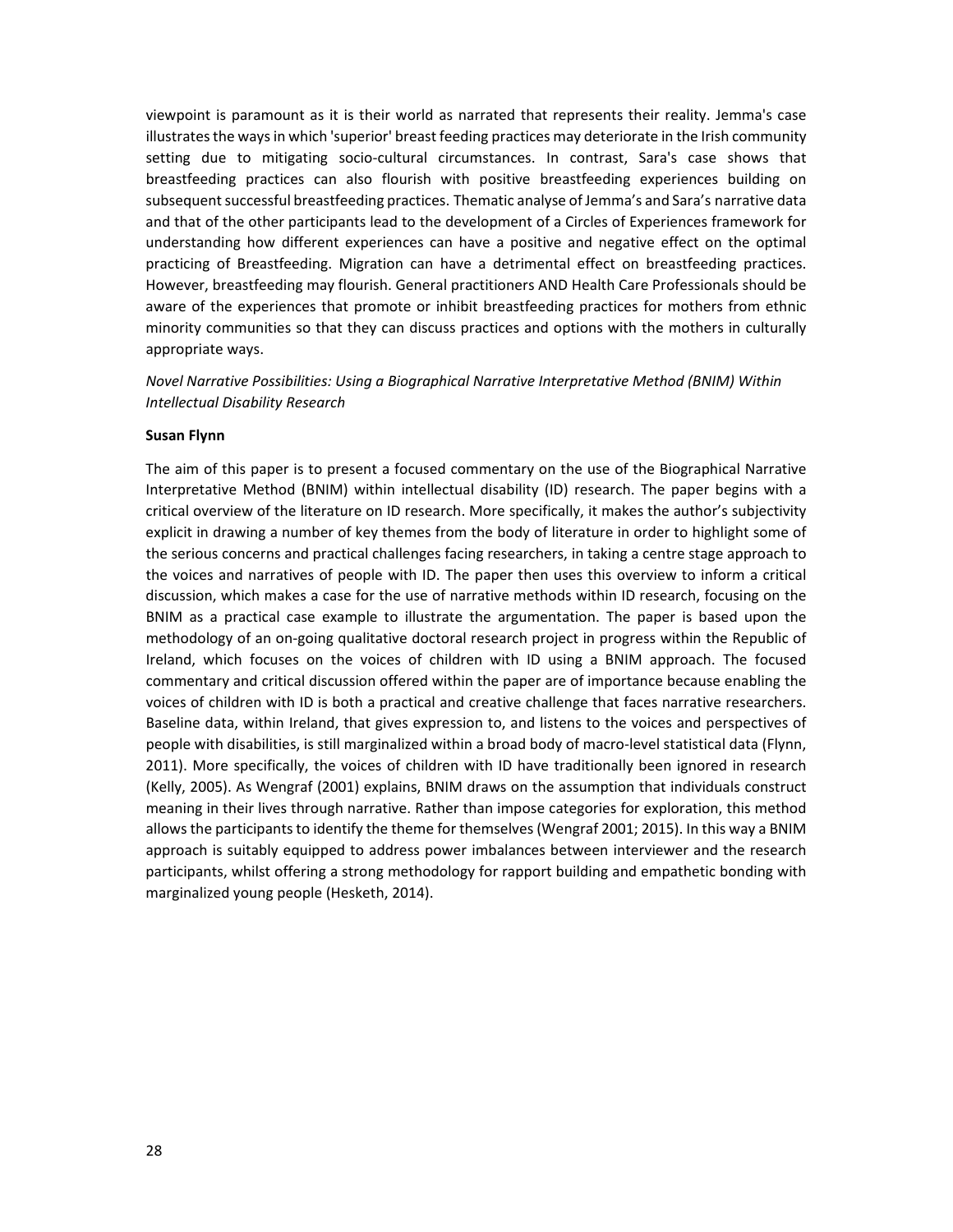viewpoint is paramount as it is their world as narrated that represents their reality. Jemma's case illustrates the ways in which 'superior' breast feeding practices may deteriorate in the Irish community setting due to mitigating socio-cultural circumstances. In contrast, Sara's case shows that breastfeeding practices can also flourish with positive breastfeeding experiences building on subsequent successful breastfeeding practices. Thematic analyse of Jemma's and Sara's narrative data and that of the other participants lead to the development of a Circles of Experiences framework for understanding how different experiences can have a positive and negative effect on the optimal practicing of Breastfeeding. Migration can have a detrimental effect on breastfeeding practices. However, breastfeeding may flourish. General practitioners AND Health Care Professionals should be aware of the experiences that promote or inhibit breastfeeding practices for mothers from ethnic minority communities so that they can discuss practices and options with the mothers in culturally appropriate ways.

*Novel Narrative Possibilities: Using a Biographical Narrative Interpretative Method (BNIM) Within Intellectual Disability Research*

**Susan Flynn**

The aim of this paper is to present a focused commentary on the use of the Biographical Narrative Interpretative Method (BNIM) within intellectual disability (ID) research. The paper begins with a critical overview of the literature on ID research. More specifically, it makes the author's subjectivity explicit in drawing a number of key themes from the body of literature in order to highlight some of the serious concerns and practical challenges facing researchers, in taking a centre stage approach to the voices and narratives of people with ID. The paper then uses this overview to inform a critical discussion, which makes a case for the use of narrative methods within ID research, focusing on the BNIM as a practical case example to illustrate the argumentation. The paper is based upon the methodology of an on-going qualitative doctoral research project in progress within the Republic of Ireland, which focuses on the voices of children with ID using a BNIM approach. The focused commentary and critical discussion offered within the paper are of importance because enabling the voices of children with ID is both a practical and creative challenge that faces narrative researchers. Baseline data, within Ireland, that gives expression to, and listens to the voices and perspectives of people with disabilities, is still marginalized within a broad body of macro-level statistical data (Flynn, 2011). More specifically, the voices of children with ID have traditionally been ignored in research (Kelly, 2005). As Wengraf (2001) explains, BNIM draws on the assumption that individuals construct meaning in their lives through narrative. Rather than impose categories for exploration, this method allows the participants to identify the theme for themselves (Wengraf 2001; 2015). In this way a BNIM approach is suitably equipped to address power imbalances between interviewer and the research participants, whilst offering a strong methodology for rapport building and empathetic bonding with marginalized young people (Hesketh, 2014).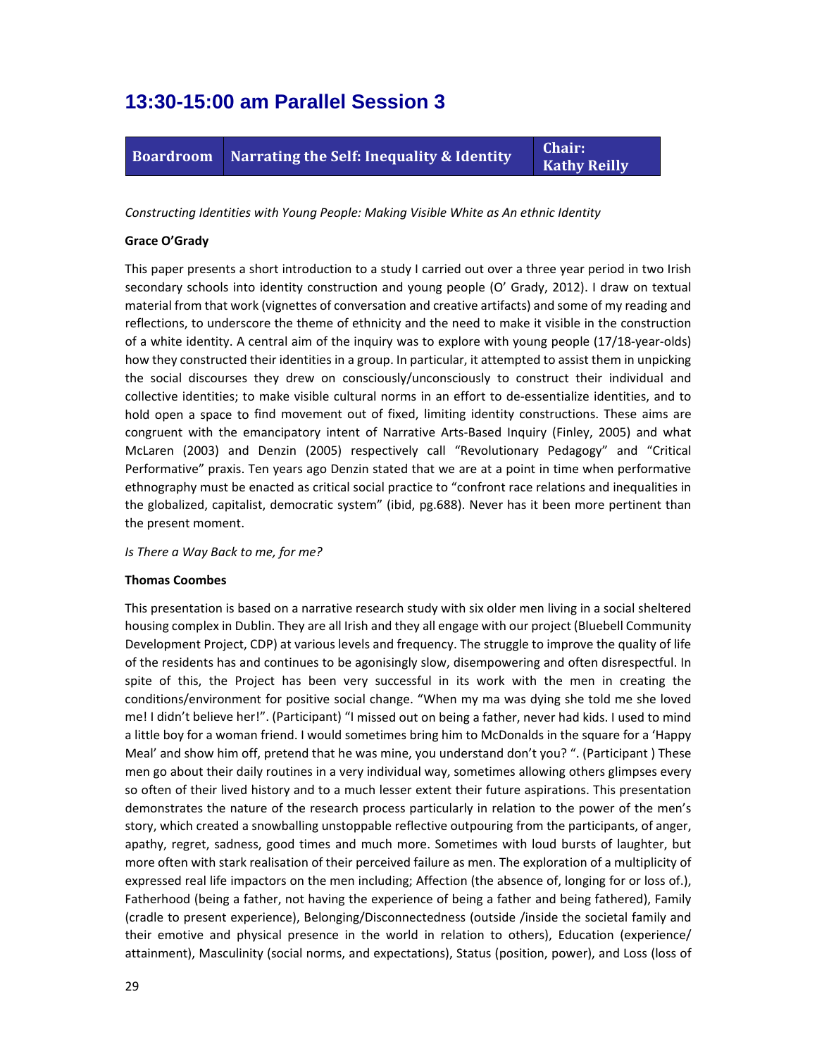# 13:30-15:00 am Parallel Session 3

| Boardroom | Narrating the Self: Inequality & Identity | Chair: Kathy Reilly |
|---|---|---|

*Constructing Identities with Young People: Making Visible White as An ethnic Identity*

**Grace O'Grady**

This paper presents a short introduction to a study I carried out over a three year period in two Irish secondary schools into identity construction and young people (O' Grady, 2012). I draw on textual material from that work (vignettes of conversation and creative artifacts) and some of my reading and reflections, to underscore the theme of ethnicity and the need to make it visible in the construction of a white identity. A central aim of the inquiry was to explore with young people (17/18-year-olds) how they constructed their identities in a group. In particular, it attempted to assist them in unpicking the social discourses they drew on consciously/unconsciously to construct their individual and collective identities; to make visible cultural norms in an effort to de-essentialize identities, and to hold open a space to find movement out of fixed, limiting identity constructions. These aims are congruent with the emancipatory intent of Narrative Arts-Based Inquiry (Finley, 2005) and what McLaren (2003) and Denzin (2005) respectively call "Revolutionary Pedagogy" and "Critical Performative" praxis. Ten years ago Denzin stated that we are at a point in time when performative ethnography must be enacted as critical social practice to "confront race relations and inequalities in the globalized, capitalist, democratic system" (ibid, pg.688). Never has it been more pertinent than the present moment.

*Is There a Way Back to me, for me?*

**Thomas Coombes**

This presentation is based on a narrative research study with six older men living in a social sheltered housing complex in Dublin. They are all Irish and they all engage with our project (Bluebell Community Development Project, CDP) at various levels and frequency. The struggle to improve the quality of life of the residents has and continues to be agonisingly slow, disempowering and often disrespectful. In spite of this, the Project has been very successful in its work with the men in creating the conditions/environment for positive social change. "When my ma was dying she told me she loved me! I didn't believe her!". (Participant) "I missed out on being a father, never had kids. I used to mind a little boy for a woman friend. I would sometimes bring him to McDonalds in the square for a 'Happy Meal' and show him off, pretend that he was mine, you understand don't you? ". (Participant ) These men go about their daily routines in a very individual way, sometimes allowing others glimpses every so often of their lived history and to a much lesser extent their future aspirations. This presentation demonstrates the nature of the research process particularly in relation to the power of the men's story, which created a snowballing unstoppable reflective outpouring from the participants, of anger, apathy, regret, sadness, good times and much more. Sometimes with loud bursts of laughter, but more often with stark realisation of their perceived failure as men. The exploration of a multiplicity of expressed real life impactors on the men including; Affection (the absence of, longing for or loss of.), Fatherhood (being a father, not having the experience of being a father and being fathered), Family (cradle to present experience), Belonging/Disconnectedness (outside /inside the societal family and their emotive and physical presence in the world in relation to others), Education (experience/ attainment), Masculinity (social norms, and expectations), Status (position, power), and Loss (loss of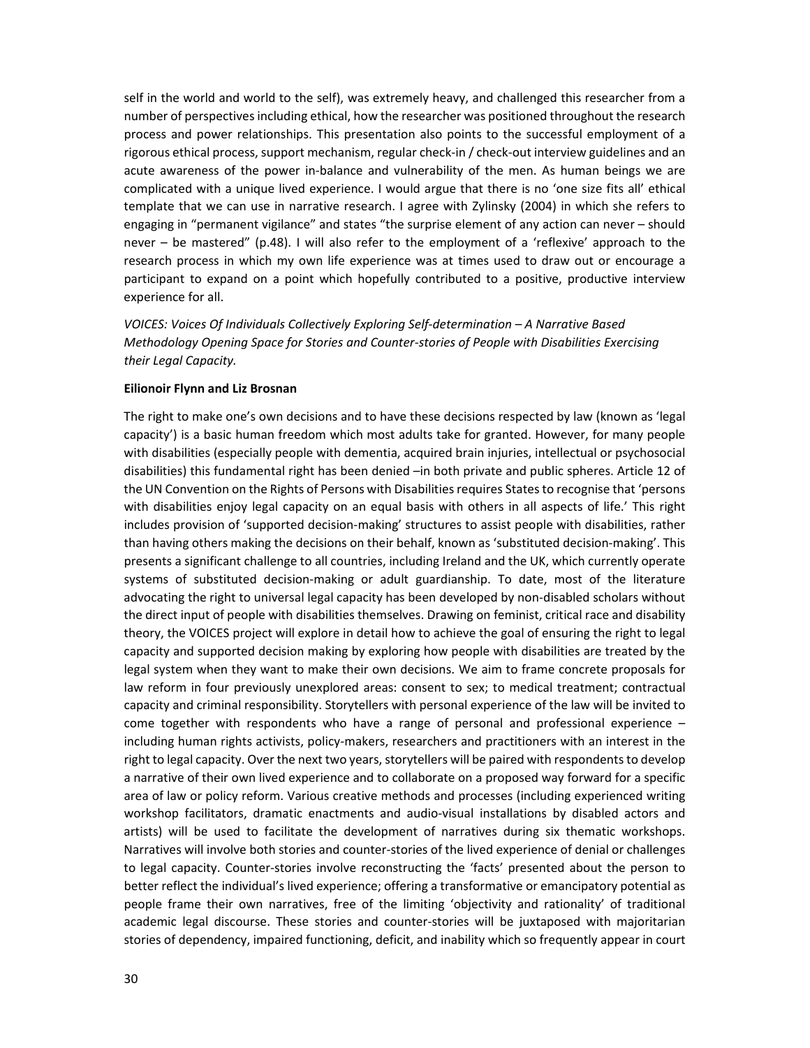self in the world and world to the self), was extremely heavy, and challenged this researcher from a number of perspectives including ethical, how the researcher was positioned throughout the research process and power relationships. This presentation also points to the successful employment of a rigorous ethical process, support mechanism, regular check-in / check-out interview guidelines and an acute awareness of the power in-balance and vulnerability of the men. As human beings we are complicated with a unique lived experience. I would argue that there is no 'one size fits all' ethical template that we can use in narrative research. I agree with Zylinsky (2004) in which she refers to engaging in "permanent vigilance" and states "the surprise element of any action can never – should never – be mastered" (p.48). I will also refer to the employment of a 'reflexive' approach to the research process in which my own life experience was at times used to draw out or encourage a participant to expand on a point which hopefully contributed to a positive, productive interview experience for all.

*VOICES: Voices Of Individuals Collectively Exploring Self-determination – A Narrative Based Methodology Opening Space for Stories and Counter-stories of People with Disabilities Exercising their Legal Capacity.*

**Eilionoir Flynn and Liz Brosnan**

The right to make one's own decisions and to have these decisions respected by law (known as 'legal capacity') is a basic human freedom which most adults take for granted. However, for many people with disabilities (especially people with dementia, acquired brain injuries, intellectual or psychosocial disabilities) this fundamental right has been denied –in both private and public spheres. Article 12 of the UN Convention on the Rights of Persons with Disabilities requires States to recognise that 'persons with disabilities enjoy legal capacity on an equal basis with others in all aspects of life.' This right includes provision of 'supported decision-making' structures to assist people with disabilities, rather than having others making the decisions on their behalf, known as 'substituted decision-making'. This presents a significant challenge to all countries, including Ireland and the UK, which currently operate systems of substituted decision-making or adult guardianship. To date, most of the literature advocating the right to universal legal capacity has been developed by non-disabled scholars without the direct input of people with disabilities themselves. Drawing on feminist, critical race and disability theory, the VOICES project will explore in detail how to achieve the goal of ensuring the right to legal capacity and supported decision making by exploring how people with disabilities are treated by the legal system when they want to make their own decisions. We aim to frame concrete proposals for law reform in four previously unexplored areas: consent to sex; to medical treatment; contractual capacity and criminal responsibility. Storytellers with personal experience of the law will be invited to come together with respondents who have a range of personal and professional experience – including human rights activists, policy-makers, researchers and practitioners with an interest in the right to legal capacity. Over the next two years, storytellers will be paired with respondents to develop a narrative of their own lived experience and to collaborate on a proposed way forward for a specific area of law or policy reform. Various creative methods and processes (including experienced writing workshop facilitators, dramatic enactments and audio-visual installations by disabled actors and artists) will be used to facilitate the development of narratives during six thematic workshops. Narratives will involve both stories and counter-stories of the lived experience of denial or challenges to legal capacity. Counter-stories involve reconstructing the 'facts' presented about the person to better reflect the individual's lived experience; offering a transformative or emancipatory potential as people frame their own narratives, free of the limiting 'objectivity and rationality' of traditional academic legal discourse. These stories and counter-stories will be juxtaposed with majoritarian stories of dependency, impaired functioning, deficit, and inability which so frequently appear in court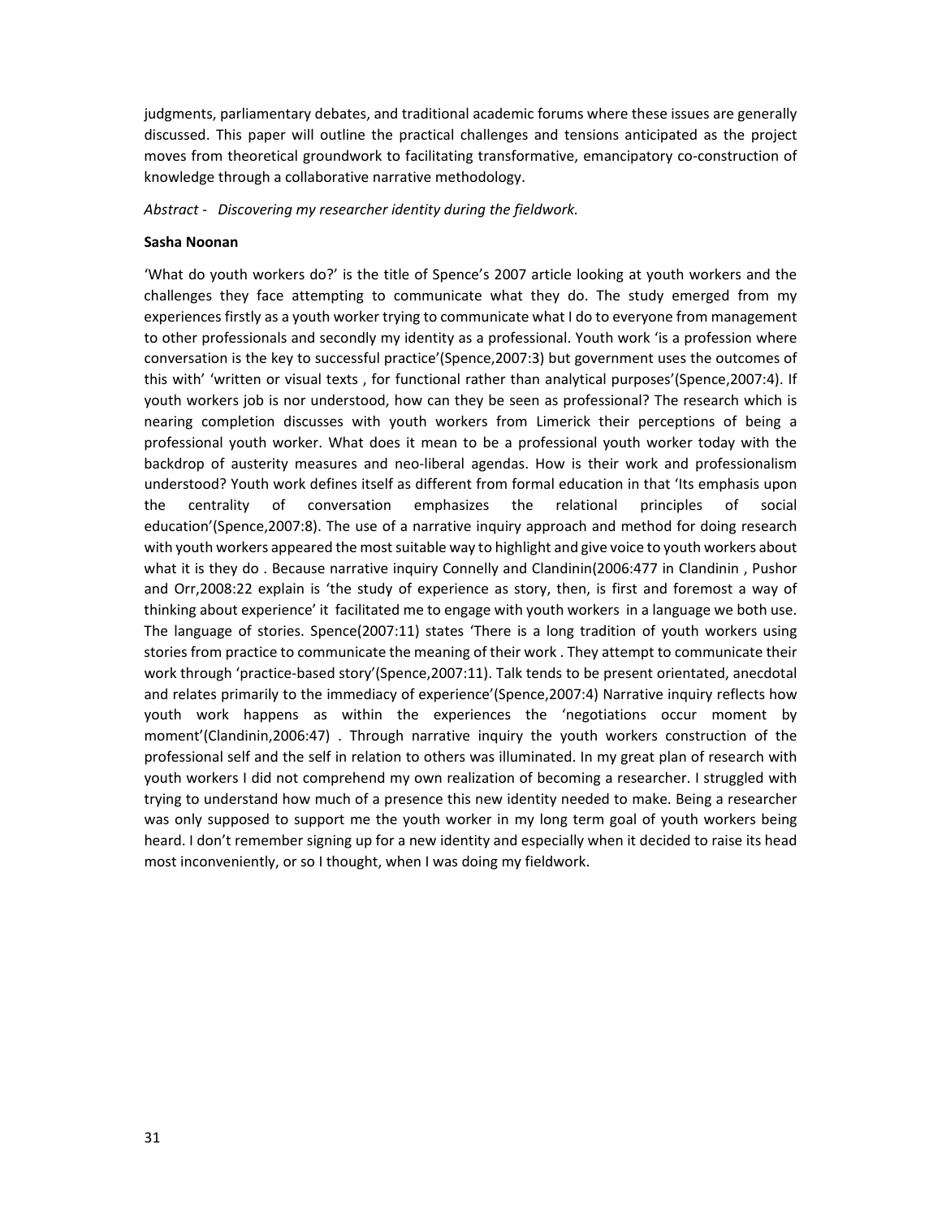judgments, parliamentary debates, and traditional academic forums where these issues are generally discussed. This paper will outline the practical challenges and tensions anticipated as the project moves from theoretical groundwork to facilitating transformative, emancipatory co-construction of knowledge through a collaborative narrative methodology.

*Abstract - Discovering my researcher identity during the fieldwork.*

**Sasha Noonan**

'What do youth workers do?' is the title of Spence's 2007 article looking at youth workers and the challenges they face attempting to communicate what they do. The study emerged from my experiences firstly as a youth worker trying to communicate what I do to everyone from management to other professionals and secondly my identity as a professional. Youth work 'is a profession where conversation is the key to successful practice'(Spence,2007:3) but government uses the outcomes of this with' 'written or visual texts , for functional rather than analytical purposes'(Spence,2007:4). If youth workers job is nor understood, how can they be seen as professional? The research which is nearing completion discusses with youth workers from Limerick their perceptions of being a professional youth worker. What does it mean to be a professional youth worker today with the backdrop of austerity measures and neo-liberal agendas. How is their work and professionalism understood? Youth work defines itself as different from formal education in that 'Its emphasis upon the centrality of conversation emphasizes the relational principles of social education'(Spence,2007:8). The use of a narrative inquiry approach and method for doing research with youth workers appeared the most suitable way to highlight and give voice to youth workers about what it is they do . Because narrative inquiry Connelly and Clandinin(2006:477 in Clandinin , Pushor and Orr,2008:22 explain is 'the study of experience as story, then, is first and foremost a way of thinking about experience' it facilitated me to engage with youth workers in a language we both use. The language of stories. Spence(2007:11) states 'There is a long tradition of youth workers using stories from practice to communicate the meaning of their work . They attempt to communicate their work through 'practice-based story'(Spence,2007:11). Talk tends to be present orientated, anecdotal and relates primarily to the immediacy of experience'(Spence,2007:4) Narrative inquiry reflects how youth work happens as within the experiences the 'negotiations occur moment by moment'(Clandinin,2006:47) . Through narrative inquiry the youth workers construction of the professional self and the self in relation to others was illuminated. In my great plan of research with youth workers I did not comprehend my own realization of becoming a researcher. I struggled with trying to understand how much of a presence this new identity needed to make. Being a researcher was only supposed to support me the youth worker in my long term goal of youth workers being heard. I don't remember signing up for a new identity and especially when it decided to raise its head most inconveniently, or so I thought, when I was doing my fieldwork.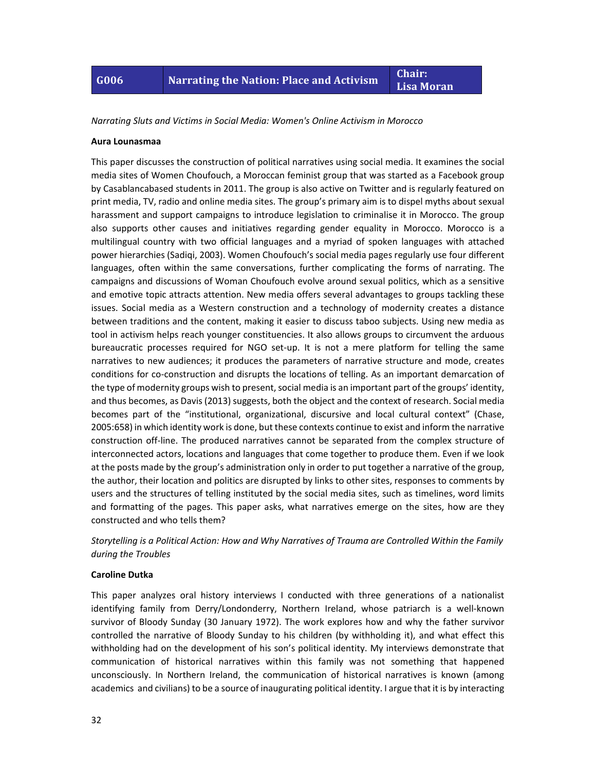| G006 | Narrating the Nation: Place and Activism | Chair: Lisa Moran |
|---|---|---|

*Narrating Sluts and Victims in Social Media: Women's Online Activism in Morocco*

**Aura Lounasmaa**

This paper discusses the construction of political narratives using social media. It examines the social media sites of Women Choufouch, a Moroccan feminist group that was started as a Facebook group by Casablancabased students in 2011. The group is also active on Twitter and is regularly featured on print media, TV, radio and online media sites. The group's primary aim is to dispel myths about sexual harassment and support campaigns to introduce legislation to criminalise it in Morocco. The group also supports other causes and initiatives regarding gender equality in Morocco. Morocco is a multilingual country with two official languages and a myriad of spoken languages with attached power hierarchies (Sadiqi, 2003). Women Choufouch's social media pages regularly use four different languages, often within the same conversations, further complicating the forms of narrating. The campaigns and discussions of Woman Choufouch evolve around sexual politics, which as a sensitive and emotive topic attracts attention. New media offers several advantages to groups tackling these issues. Social media as a Western construction and a technology of modernity creates a distance between traditions and the content, making it easier to discuss taboo subjects. Using new media as tool in activism helps reach younger constituencies. It also allows groups to circumvent the arduous bureaucratic processes required for NGO set-up. It is not a mere platform for telling the same narratives to new audiences; it produces the parameters of narrative structure and mode, creates conditions for co-construction and disrupts the locations of telling. As an important demarcation of the type of modernity groups wish to present, social media is an important part of the groups' identity, and thus becomes, as Davis (2013) suggests, both the object and the context of research. Social media becomes part of the "institutional, organizational, discursive and local cultural context" (Chase, 2005:658) in which identity work is done, but these contexts continue to exist and inform the narrative construction off-line. The produced narratives cannot be separated from the complex structure of interconnected actors, locations and languages that come together to produce them. Even if we look at the posts made by the group's administration only in order to put together a narrative of the group, the author, their location and politics are disrupted by links to other sites, responses to comments by users and the structures of telling instituted by the social media sites, such as timelines, word limits and formatting of the pages. This paper asks, what narratives emerge on the sites, how are they constructed and who tells them?

*Storytelling is a Political Action: How and Why Narratives of Trauma are Controlled Within the Family during the Troubles*

**Caroline Dutka**

This paper analyzes oral history interviews I conducted with three generations of a nationalist identifying family from Derry/Londonderry, Northern Ireland, whose patriarch is a well-known survivor of Bloody Sunday (30 January 1972). The work explores how and why the father survivor controlled the narrative of Bloody Sunday to his children (by withholding it), and what effect this withholding had on the development of his son's political identity. My interviews demonstrate that communication of historical narratives within this family was not something that happened unconsciously. In Northern Ireland, the communication of historical narratives is known (among academics and civilians) to be a source of inaugurating political identity. I argue that it is by interacting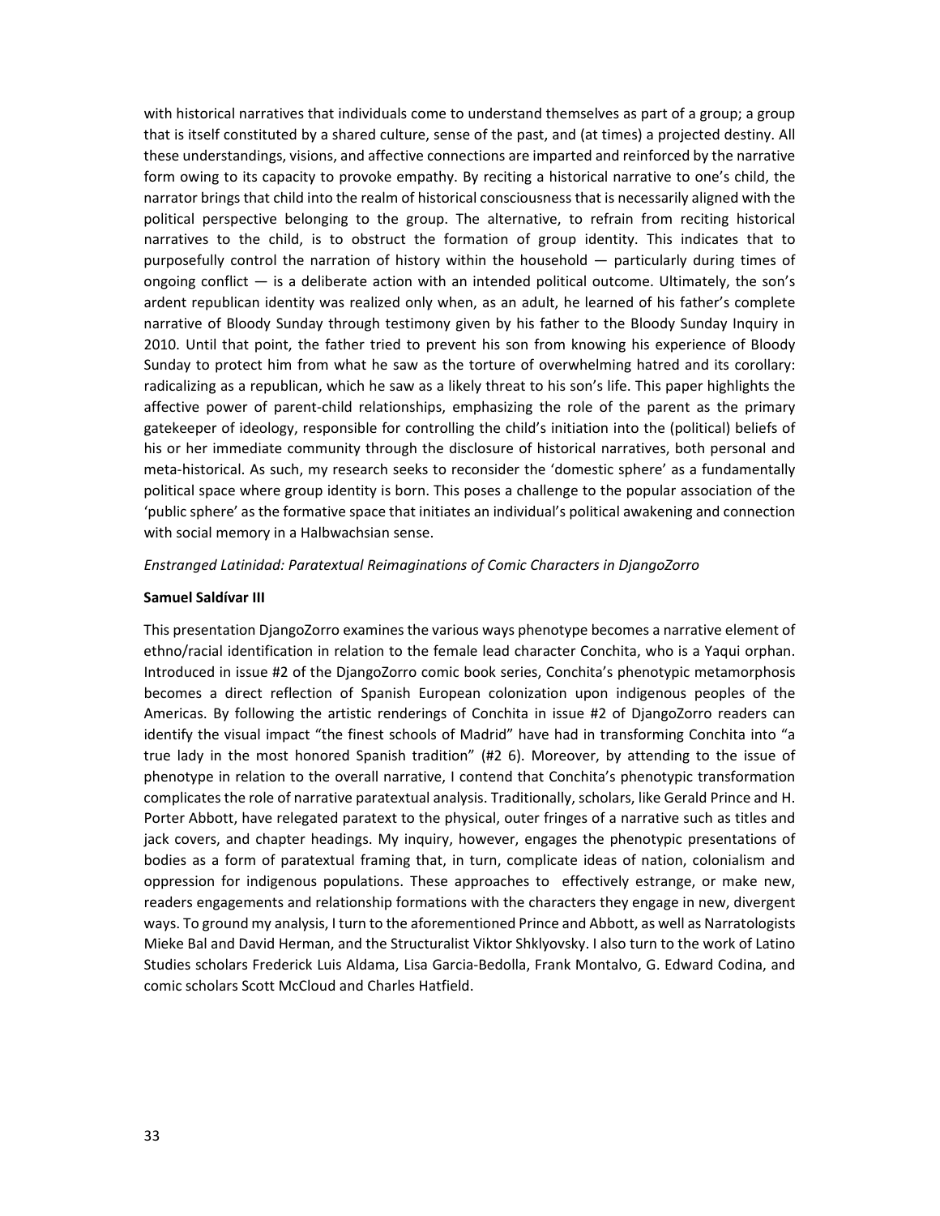with historical narratives that individuals come to understand themselves as part of a group; a group that is itself constituted by a shared culture, sense of the past, and (at times) a projected destiny. All these understandings, visions, and affective connections are imparted and reinforced by the narrative form owing to its capacity to provoke empathy. By reciting a historical narrative to one's child, the narrator brings that child into the realm of historical consciousness that is necessarily aligned with the political perspective belonging to the group. The alternative, to refrain from reciting historical narratives to the child, is to obstruct the formation of group identity. This indicates that to purposefully control the narration of history within the household — particularly during times of ongoing conflict — is a deliberate action with an intended political outcome. Ultimately, the son's ardent republican identity was realized only when, as an adult, he learned of his father's complete narrative of Bloody Sunday through testimony given by his father to the Bloody Sunday Inquiry in 2010. Until that point, the father tried to prevent his son from knowing his experience of Bloody Sunday to protect him from what he saw as the torture of overwhelming hatred and its corollary: radicalizing as a republican, which he saw as a likely threat to his son's life. This paper highlights the affective power of parent-child relationships, emphasizing the role of the parent as the primary gatekeeper of ideology, responsible for controlling the child's initiation into the (political) beliefs of his or her immediate community through the disclosure of historical narratives, both personal and meta-historical. As such, my research seeks to reconsider the 'domestic sphere' as a fundamentally political space where group identity is born. This poses a challenge to the popular association of the 'public sphere' as the formative space that initiates an individual's political awakening and connection with social memory in a Halbwachsian sense.

*Enstranged Latinidad: Paratextual Reimaginations of Comic Characters in DjangoZorro*

**Samuel Saldívar III**

This presentation DjangoZorro examines the various ways phenotype becomes a narrative element of ethno/racial identification in relation to the female lead character Conchita, who is a Yaqui orphan. Introduced in issue #2 of the DjangoZorro comic book series, Conchita's phenotypic metamorphosis becomes a direct reflection of Spanish European colonization upon indigenous peoples of the Americas. By following the artistic renderings of Conchita in issue #2 of DjangoZorro readers can identify the visual impact "the finest schools of Madrid" have had in transforming Conchita into "a true lady in the most honored Spanish tradition" (#2 6). Moreover, by attending to the issue of phenotype in relation to the overall narrative, I contend that Conchita's phenotypic transformation complicates the role of narrative paratextual analysis. Traditionally, scholars, like Gerald Prince and H. Porter Abbott, have relegated paratext to the physical, outer fringes of a narrative such as titles and jack covers, and chapter headings. My inquiry, however, engages the phenotypic presentations of bodies as a form of paratextual framing that, in turn, complicate ideas of nation, colonialism and oppression for indigenous populations. These approaches to effectively estrange, or make new, readers engagements and relationship formations with the characters they engage in new, divergent ways. To ground my analysis, I turn to the aforementioned Prince and Abbott, as well as Narratologists Mieke Bal and David Herman, and the Structuralist Viktor Shklyovsky. I also turn to the work of Latino Studies scholars Frederick Luis Aldama, Lisa Garcia-Bedolla, Frank Montalvo, G. Edward Codina, and comic scholars Scott McCloud and Charles Hatfield.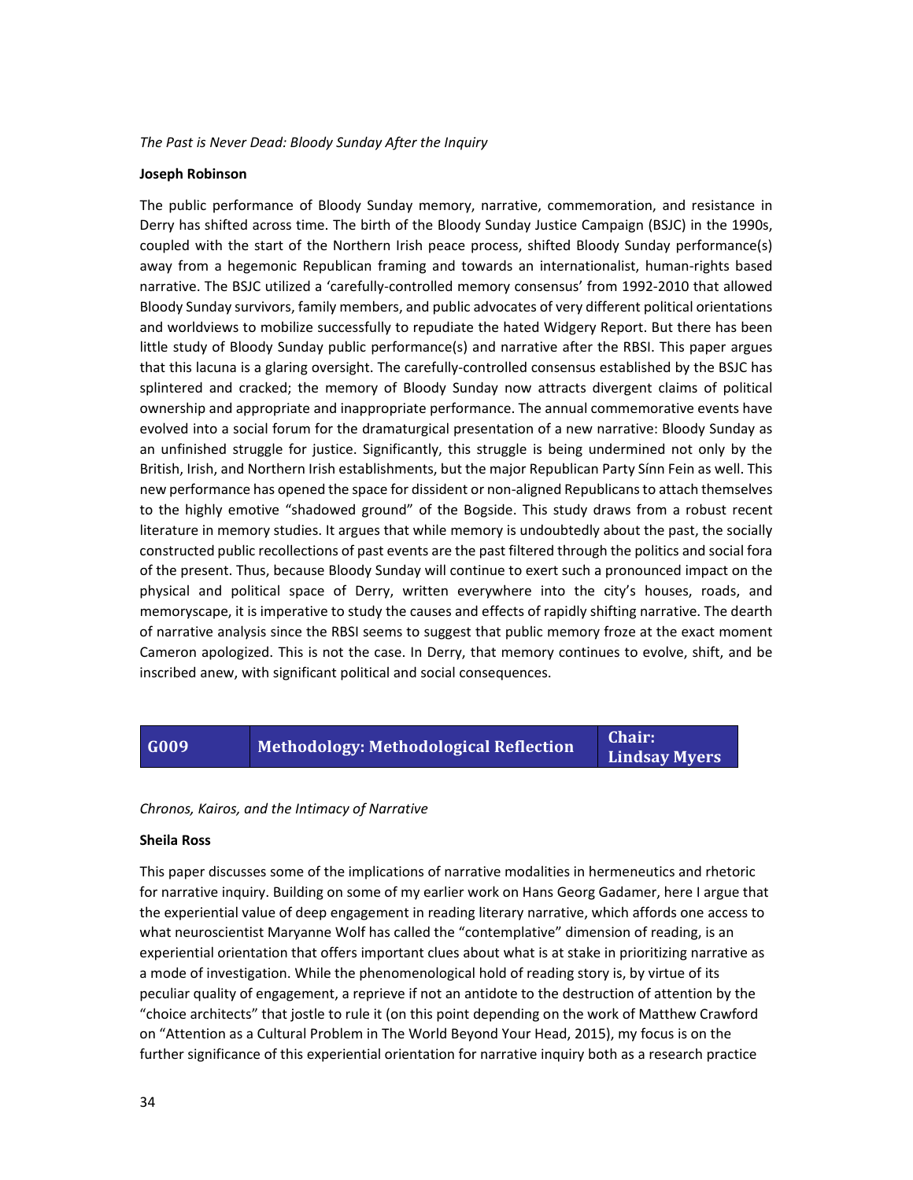*The Past is Never Dead: Bloody Sunday After the Inquiry*

**Joseph Robinson**

The public performance of Bloody Sunday memory, narrative, commemoration, and resistance in Derry has shifted across time. The birth of the Bloody Sunday Justice Campaign (BSJC) in the 1990s, coupled with the start of the Northern Irish peace process, shifted Bloody Sunday performance(s) away from a hegemonic Republican framing and towards an internationalist, human-rights based narrative. The BSJC utilized a 'carefully-controlled memory consensus' from 1992-2010 that allowed Bloody Sunday survivors, family members, and public advocates of very different political orientations and worldviews to mobilize successfully to repudiate the hated Widgery Report. But there has been little study of Bloody Sunday public performance(s) and narrative after the RBSI. This paper argues that this lacuna is a glaring oversight. The carefully-controlled consensus established by the BSJC has splintered and cracked; the memory of Bloody Sunday now attracts divergent claims of political ownership and appropriate and inappropriate performance. The annual commemorative events have evolved into a social forum for the dramaturgical presentation of a new narrative: Bloody Sunday as an unfinished struggle for justice. Significantly, this struggle is being undermined not only by the British, Irish, and Northern Irish establishments, but the major Republican Party Sínn Fein as well. This new performance has opened the space for dissident or non-aligned Republicans to attach themselves to the highly emotive "shadowed ground" of the Bogside. This study draws from a robust recent literature in memory studies. It argues that while memory is undoubtedly about the past, the socially constructed public recollections of past events are the past filtered through the politics and social fora of the present. Thus, because Bloody Sunday will continue to exert such a pronounced impact on the physical and political space of Derry, written everywhere into the city's houses, roads, and memoryscape, it is imperative to study the causes and effects of rapidly shifting narrative. The dearth of narrative analysis since the RBSI seems to suggest that public memory froze at the exact moment Cameron apologized. This is not the case. In Derry, that memory continues to evolve, shift, and be inscribed anew, with significant political and social consequences.

| G009 | Methodology: Methodological Reflection | Chair: Lindsay Myers |
|---|---|---|

*Chronos, Kairos, and the Intimacy of Narrative*

**Sheila Ross**

This paper discusses some of the implications of narrative modalities in hermeneutics and rhetoric for narrative inquiry. Building on some of my earlier work on Hans Georg Gadamer, here I argue that the experiential value of deep engagement in reading literary narrative, which affords one access to what neuroscientist Maryanne Wolf has called the "contemplative" dimension of reading, is an experiential orientation that offers important clues about what is at stake in prioritizing narrative as a mode of investigation. While the phenomenological hold of reading story is, by virtue of its peculiar quality of engagement, a reprieve if not an antidote to the destruction of attention by the "choice architects" that jostle to rule it (on this point depending on the work of Matthew Crawford on "Attention as a Cultural Problem in The World Beyond Your Head, 2015), my focus is on the further significance of this experiential orientation for narrative inquiry both as a research practice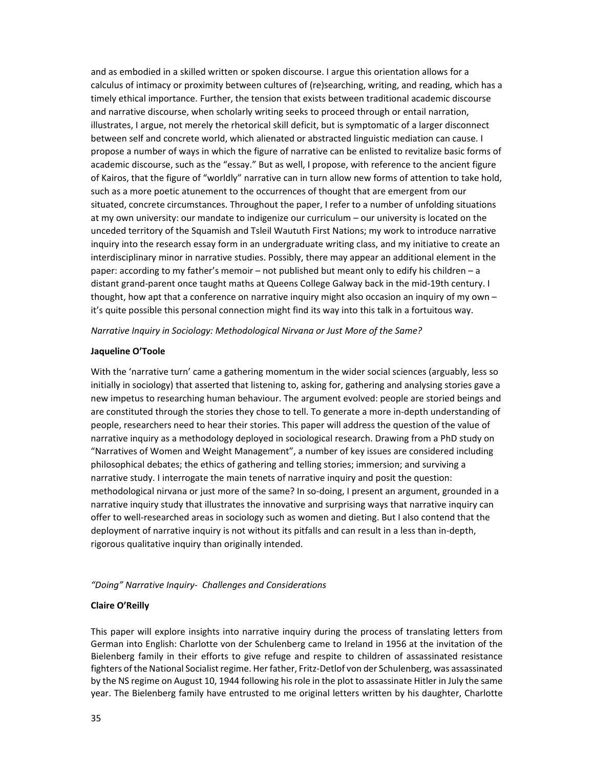and as embodied in a skilled written or spoken discourse. I argue this orientation allows for a calculus of intimacy or proximity between cultures of (re)searching, writing, and reading, which has a timely ethical importance. Further, the tension that exists between traditional academic discourse and narrative discourse, when scholarly writing seeks to proceed through or entail narration, illustrates, I argue, not merely the rhetorical skill deficit, but is symptomatic of a larger disconnect between self and concrete world, which alienated or abstracted linguistic mediation can cause. I propose a number of ways in which the figure of narrative can be enlisted to revitalize basic forms of academic discourse, such as the "essay." But as well, I propose, with reference to the ancient figure of Kairos, that the figure of "worldly" narrative can in turn allow new forms of attention to take hold, such as a more poetic atunement to the occurrences of thought that are emergent from our situated, concrete circumstances. Throughout the paper, I refer to a number of unfolding situations at my own university: our mandate to indigenize our curriculum – our university is located on the unceded territory of the Squamish and Tsleil Waututh First Nations; my work to introduce narrative inquiry into the research essay form in an undergraduate writing class, and my initiative to create an interdisciplinary minor in narrative studies. Possibly, there may appear an additional element in the paper: according to my father's memoir – not published but meant only to edify his children – a distant grand-parent once taught maths at Queens College Galway back in the mid-19th century. I thought, how apt that a conference on narrative inquiry might also occasion an inquiry of my own – it's quite possible this personal connection might find its way into this talk in a fortuitous way.

*Narrative Inquiry in Sociology: Methodological Nirvana or Just More of the Same?*

**Jaqueline O'Toole**

With the 'narrative turn' came a gathering momentum in the wider social sciences (arguably, less so initially in sociology) that asserted that listening to, asking for, gathering and analysing stories gave a new impetus to researching human behaviour. The argument evolved: people are storied beings and are constituted through the stories they chose to tell. To generate a more in-depth understanding of people, researchers need to hear their stories. This paper will address the question of the value of narrative inquiry as a methodology deployed in sociological research. Drawing from a PhD study on "Narratives of Women and Weight Management", a number of key issues are considered including philosophical debates; the ethics of gathering and telling stories; immersion; and surviving a narrative study. I interrogate the main tenets of narrative inquiry and posit the question: methodological nirvana or just more of the same? In so-doing, I present an argument, grounded in a narrative inquiry study that illustrates the innovative and surprising ways that narrative inquiry can offer to well-researched areas in sociology such as women and dieting. But I also contend that the deployment of narrative inquiry is not without its pitfalls and can result in a less than in-depth, rigorous qualitative inquiry than originally intended.

*"Doing" Narrative Inquiry- Challenges and Considerations*

**Claire O'Reilly**

This paper will explore insights into narrative inquiry during the process of translating letters from German into English: Charlotte von der Schulenberg came to Ireland in 1956 at the invitation of the Bielenberg family in their efforts to give refuge and respite to children of assassinated resistance fighters of the National Socialist regime. Her father, Fritz-Detlof von der Schulenberg, was assassinated by the NS regime on August 10, 1944 following his role in the plot to assassinate Hitler in July the same year. The Bielenberg family have entrusted to me original letters written by his daughter, Charlotte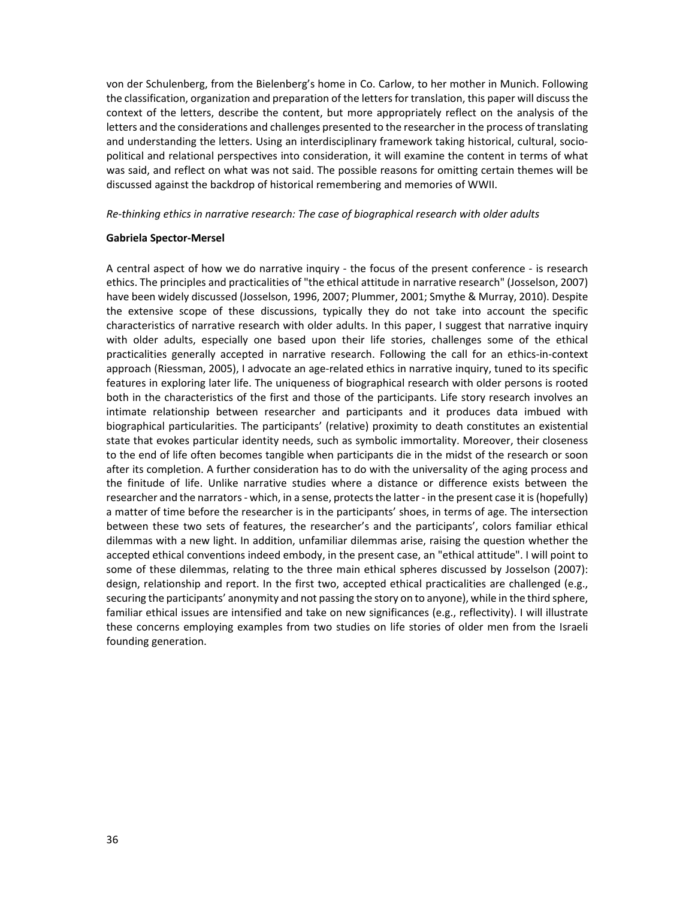von der Schulenberg, from the Bielenberg's home in Co. Carlow, to her mother in Munich. Following the classification, organization and preparation of the letters for translation, this paper will discuss the context of the letters, describe the content, but more appropriately reflect on the analysis of the letters and the considerations and challenges presented to the researcher in the process of translating and understanding the letters. Using an interdisciplinary framework taking historical, cultural, socio-political and relational perspectives into consideration, it will examine the content in terms of what was said, and reflect on what was not said. The possible reasons for omitting certain themes will be discussed against the backdrop of historical remembering and memories of WWII.

*Re-thinking ethics in narrative research: The case of biographical research with older adults*

**Gabriela Spector-Mersel**

A central aspect of how we do narrative inquiry - the focus of the present conference - is research ethics. The principles and practicalities of "the ethical attitude in narrative research" (Josselson, 2007) have been widely discussed (Josselson, 1996, 2007; Plummer, 2001; Smythe & Murray, 2010). Despite the extensive scope of these discussions, typically they do not take into account the specific characteristics of narrative research with older adults. In this paper, I suggest that narrative inquiry with older adults, especially one based upon their life stories, challenges some of the ethical practicalities generally accepted in narrative research. Following the call for an ethics-in-context approach (Riessman, 2005), I advocate an age-related ethics in narrative inquiry, tuned to its specific features in exploring later life. The uniqueness of biographical research with older persons is rooted both in the characteristics of the first and those of the participants. Life story research involves an intimate relationship between researcher and participants and it produces data imbued with biographical particularities. The participants' (relative) proximity to death constitutes an existential state that evokes particular identity needs, such as symbolic immortality. Moreover, their closeness to the end of life often becomes tangible when participants die in the midst of the research or soon after its completion. A further consideration has to do with the universality of the aging process and the finitude of life. Unlike narrative studies where a distance or difference exists between the researcher and the narrators - which, in a sense, protects the latter - in the present case it is (hopefully) a matter of time before the researcher is in the participants' shoes, in terms of age. The intersection between these two sets of features, the researcher's and the participants', colors familiar ethical dilemmas with a new light. In addition, unfamiliar dilemmas arise, raising the question whether the accepted ethical conventions indeed embody, in the present case, an "ethical attitude". I will point to some of these dilemmas, relating to the three main ethical spheres discussed by Josselson (2007): design, relationship and report. In the first two, accepted ethical practicalities are challenged (e.g., securing the participants' anonymity and not passing the story on to anyone), while in the third sphere, familiar ethical issues are intensified and take on new significances (e.g., reflectivity). I will illustrate these concerns employing examples from two studies on life stories of older men from the Israeli founding generation.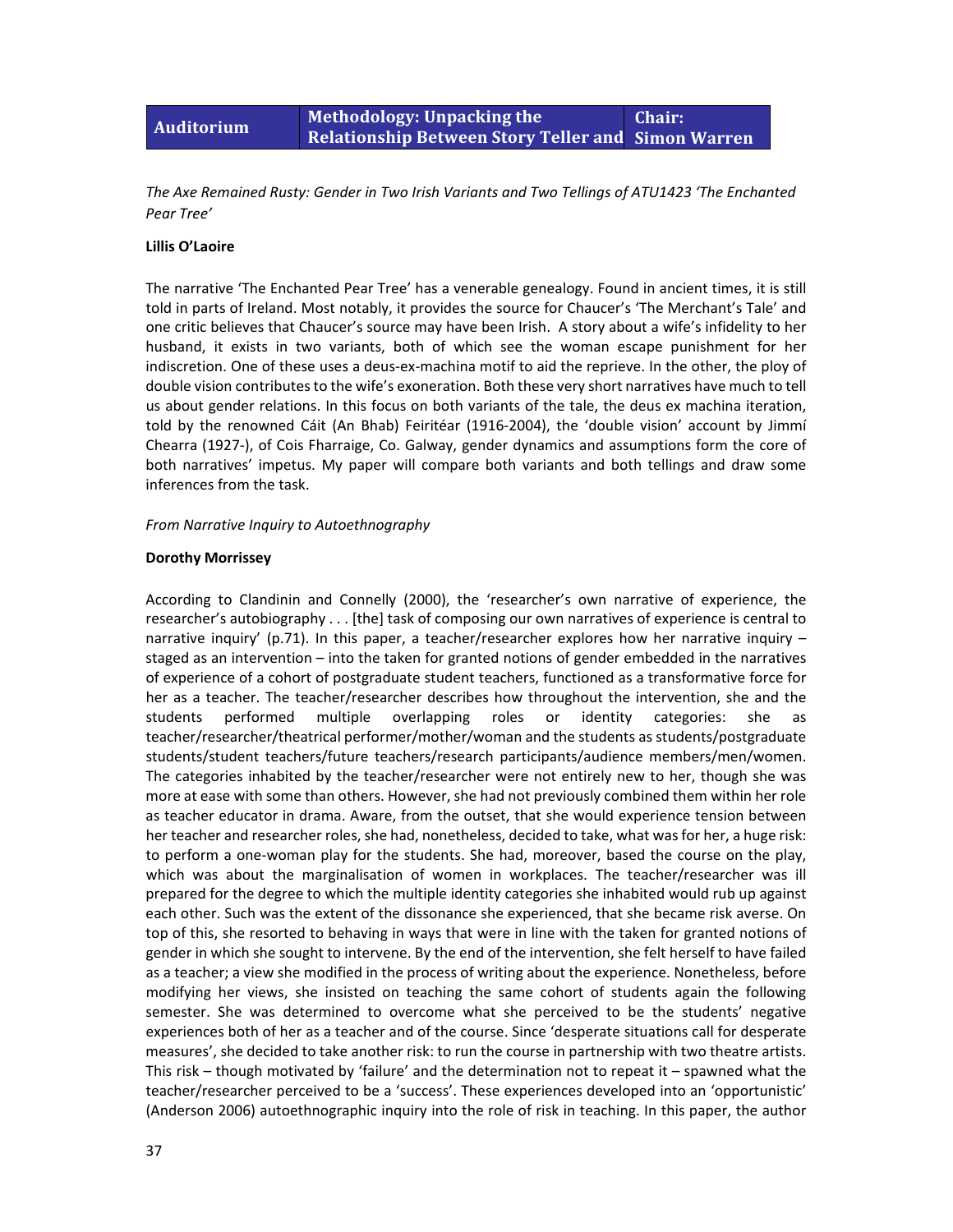| Auditorium | Methodology: Unpacking the Relationship Between Story Teller and | Chair: Simon Warren |
|---|---|---|

*The Axe Remained Rusty: Gender in Two Irish Variants and Two Tellings of ATU1423 'The Enchanted Pear Tree'*

**Lillis O'Laoire**

The narrative 'The Enchanted Pear Tree' has a venerable genealogy. Found in ancient times, it is still told in parts of Ireland. Most notably, it provides the source for Chaucer's 'The Merchant's Tale' and one critic believes that Chaucer's source may have been Irish. A story about a wife's infidelity to her husband, it exists in two variants, both of which see the woman escape punishment for her indiscretion. One of these uses a deus-ex-machina motif to aid the reprieve. In the other, the ploy of double vision contributes to the wife's exoneration. Both these very short narratives have much to tell us about gender relations. In this focus on both variants of the tale, the deus ex machina iteration, told by the renowned Cáit (An Bhab) Feiritéar (1916-2004), the 'double vision' account by Jimmí Chearra (1927-), of Cois Fharraige, Co. Galway, gender dynamics and assumptions form the core of both narratives' impetus. My paper will compare both variants and both tellings and draw some inferences from the task.

*From Narrative Inquiry to Autoethnography*

**Dorothy Morrissey**

According to Clandinin and Connelly (2000), the 'researcher's own narrative of experience, the researcher's autobiography . . . [the] task of composing our own narratives of experience is central to narrative inquiry' (p.71). In this paper, a teacher/researcher explores how her narrative inquiry – staged as an intervention – into the taken for granted notions of gender embedded in the narratives of experience of a cohort of postgraduate student teachers, functioned as a transformative force for her as a teacher. The teacher/researcher describes how throughout the intervention, she and the students performed multiple overlapping roles or identity categories: she as teacher/researcher/theatrical performer/mother/woman and the students as students/postgraduate students/student teachers/future teachers/research participants/audience members/men/women. The categories inhabited by the teacher/researcher were not entirely new to her, though she was more at ease with some than others. However, she had not previously combined them within her role as teacher educator in drama. Aware, from the outset, that she would experience tension between her teacher and researcher roles, she had, nonetheless, decided to take, what was for her, a huge risk: to perform a one-woman play for the students. She had, moreover, based the course on the play, which was about the marginalisation of women in workplaces. The teacher/researcher was ill prepared for the degree to which the multiple identity categories she inhabited would rub up against each other. Such was the extent of the dissonance she experienced, that she became risk averse. On top of this, she resorted to behaving in ways that were in line with the taken for granted notions of gender in which she sought to intervene. By the end of the intervention, she felt herself to have failed as a teacher; a view she modified in the process of writing about the experience. Nonetheless, before modifying her views, she insisted on teaching the same cohort of students again the following semester. She was determined to overcome what she perceived to be the students' negative experiences both of her as a teacher and of the course. Since 'desperate situations call for desperate measures', she decided to take another risk: to run the course in partnership with two theatre artists. This risk – though motivated by 'failure' and the determination not to repeat it – spawned what the teacher/researcher perceived to be a 'success'. These experiences developed into an 'opportunistic' (Anderson 2006) autoethnographic inquiry into the role of risk in teaching. In this paper, the author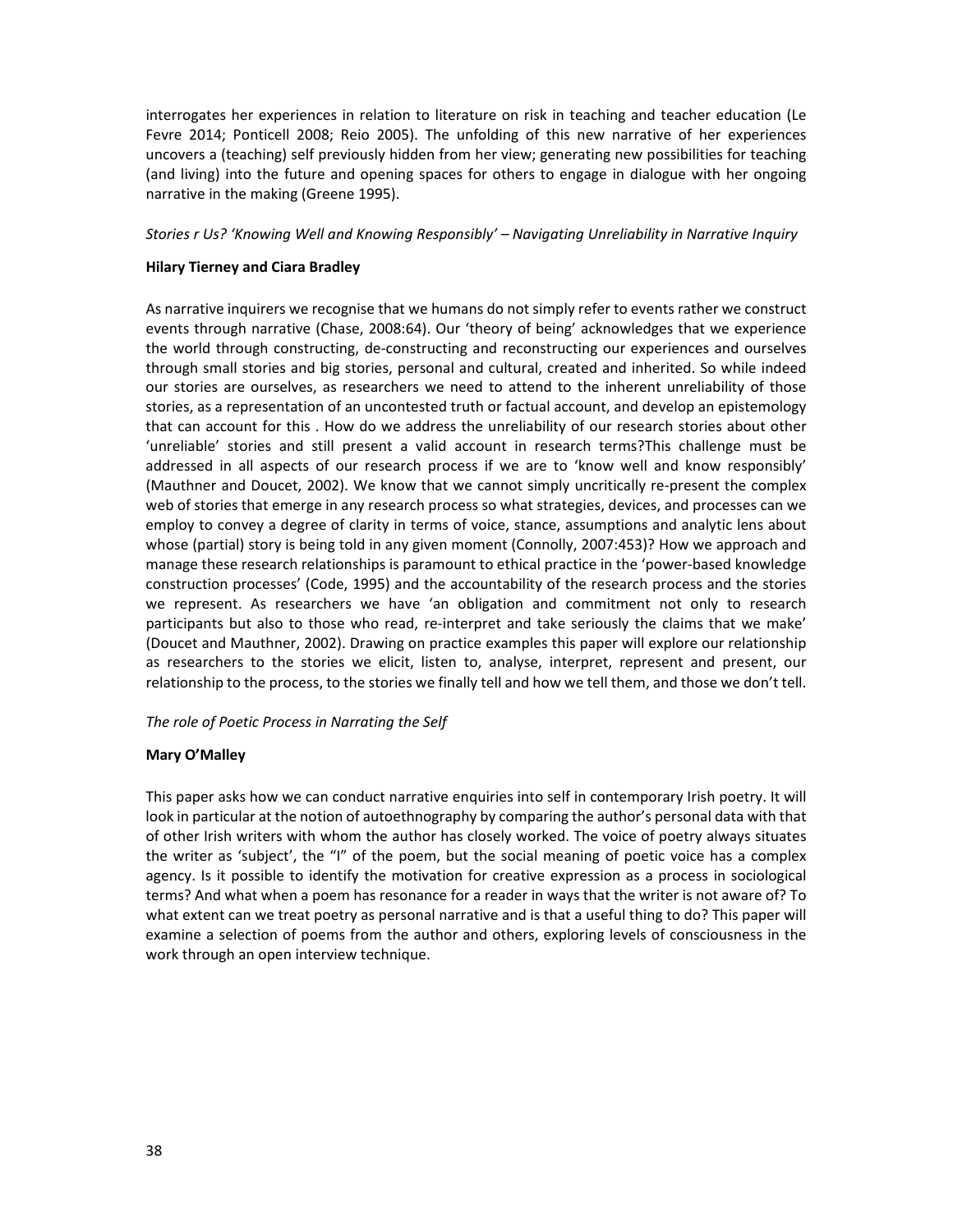interrogates her experiences in relation to literature on risk in teaching and teacher education (Le Fevre 2014; Ponticell 2008; Reio 2005). The unfolding of this new narrative of her experiences uncovers a (teaching) self previously hidden from her view; generating new possibilities for teaching (and living) into the future and opening spaces for others to engage in dialogue with her ongoing narrative in the making (Greene 1995).

*Stories r Us? 'Knowing Well and Knowing Responsibly' – Navigating Unreliability in Narrative Inquiry*

**Hilary Tierney and Ciara Bradley**

As narrative inquirers we recognise that we humans do not simply refer to events rather we construct events through narrative (Chase, 2008:64). Our 'theory of being' acknowledges that we experience the world through constructing, de-constructing and reconstructing our experiences and ourselves through small stories and big stories, personal and cultural, created and inherited. So while indeed our stories are ourselves, as researchers we need to attend to the inherent unreliability of those stories, as a representation of an uncontested truth or factual account, and develop an epistemology that can account for this . How do we address the unreliability of our research stories about other 'unreliable' stories and still present a valid account in research terms?This challenge must be addressed in all aspects of our research process if we are to 'know well and know responsibly' (Mauthner and Doucet, 2002). We know that we cannot simply uncritically re-present the complex web of stories that emerge in any research process so what strategies, devices, and processes can we employ to convey a degree of clarity in terms of voice, stance, assumptions and analytic lens about whose (partial) story is being told in any given moment (Connolly, 2007:453)? How we approach and manage these research relationships is paramount to ethical practice in the 'power-based knowledge construction processes' (Code, 1995) and the accountability of the research process and the stories we represent. As researchers we have 'an obligation and commitment not only to research participants but also to those who read, re-interpret and take seriously the claims that we make' (Doucet and Mauthner, 2002). Drawing on practice examples this paper will explore our relationship as researchers to the stories we elicit, listen to, analyse, interpret, represent and present, our relationship to the process, to the stories we finally tell and how we tell them, and those we don't tell.

*The role of Poetic Process in Narrating the Self*

**Mary O'Malley**

This paper asks how we can conduct narrative enquiries into self in contemporary Irish poetry. It will look in particular at the notion of autoethnography by comparing the author's personal data with that of other Irish writers with whom the author has closely worked. The voice of poetry always situates the writer as 'subject', the "I" of the poem, but the social meaning of poetic voice has a complex agency. Is it possible to identify the motivation for creative expression as a process in sociological terms? And what when a poem has resonance for a reader in ways that the writer is not aware of? To what extent can we treat poetry as personal narrative and is that a useful thing to do? This paper will examine a selection of poems from the author and others, exploring levels of consciousness in the work through an open interview technique.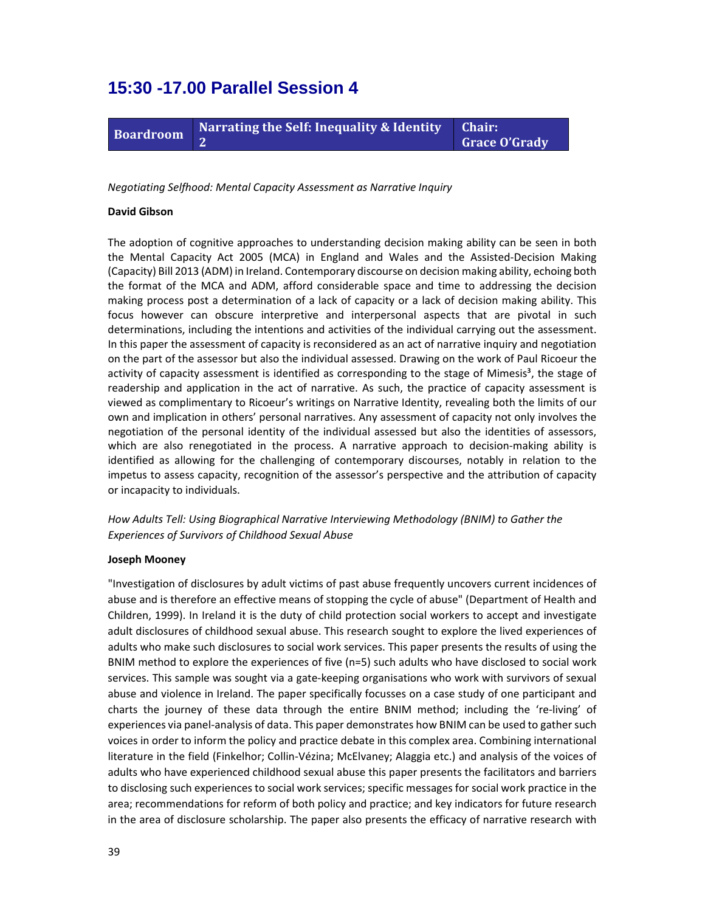# 15:30 -17.00 Parallel Session 4

| Boardroom | Narrating the Self: Inequality & Identity 2 | Chair: Grace O'Grady |
|---|---|---|

*Negotiating Selfhood: Mental Capacity Assessment as Narrative Inquiry*

**David Gibson**

The adoption of cognitive approaches to understanding decision making ability can be seen in both the Mental Capacity Act 2005 (MCA) in England and Wales and the Assisted-Decision Making (Capacity) Bill 2013 (ADM) in Ireland. Contemporary discourse on decision making ability, echoing both the format of the MCA and ADM, afford considerable space and time to addressing the decision making process post a determination of a lack of capacity or a lack of decision making ability. This focus however can obscure interpretive and interpersonal aspects that are pivotal in such determinations, including the intentions and activities of the individual carrying out the assessment. In this paper the assessment of capacity is reconsidered as an act of narrative inquiry and negotiation on the part of the assessor but also the individual assessed. Drawing on the work of Paul Ricoeur the activity of capacity assessment is identified as corresponding to the stage of Mimesis³, the stage of readership and application in the act of narrative. As such, the practice of capacity assessment is viewed as complimentary to Ricoeur's writings on Narrative Identity, revealing both the limits of our own and implication in others' personal narratives. Any assessment of capacity not only involves the negotiation of the personal identity of the individual assessed but also the identities of assessors, which are also renegotiated in the process. A narrative approach to decision-making ability is identified as allowing for the challenging of contemporary discourses, notably in relation to the impetus to assess capacity, recognition of the assessor's perspective and the attribution of capacity or incapacity to individuals.

*How Adults Tell: Using Biographical Narrative Interviewing Methodology (BNIM) to Gather the Experiences of Survivors of Childhood Sexual Abuse*

**Joseph Mooney**

"Investigation of disclosures by adult victims of past abuse frequently uncovers current incidences of abuse and is therefore an effective means of stopping the cycle of abuse" (Department of Health and Children, 1999). In Ireland it is the duty of child protection social workers to accept and investigate adult disclosures of childhood sexual abuse. This research sought to explore the lived experiences of adults who make such disclosures to social work services. This paper presents the results of using the BNIM method to explore the experiences of five (n=5) such adults who have disclosed to social work services. This sample was sought via a gate-keeping organisations who work with survivors of sexual abuse and violence in Ireland. The paper specifically focusses on a case study of one participant and charts the journey of these data through the entire BNIM method; including the 're-living' of experiences via panel-analysis of data. This paper demonstrates how BNIM can be used to gather such voices in order to inform the policy and practice debate in this complex area. Combining international literature in the field (Finkelhor; Collin-Vézina; McElvaney; Alaggia etc.) and analysis of the voices of adults who have experienced childhood sexual abuse this paper presents the facilitators and barriers to disclosing such experiences to social work services; specific messages for social work practice in the area; recommendations for reform of both policy and practice; and key indicators for future research in the area of disclosure scholarship. The paper also presents the efficacy of narrative research with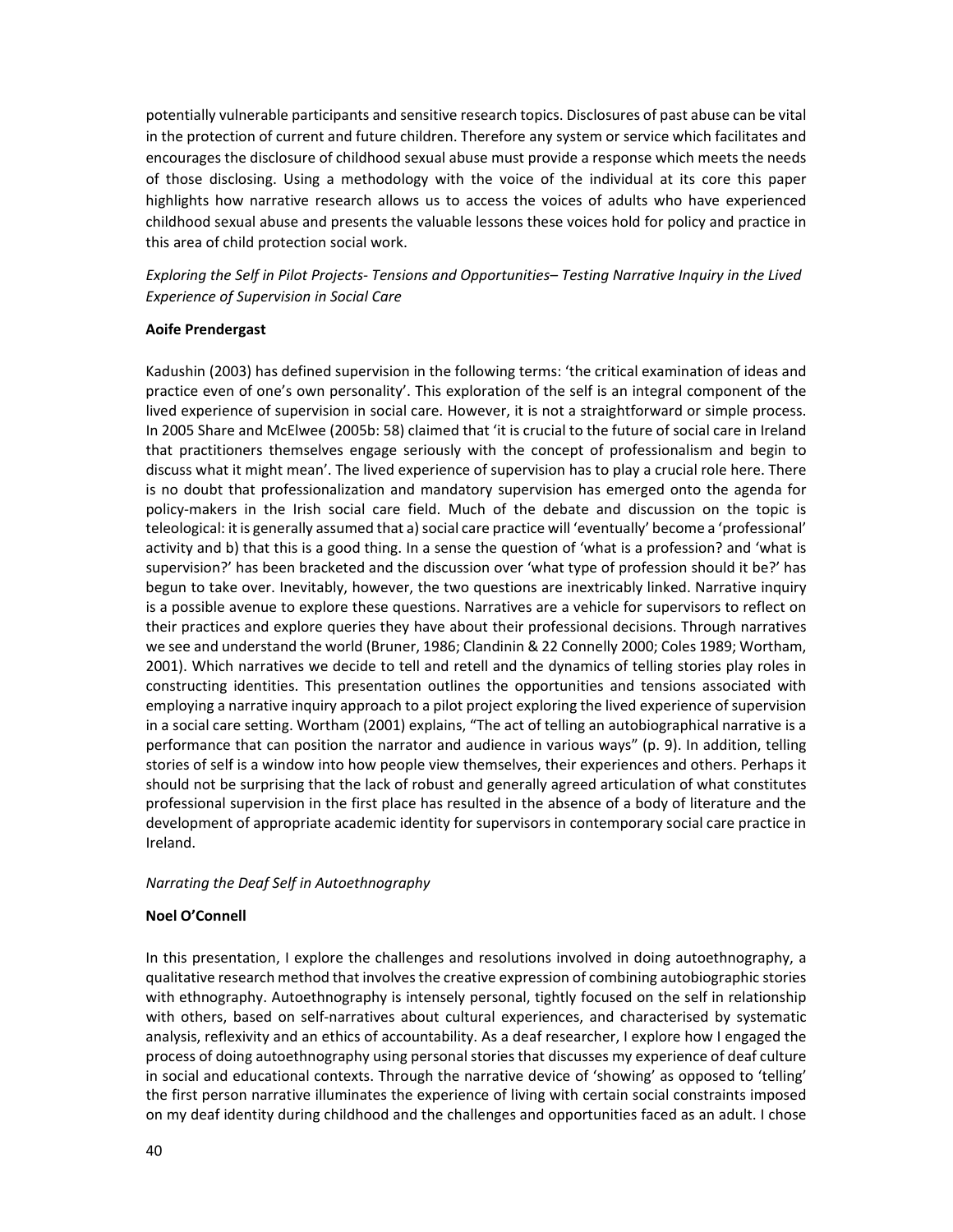potentially vulnerable participants and sensitive research topics. Disclosures of past abuse can be vital in the protection of current and future children. Therefore any system or service which facilitates and encourages the disclosure of childhood sexual abuse must provide a response which meets the needs of those disclosing. Using a methodology with the voice of the individual at its core this paper highlights how narrative research allows us to access the voices of adults who have experienced childhood sexual abuse and presents the valuable lessons these voices hold for policy and practice in this area of child protection social work.

*Exploring the Self in Pilot Projects- Tensions and Opportunities– Testing Narrative Inquiry in the Lived Experience of Supervision in Social Care*

**Aoife Prendergast**

Kadushin (2003) has defined supervision in the following terms: 'the critical examination of ideas and practice even of one's own personality'. This exploration of the self is an integral component of the lived experience of supervision in social care. However, it is not a straightforward or simple process. In 2005 Share and McElwee (2005b: 58) claimed that 'it is crucial to the future of social care in Ireland that practitioners themselves engage seriously with the concept of professionalism and begin to discuss what it might mean'. The lived experience of supervision has to play a crucial role here. There is no doubt that professionalization and mandatory supervision has emerged onto the agenda for policy-makers in the Irish social care field. Much of the debate and discussion on the topic is teleological: it is generally assumed that a) social care practice will 'eventually' become a 'professional' activity and b) that this is a good thing. In a sense the question of 'what is a profession? and 'what is supervision?' has been bracketed and the discussion over 'what type of profession should it be?' has begun to take over. Inevitably, however, the two questions are inextricably linked. Narrative inquiry is a possible avenue to explore these questions. Narratives are a vehicle for supervisors to reflect on their practices and explore queries they have about their professional decisions. Through narratives we see and understand the world (Bruner, 1986; Clandinin & 22 Connelly 2000; Coles 1989; Wortham, 2001). Which narratives we decide to tell and retell and the dynamics of telling stories play roles in constructing identities. This presentation outlines the opportunities and tensions associated with employing a narrative inquiry approach to a pilot project exploring the lived experience of supervision in a social care setting. Wortham (2001) explains, "The act of telling an autobiographical narrative is a performance that can position the narrator and audience in various ways" (p. 9). In addition, telling stories of self is a window into how people view themselves, their experiences and others. Perhaps it should not be surprising that the lack of robust and generally agreed articulation of what constitutes professional supervision in the first place has resulted in the absence of a body of literature and the development of appropriate academic identity for supervisors in contemporary social care practice in Ireland.

*Narrating the Deaf Self in Autoethnography*

**Noel O'Connell**

In this presentation, I explore the challenges and resolutions involved in doing autoethnography, a qualitative research method that involves the creative expression of combining autobiographic stories with ethnography. Autoethnography is intensely personal, tightly focused on the self in relationship with others, based on self-narratives about cultural experiences, and characterised by systematic analysis, reflexivity and an ethics of accountability. As a deaf researcher, I explore how I engaged the process of doing autoethnography using personal stories that discusses my experience of deaf culture in social and educational contexts. Through the narrative device of 'showing' as opposed to 'telling' the first person narrative illuminates the experience of living with certain social constraints imposed on my deaf identity during childhood and the challenges and opportunities faced as an adult. I chose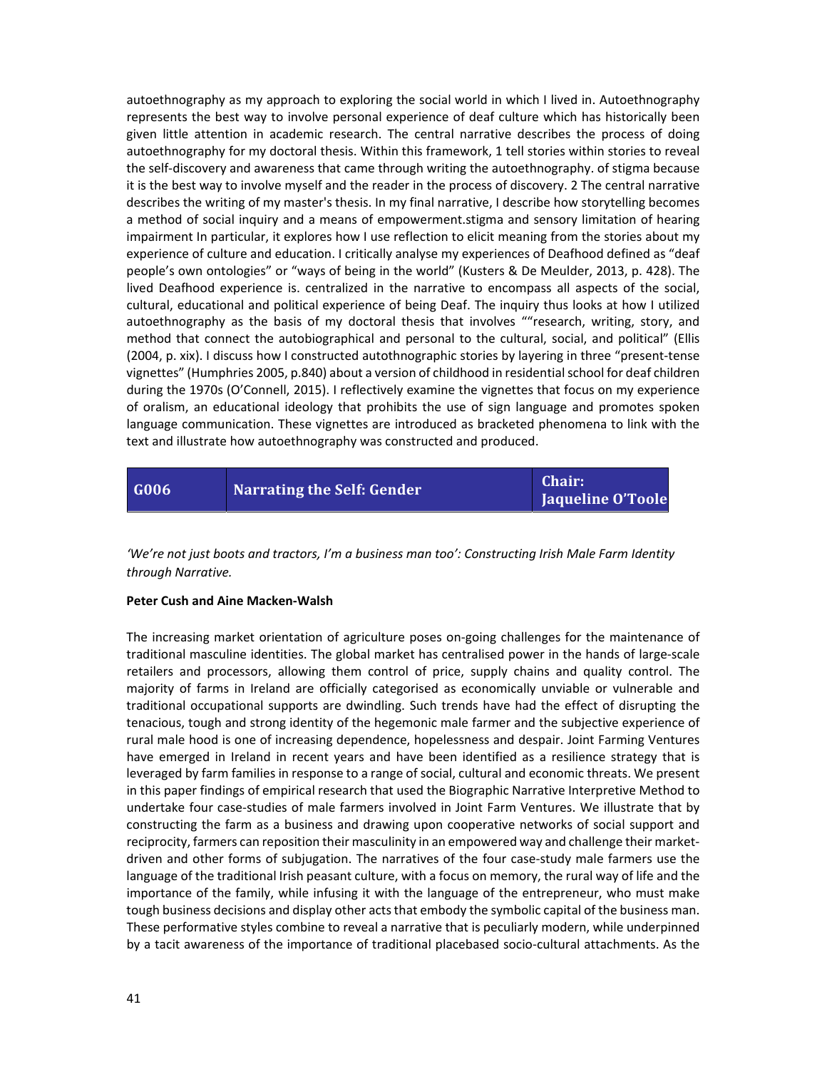autoethnography as my approach to exploring the social world in which I lived in. Autoethnography represents the best way to involve personal experience of deaf culture which has historically been given little attention in academic research. The central narrative describes the process of doing autoethnography for my doctoral thesis. Within this framework, 1 tell stories within stories to reveal the self-discovery and awareness that came through writing the autoethnography. of stigma because it is the best way to involve myself and the reader in the process of discovery. 2 The central narrative describes the writing of my master's thesis. In my final narrative, I describe how storytelling becomes a method of social inquiry and a means of empowerment.stigma and sensory limitation of hearing impairment In particular, it explores how I use reflection to elicit meaning from the stories about my experience of culture and education. I critically analyse my experiences of Deafhood defined as "deaf people's own ontologies" or "ways of being in the world" (Kusters & De Meulder, 2013, p. 428). The lived Deafhood experience is. centralized in the narrative to encompass all aspects of the social, cultural, educational and political experience of being Deaf. The inquiry thus looks at how I utilized autoethnography as the basis of my doctoral thesis that involves ""research, writing, story, and method that connect the autobiographical and personal to the cultural, social, and political" (Ellis (2004, p. xix). I discuss how I constructed autothnographic stories by layering in three "present-tense vignettes" (Humphries 2005, p.840) about a version of childhood in residential school for deaf children during the 1970s (O'Connell, 2015). I reflectively examine the vignettes that focus on my experience of oralism, an educational ideology that prohibits the use of sign language and promotes spoken language communication. These vignettes are introduced as bracketed phenomena to link with the text and illustrate how autoethnography was constructed and produced.

| G006 | Narrating the Self: Gender | Chair: Jaqueline O'Toole |
|---|---|---|

*'We're not just boots and tractors, I'm a business man too': Constructing Irish Male Farm Identity through Narrative.*

**Peter Cush and Aine Macken-Walsh**

The increasing market orientation of agriculture poses on-going challenges for the maintenance of traditional masculine identities. The global market has centralised power in the hands of large-scale retailers and processors, allowing them control of price, supply chains and quality control. The majority of farms in Ireland are officially categorised as economically unviable or vulnerable and traditional occupational supports are dwindling. Such trends have had the effect of disrupting the tenacious, tough and strong identity of the hegemonic male farmer and the subjective experience of rural male hood is one of increasing dependence, hopelessness and despair. Joint Farming Ventures have emerged in Ireland in recent years and have been identified as a resilience strategy that is leveraged by farm families in response to a range of social, cultural and economic threats. We present in this paper findings of empirical research that used the Biographic Narrative Interpretive Method to undertake four case-studies of male farmers involved in Joint Farm Ventures. We illustrate that by constructing the farm as a business and drawing upon cooperative networks of social support and reciprocity, farmers can reposition their masculinity in an empowered way and challenge their market-driven and other forms of subjugation. The narratives of the four case-study male farmers use the language of the traditional Irish peasant culture, with a focus on memory, the rural way of life and the importance of the family, while infusing it with the language of the entrepreneur, who must make tough business decisions and display other acts that embody the symbolic capital of the business man. These performative styles combine to reveal a narrative that is peculiarly modern, while underpinned by a tacit awareness of the importance of traditional placebased socio-cultural attachments. As the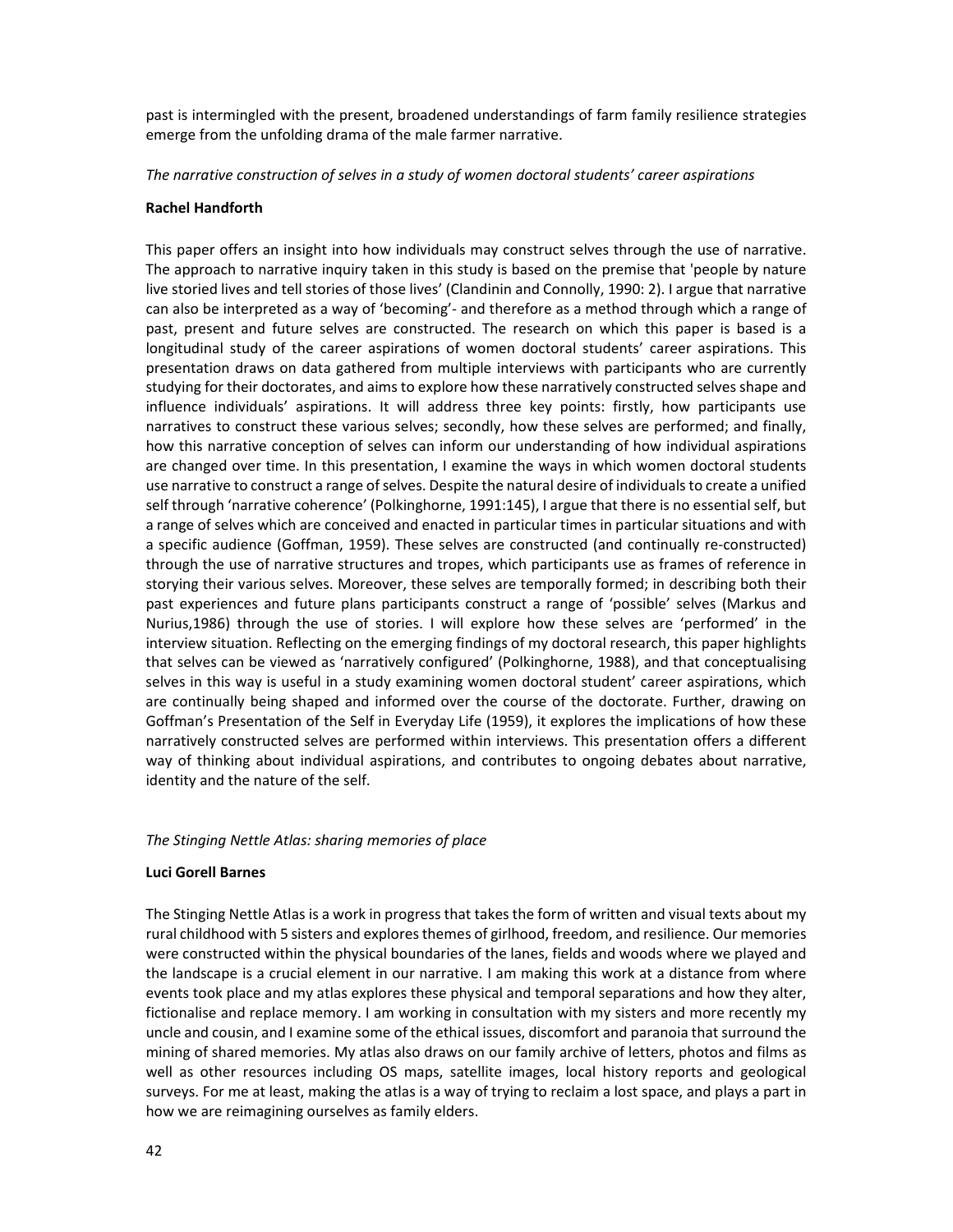past is intermingled with the present, broadened understandings of farm family resilience strategies emerge from the unfolding drama of the male farmer narrative.

*The narrative construction of selves in a study of women doctoral students' career aspirations*

**Rachel Handforth**

This paper offers an insight into how individuals may construct selves through the use of narrative. The approach to narrative inquiry taken in this study is based on the premise that 'people by nature live storied lives and tell stories of those lives' (Clandinin and Connolly, 1990: 2). I argue that narrative can also be interpreted as a way of 'becoming'- and therefore as a method through which a range of past, present and future selves are constructed. The research on which this paper is based is a longitudinal study of the career aspirations of women doctoral students' career aspirations. This presentation draws on data gathered from multiple interviews with participants who are currently studying for their doctorates, and aims to explore how these narratively constructed selves shape and influence individuals' aspirations. It will address three key points: firstly, how participants use narratives to construct these various selves; secondly, how these selves are performed; and finally, how this narrative conception of selves can inform our understanding of how individual aspirations are changed over time. In this presentation, I examine the ways in which women doctoral students use narrative to construct a range of selves. Despite the natural desire of individuals to create a unified self through 'narrative coherence' (Polkinghorne, 1991:145), I argue that there is no essential self, but a range of selves which are conceived and enacted in particular times in particular situations and with a specific audience (Goffman, 1959). These selves are constructed (and continually re-constructed) through the use of narrative structures and tropes, which participants use as frames of reference in storying their various selves. Moreover, these selves are temporally formed; in describing both their past experiences and future plans participants construct a range of 'possible' selves (Markus and Nurius,1986) through the use of stories. I will explore how these selves are 'performed' in the interview situation. Reflecting on the emerging findings of my doctoral research, this paper highlights that selves can be viewed as 'narratively configured' (Polkinghorne, 1988), and that conceptualising selves in this way is useful in a study examining women doctoral student' career aspirations, which are continually being shaped and informed over the course of the doctorate. Further, drawing on Goffman's Presentation of the Self in Everyday Life (1959), it explores the implications of how these narratively constructed selves are performed within interviews. This presentation offers a different way of thinking about individual aspirations, and contributes to ongoing debates about narrative, identity and the nature of the self.

*The Stinging Nettle Atlas: sharing memories of place*

**Luci Gorell Barnes**

The Stinging Nettle Atlas is a work in progress that takes the form of written and visual texts about my rural childhood with 5 sisters and explores themes of girlhood, freedom, and resilience. Our memories were constructed within the physical boundaries of the lanes, fields and woods where we played and the landscape is a crucial element in our narrative. I am making this work at a distance from where events took place and my atlas explores these physical and temporal separations and how they alter, fictionalise and replace memory. I am working in consultation with my sisters and more recently my uncle and cousin, and I examine some of the ethical issues, discomfort and paranoia that surround the mining of shared memories. My atlas also draws on our family archive of letters, photos and films as well as other resources including OS maps, satellite images, local history reports and geological surveys. For me at least, making the atlas is a way of trying to reclaim a lost space, and plays a part in how we are reimagining ourselves as family elders.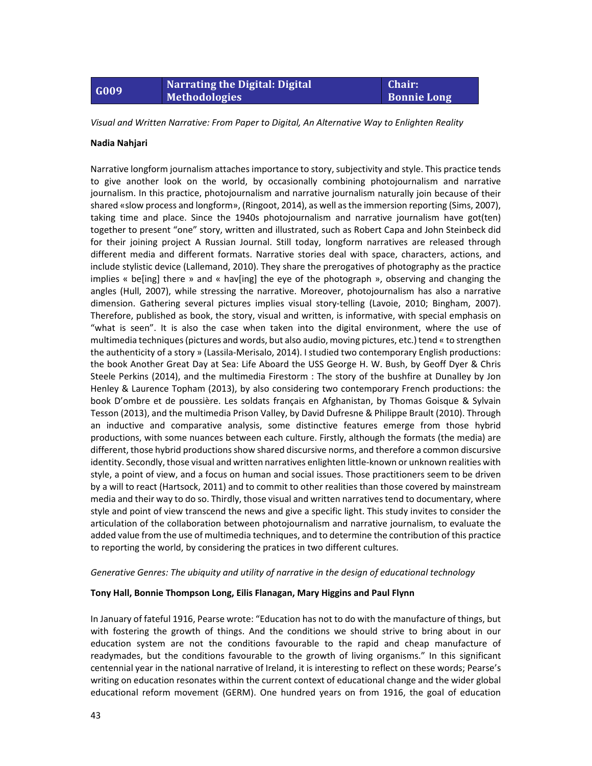| G009 | Narrating the Digital: Digital Methodologies | Chair: Bonnie Long |
| --- | --- | --- |

*Visual and Written Narrative: From Paper to Digital, An Alternative Way to Enlighten Reality*

**Nadia Nahjari**

Narrative longform journalism attaches importance to story, subjectivity and style. This practice tends to give another look on the world, by occasionally combining photojournalism and narrative journalism. In this practice, photojournalism and narrative journalism naturally join because of their shared «slow process and longform», (Ringoot, 2014), as well as the immersion reporting (Sims, 2007), taking time and place. Since the 1940s photojournalism and narrative journalism have got(ten) together to present "one" story, written and illustrated, such as Robert Capa and John Steinbeck did for their joining project A Russian Journal. Still today, longform narratives are released through different media and different formats. Narrative stories deal with space, characters, actions, and include stylistic device (Lallemand, 2010). They share the prerogatives of photography as the practice implies « be[ing] there » and « hav[ing] the eye of the photograph », observing and changing the angles (Hull, 2007), while stressing the narrative. Moreover, photojournalism has also a narrative dimension. Gathering several pictures implies visual story-telling (Lavoie, 2010; Bingham, 2007). Therefore, published as book, the story, visual and written, is informative, with special emphasis on "what is seen". It is also the case when taken into the digital environment, where the use of multimedia techniques (pictures and words, but also audio, moving pictures, etc.) tend « to strengthen the authenticity of a story » (Lassila-Merisalo, 2014). I studied two contemporary English productions: the book Another Great Day at Sea: Life Aboard the USS George H. W. Bush, by Geoff Dyer & Chris Steele Perkins (2014), and the multimedia Firestorm : The story of the bushfire at Dunalley by Jon Henley & Laurence Topham (2013), by also considering two contemporary French productions: the book D'ombre et de poussière. Les soldats français en Afghanistan, by Thomas Goisque & Sylvain Tesson (2013), and the multimedia Prison Valley, by David Dufresne & Philippe Brault (2010). Through an inductive and comparative analysis, some distinctive features emerge from those hybrid productions, with some nuances between each culture. Firstly, although the formats (the media) are different, those hybrid productions show shared discursive norms, and therefore a common discursive identity. Secondly, those visual and written narratives enlighten little-known or unknown realities with style, a point of view, and a focus on human and social issues. Those practitioners seem to be driven by a will to react (Hartsock, 2011) and to commit to other realities than those covered by mainstream media and their way to do so. Thirdly, those visual and written narratives tend to documentary, where style and point of view transcend the news and give a specific light. This study invites to consider the articulation of the collaboration between photojournalism and narrative journalism, to evaluate the added value from the use of multimedia techniques, and to determine the contribution of this practice to reporting the world, by considering the pratices in two different cultures.

*Generative Genres: The ubiquity and utility of narrative in the design of educational technology*

**Tony Hall, Bonnie Thompson Long, Eilis Flanagan, Mary Higgins and Paul Flynn**

In January of fateful 1916, Pearse wrote: "Education has not to do with the manufacture of things, but with fostering the growth of things. And the conditions we should strive to bring about in our education system are not the conditions favourable to the rapid and cheap manufacture of readymades, but the conditions favourable to the growth of living organisms." In this significant centennial year in the national narrative of Ireland, it is interesting to reflect on these words; Pearse's writing on education resonates within the current context of educational change and the wider global educational reform movement (GERM). One hundred years on from 1916, the goal of education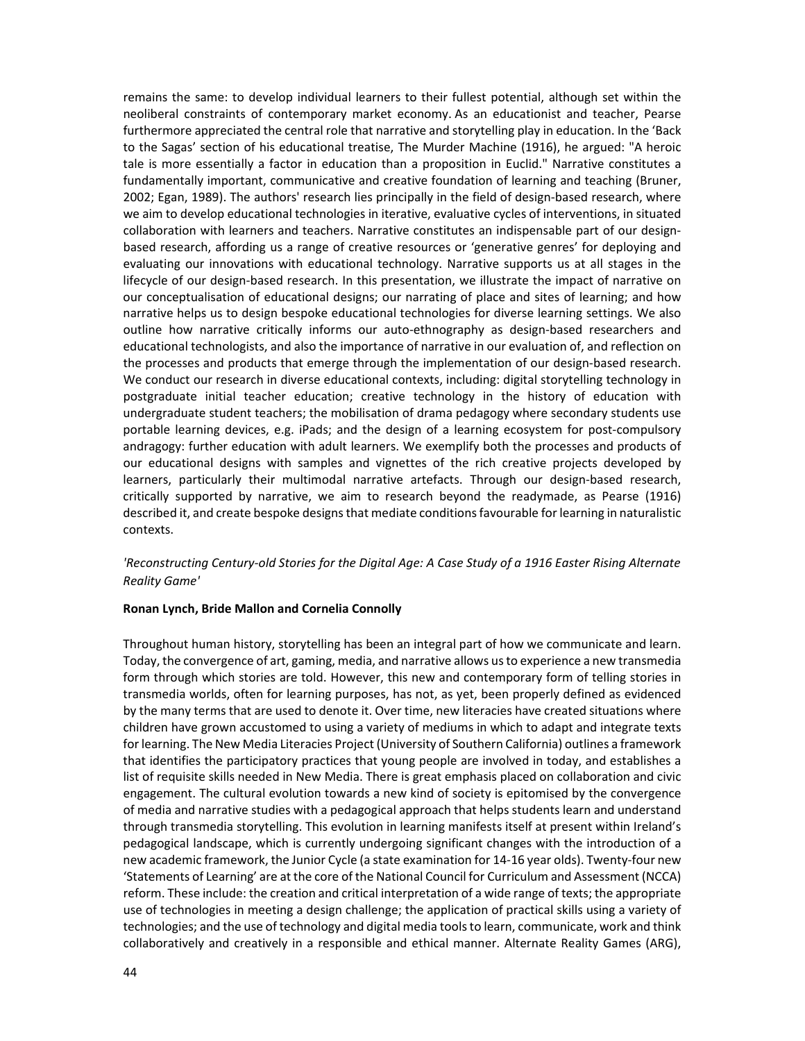remains the same: to develop individual learners to their fullest potential, although set within the neoliberal constraints of contemporary market economy. As an educationist and teacher, Pearse furthermore appreciated the central role that narrative and storytelling play in education. In the 'Back to the Sagas' section of his educational treatise, The Murder Machine (1916), he argued: "A heroic tale is more essentially a factor in education than a proposition in Euclid." Narrative constitutes a fundamentally important, communicative and creative foundation of learning and teaching (Bruner, 2002; Egan, 1989). The authors' research lies principally in the field of design-based research, where we aim to develop educational technologies in iterative, evaluative cycles of interventions, in situated collaboration with learners and teachers. Narrative constitutes an indispensable part of our design-based research, affording us a range of creative resources or 'generative genres' for deploying and evaluating our innovations with educational technology. Narrative supports us at all stages in the lifecycle of our design-based research. In this presentation, we illustrate the impact of narrative on our conceptualisation of educational designs; our narrating of place and sites of learning; and how narrative helps us to design bespoke educational technologies for diverse learning settings. We also outline how narrative critically informs our auto-ethnography as design-based researchers and educational technologists, and also the importance of narrative in our evaluation of, and reflection on the processes and products that emerge through the implementation of our design-based research. We conduct our research in diverse educational contexts, including: digital storytelling technology in postgraduate initial teacher education; creative technology in the history of education with undergraduate student teachers; the mobilisation of drama pedagogy where secondary students use portable learning devices, e.g. iPads; and the design of a learning ecosystem for post-compulsory andragogy: further education with adult learners. We exemplify both the processes and products of our educational designs with samples and vignettes of the rich creative projects developed by learners, particularly their multimodal narrative artefacts. Through our design-based research, critically supported by narrative, we aim to research beyond the readymade, as Pearse (1916) described it, and create bespoke designs that mediate conditions favourable for learning in naturalistic contexts.

*'Reconstructing Century-old Stories for the Digital Age: A Case Study of a 1916 Easter Rising Alternate Reality Game'*

**Ronan Lynch, Bride Mallon and Cornelia Connolly**

Throughout human history, storytelling has been an integral part of how we communicate and learn. Today, the convergence of art, gaming, media, and narrative allows us to experience a new transmedia form through which stories are told. However, this new and contemporary form of telling stories in transmedia worlds, often for learning purposes, has not, as yet, been properly defined as evidenced by the many terms that are used to denote it. Over time, new literacies have created situations where children have grown accustomed to using a variety of mediums in which to adapt and integrate texts for learning. The New Media Literacies Project (University of Southern California) outlines a framework that identifies the participatory practices that young people are involved in today, and establishes a list of requisite skills needed in New Media. There is great emphasis placed on collaboration and civic engagement. The cultural evolution towards a new kind of society is epitomised by the convergence of media and narrative studies with a pedagogical approach that helps students learn and understand through transmedia storytelling. This evolution in learning manifests itself at present within Ireland's pedagogical landscape, which is currently undergoing significant changes with the introduction of a new academic framework, the Junior Cycle (a state examination for 14-16 year olds). Twenty-four new 'Statements of Learning' are at the core of the National Council for Curriculum and Assessment (NCCA) reform. These include: the creation and critical interpretation of a wide range of texts; the appropriate use of technologies in meeting a design challenge; the application of practical skills using a variety of technologies; and the use of technology and digital media tools to learn, communicate, work and think collaboratively and creatively in a responsible and ethical manner. Alternate Reality Games (ARG),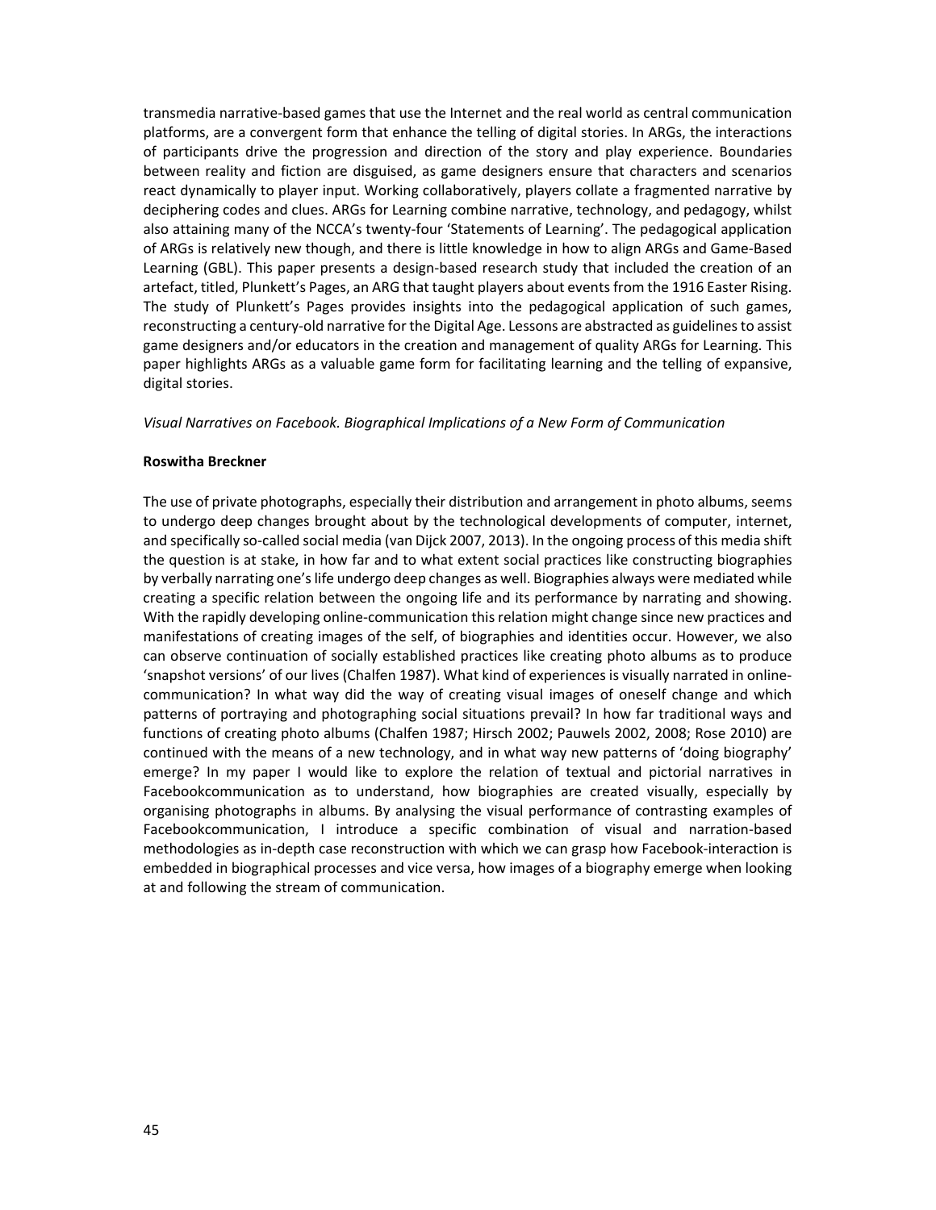transmedia narrative-based games that use the Internet and the real world as central communication platforms, are a convergent form that enhance the telling of digital stories. In ARGs, the interactions of participants drive the progression and direction of the story and play experience. Boundaries between reality and fiction are disguised, as game designers ensure that characters and scenarios react dynamically to player input. Working collaboratively, players collate a fragmented narrative by deciphering codes and clues. ARGs for Learning combine narrative, technology, and pedagogy, whilst also attaining many of the NCCA's twenty-four 'Statements of Learning'. The pedagogical application of ARGs is relatively new though, and there is little knowledge in how to align ARGs and Game-Based Learning (GBL). This paper presents a design-based research study that included the creation of an artefact, titled, Plunkett's Pages, an ARG that taught players about events from the 1916 Easter Rising. The study of Plunkett's Pages provides insights into the pedagogical application of such games, reconstructing a century-old narrative for the Digital Age. Lessons are abstracted as guidelines to assist game designers and/or educators in the creation and management of quality ARGs for Learning. This paper highlights ARGs as a valuable game form for facilitating learning and the telling of expansive, digital stories.

*Visual Narratives on Facebook. Biographical Implications of a New Form of Communication*

**Roswitha Breckner**

The use of private photographs, especially their distribution and arrangement in photo albums, seems to undergo deep changes brought about by the technological developments of computer, internet, and specifically so-called social media (van Dijck 2007, 2013). In the ongoing process of this media shift the question is at stake, in how far and to what extent social practices like constructing biographies by verbally narrating one's life undergo deep changes as well. Biographies always were mediated while creating a specific relation between the ongoing life and its performance by narrating and showing. With the rapidly developing online-communication this relation might change since new practices and manifestations of creating images of the self, of biographies and identities occur. However, we also can observe continuation of socially established practices like creating photo albums as to produce 'snapshot versions' of our lives (Chalfen 1987). What kind of experiences is visually narrated in online-communication? In what way did the way of creating visual images of oneself change and which patterns of portraying and photographing social situations prevail? In how far traditional ways and functions of creating photo albums (Chalfen 1987; Hirsch 2002; Pauwels 2002, 2008; Rose 2010) are continued with the means of a new technology, and in what way new patterns of 'doing biography' emerge? In my paper I would like to explore the relation of textual and pictorial narratives in Facebookcommunication as to understand, how biographies are created visually, especially by organising photographs in albums. By analysing the visual performance of contrasting examples of Facebookcommunication, I introduce a specific combination of visual and narration-based methodologies as in-depth case reconstruction with which we can grasp how Facebook-interaction is embedded in biographical processes and vice versa, how images of a biography emerge when looking at and following the stream of communication.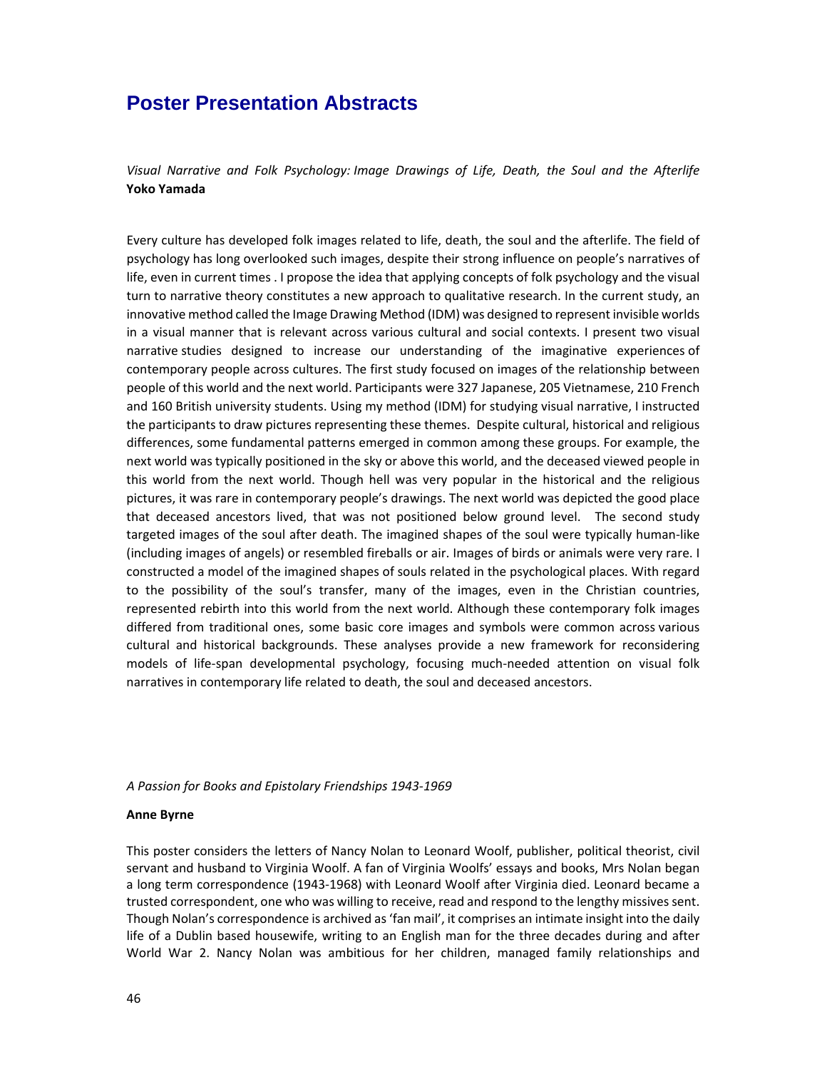# Poster Presentation Abstracts

*Visual Narrative and Folk Psychology: Image Drawings of Life, Death, the Soul and the Afterlife*
**Yoko Yamada**

Every culture has developed folk images related to life, death, the soul and the afterlife. The field of psychology has long overlooked such images, despite their strong influence on people's narratives of life, even in current times . I propose the idea that applying concepts of folk psychology and the visual turn to narrative theory constitutes a new approach to qualitative research. In the current study, an innovative method called the Image Drawing Method (IDM) was designed to represent invisible worlds in a visual manner that is relevant across various cultural and social contexts. I present two visual narrative studies designed to increase our understanding of the imaginative experiences of contemporary people across cultures. The first study focused on images of the relationship between people of this world and the next world. Participants were 327 Japanese, 205 Vietnamese, 210 French and 160 British university students. Using my method (IDM) for studying visual narrative, I instructed the participants to draw pictures representing these themes. Despite cultural, historical and religious differences, some fundamental patterns emerged in common among these groups. For example, the next world was typically positioned in the sky or above this world, and the deceased viewed people in this world from the next world. Though hell was very popular in the historical and the religious pictures, it was rare in contemporary people's drawings. The next world was depicted the good place that deceased ancestors lived, that was not positioned below ground level. The second study targeted images of the soul after death. The imagined shapes of the soul were typically human-like (including images of angels) or resembled fireballs or air. Images of birds or animals were very rare. I constructed a model of the imagined shapes of souls related in the psychological places. With regard to the possibility of the soul's transfer, many of the images, even in the Christian countries, represented rebirth into this world from the next world. Although these contemporary folk images differed from traditional ones, some basic core images and symbols were common across various cultural and historical backgrounds. These analyses provide a new framework for reconsidering models of life-span developmental psychology, focusing much-needed attention on visual folk narratives in contemporary life related to death, the soul and deceased ancestors.

*A Passion for Books and Epistolary Friendships 1943-1969*

**Anne Byrne**

This poster considers the letters of Nancy Nolan to Leonard Woolf, publisher, political theorist, civil servant and husband to Virginia Woolf. A fan of Virginia Woolfs' essays and books, Mrs Nolan began a long term correspondence (1943-1968) with Leonard Woolf after Virginia died. Leonard became a trusted correspondent, one who was willing to receive, read and respond to the lengthy missives sent. Though Nolan's correspondence is archived as 'fan mail', it comprises an intimate insight into the daily life of a Dublin based housewife, writing to an English man for the three decades during and after World War 2. Nancy Nolan was ambitious for her children, managed family relationships and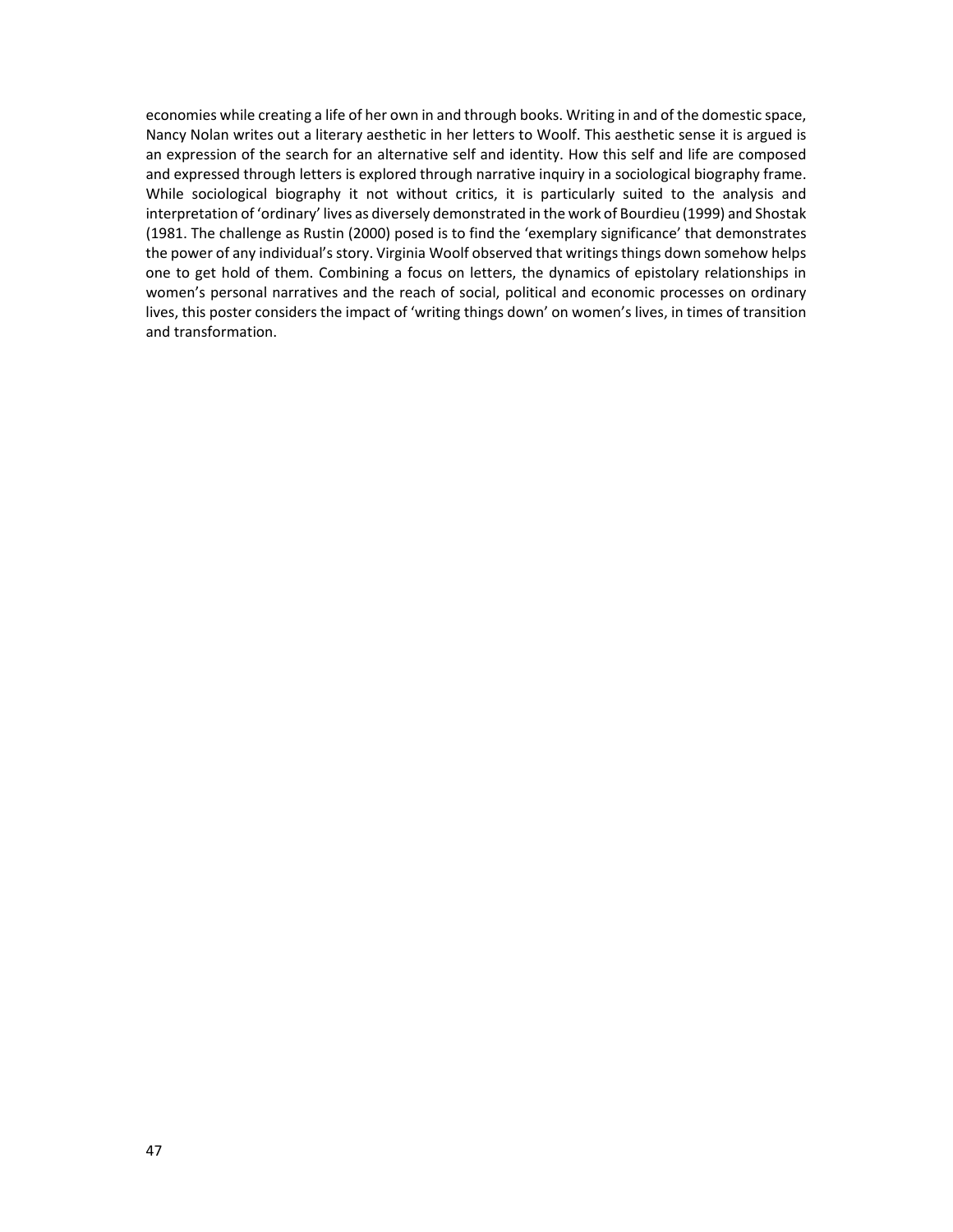economies while creating a life of her own in and through books. Writing in and of the domestic space, Nancy Nolan writes out a literary aesthetic in her letters to Woolf. This aesthetic sense it is argued is an expression of the search for an alternative self and identity. How this self and life are composed and expressed through letters is explored through narrative inquiry in a sociological biography frame. While sociological biography it not without critics, it is particularly suited to the analysis and interpretation of 'ordinary' lives as diversely demonstrated in the work of Bourdieu (1999) and Shostak (1981. The challenge as Rustin (2000) posed is to find the 'exemplary significance' that demonstrates the power of any individual's story. Virginia Woolf observed that writings things down somehow helps one to get hold of them. Combining a focus on letters, the dynamics of epistolary relationships in women's personal narratives and the reach of social, political and economic processes on ordinary lives, this poster considers the impact of 'writing things down' on women's lives, in times of transition and transformation.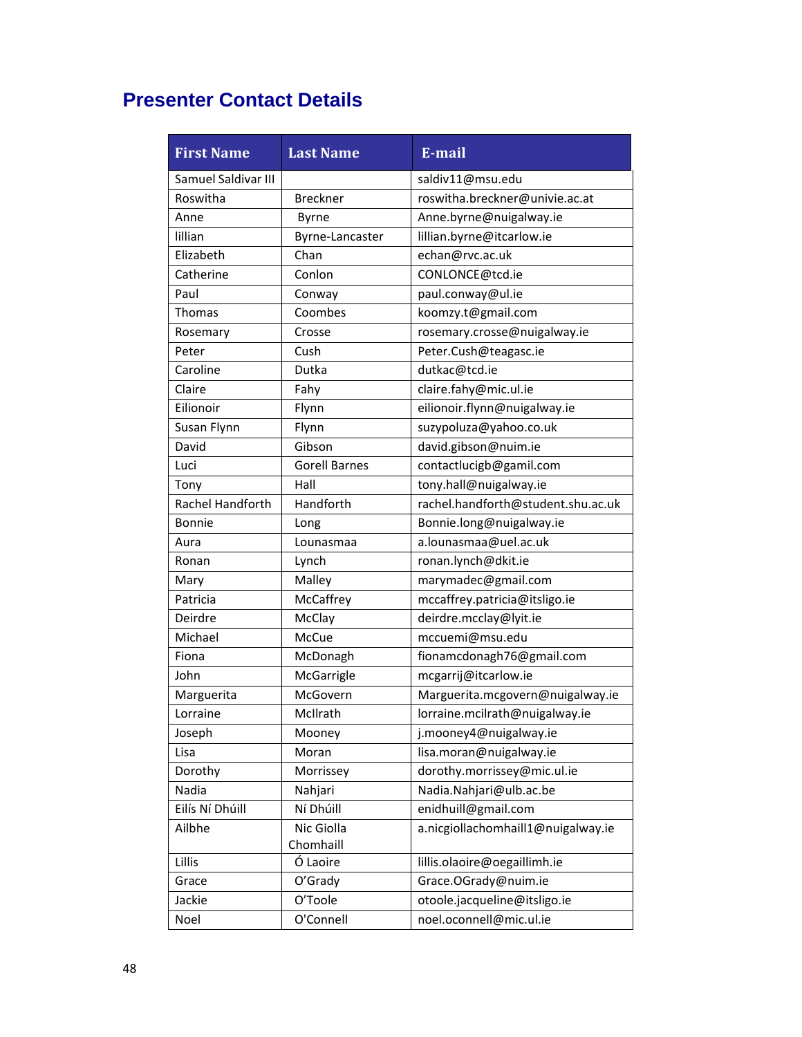# Presenter Contact Details

| First Name | Last Name | E-mail |
|---|---|---|
| Samuel Saldivar III | | saldiv11@msu.edu |
| Roswitha | Breckner | roswitha.breckner@univie.ac.at |
| Anne | Byrne | Anne.byrne@nuigalway.ie |
| lillian | Byrne-Lancaster | lillian.byrne@itcarlow.ie |
| Elizabeth | Chan | echan@rvc.ac.uk |
| Catherine | Conlon | CONLONCE@tcd.ie |
| Paul | Conway | paul.conway@ul.ie |
| Thomas | Coombes | koomzy.t@gmail.com |
| Rosemary | Crosse | rosemary.crosse@nuigalway.ie |
| Peter | Cush | Peter.Cush@teagasc.ie |
| Caroline | Dutka | dutkac@tcd.ie |
| Claire | Fahy | claire.fahy@mic.ul.ie |
| Eilionoir | Flynn | eilionoir.flynn@nuigalway.ie |
| Susan Flynn | Flynn | suzypoluza@yahoo.co.uk |
| David | Gibson | david.gibson@nuim.ie |
| Luci | Gorell Barnes | contactlucigb@gamil.com |
| Tony | Hall | tony.hall@nuigalway.ie |
| Rachel Handforth | Handforth | rachel.handforth@student.shu.ac.uk |
| Bonnie | Long | Bonnie.long@nuigalway.ie |
| Aura | Lounasmaa | a.lounasmaa@uel.ac.uk |
| Ronan | Lynch | ronan.lynch@dkit.ie |
| Mary | Malley | marymadec@gmail.com |
| Patricia | McCaffrey | mccaffrey.patricia@itsligo.ie |
| Deirdre | McClay | deirdre.mcclay@lyit.ie |
| Michael | McCue | mccuemi@msu.edu |
| Fiona | McDonagh | fionamcdonagh76@gmail.com |
| John | McGarrigle | mcgarrij@itcarlow.ie |
| Marguerita | McGovern | Marguerita.mcgovern@nuigalway.ie |
| Lorraine | McIlrath | lorraine.mcilrath@nuigalway.ie |
| Joseph | Mooney | j.mooney4@nuigalway.ie |
| Lisa | Moran | lisa.moran@nuigalway.ie |
| Dorothy | Morrissey | dorothy.morrissey@mic.ul.ie |
| Nadia | Nahjari | Nadia.Nahjari@ulb.ac.be |
| Eilís Ní Dhúill | Ní Dhúill | enidhuill@gmail.com |
| Ailbhe | Nic Giolla Chomhaill | a.nicgiollachomhaill1@nuigalway.ie |
| Lillis | Ó Laoire | lillis.olaoire@oegaillimh.ie |
| Grace | O'Grady | Grace.OGrady@nuim.ie |
| Jackie | O'Toole | otoole.jacqueline@itsligo.ie |
| Noel | O'Connell | noel.oconnell@mic.ul.ie |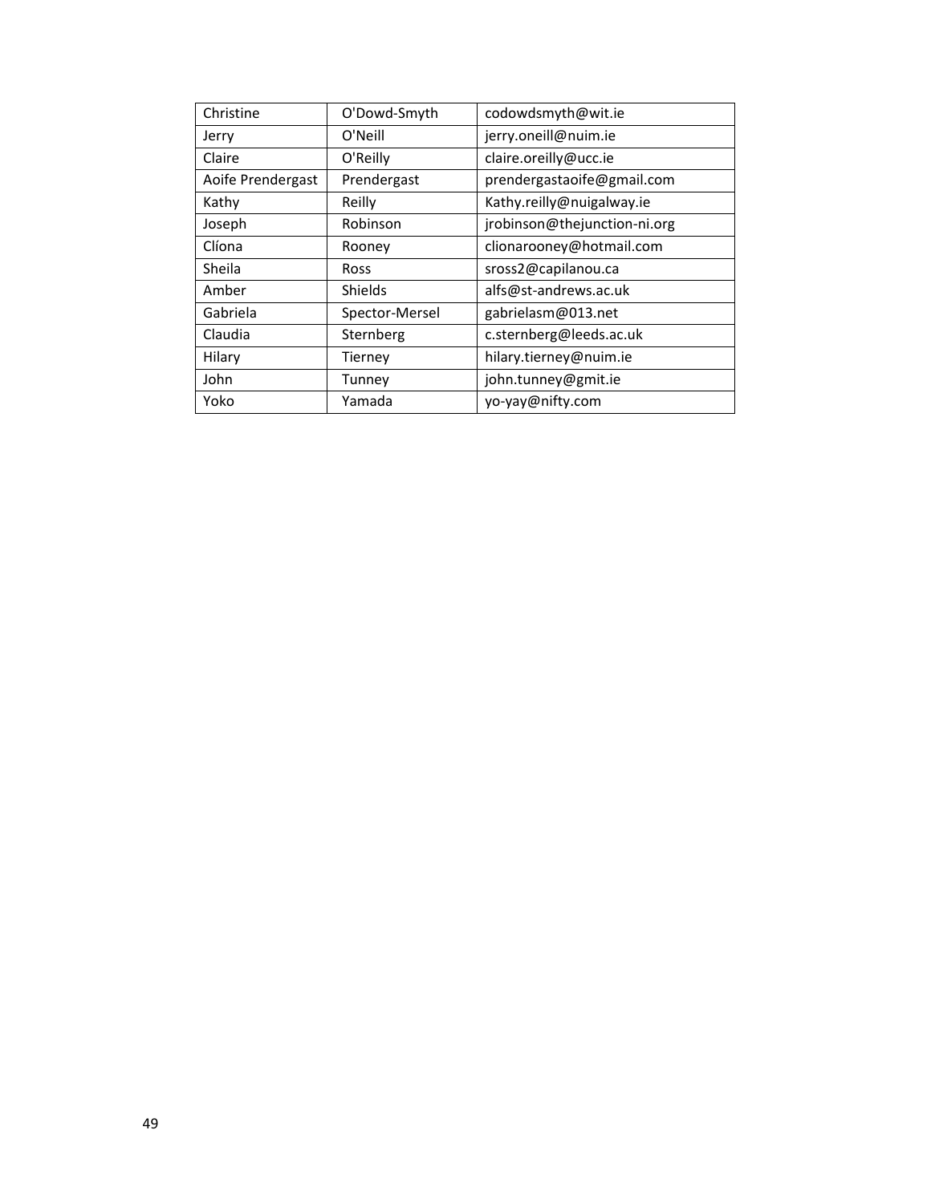| | | |
|---|---|---|
| Christine | O'Dowd-Smyth | codowdsmyth@wit.ie |
| Jerry | O'Neill | jerry.oneill@nuim.ie |
| Claire | O'Reilly | claire.oreilly@ucc.ie |
| Aoife Prendergast | Prendergast | prendergastaoife@gmail.com |
| Kathy | Reilly | Kathy.reilly@nuigalway.ie |
| Joseph | Robinson | jrobinson@thejunction-ni.org |
| Clíona | Rooney | clionarooney@hotmail.com |
| Sheila | Ross | sross2@capilanou.ca |
| Amber | Shields | alfs@st-andrews.ac.uk |
| Gabriela | Spector-Mersel | gabrielasm@013.net |
| Claudia | Sternberg | c.sternberg@leeds.ac.uk |
| Hilary | Tierney | hilary.tierney@nuim.ie |
| John | Tunney | john.tunney@gmit.ie |
| Yoko | Yamada | yo-yay@nifty.com |